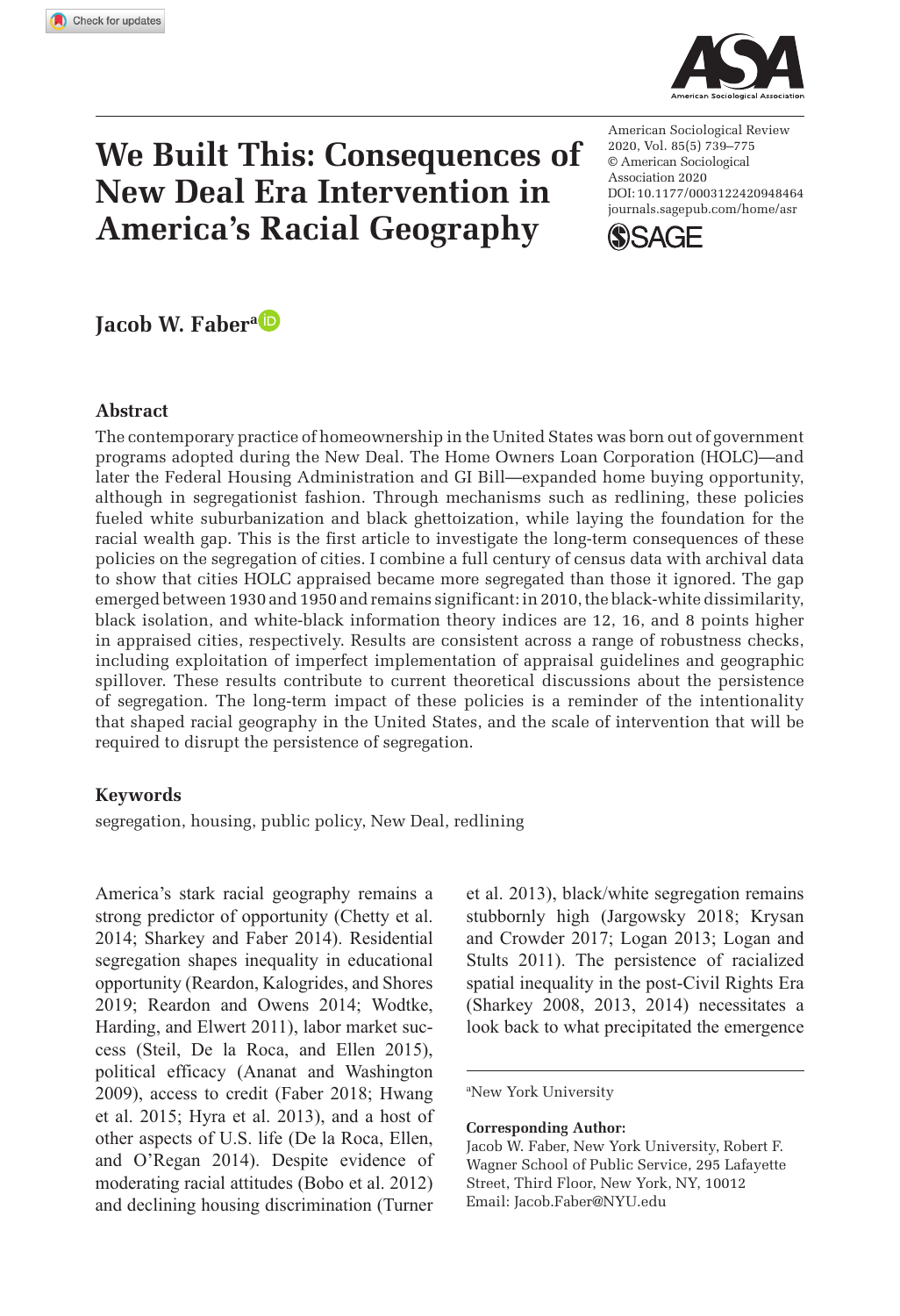# We Built This: Consequences of New Deal Era Intervention in America's Racial Geography

American Sociological Review
2020, Vol. 85(5) 739–775
© American Sociological Association 2020
DOI: 10.1177/0003122420948464
journals.sagepub.com/home/asr

**Jacob W. Faber**[a]

## Abstract

The contemporary practice of homeownership in the United States was born out of government programs adopted during the New Deal. The Home Owners Loan Corporation (HOLC)—and later the Federal Housing Administration and GI Bill—expanded home buying opportunity, although in segregationist fashion. Through mechanisms such as redlining, these policies fueled white suburbanization and black ghettoization, while laying the foundation for the racial wealth gap. This is the first article to investigate the long-term consequences of these policies on the segregation of cities. I combine a full century of census data with archival data to show that cities HOLC appraised became more segregated than those it ignored. The gap emerged between 1930 and 1950 and remains significant: in 2010, the black-white dissimilarity, black isolation, and white-black information theory indices are 12, 16, and 8 points higher in appraised cities, respectively. Results are consistent across a range of robustness checks, including exploitation of imperfect implementation of appraisal guidelines and geographic spillover. These results contribute to current theoretical discussions about the persistence of segregation. The long-term impact of these policies is a reminder of the intentionality that shaped racial geography in the United States, and the scale of intervention that will be required to disrupt the persistence of segregation.

### Keywords

segregation, housing, public policy, New Deal, redlining

America's stark racial geography remains a strong predictor of opportunity (Chetty et al. 2014; Sharkey and Faber 2014). Residential segregation shapes inequality in educational opportunity (Reardon, Kalogrides, and Shores 2019; Reardon and Owens 2014; Wodtke, Harding, and Elwert 2011), labor market success (Steil, De la Roca, and Ellen 2015), political efficacy (Ananat and Washington 2009), access to credit (Faber 2018; Hwang et al. 2015; Hyra et al. 2013), and a host of other aspects of U.S. life (De la Roca, Ellen, and O'Regan 2014). Despite evidence of moderating racial attitudes (Bobo et al. 2012) and declining housing discrimination (Turner et al. 2013), black/white segregation remains stubbornly high (Jargowsky 2018; Krysan and Crowder 2017; Logan 2013; Logan and Stults 2011). The persistence of racialized spatial inequality in the post-Civil Rights Era (Sharkey 2008, 2013, 2014) necessitates a look back to what precipitated the emergence

[a]New York University

**Corresponding Author:**
Jacob W. Faber, New York University, Robert F. Wagner School of Public Service, 295 Lafayette Street, Third Floor, New York, NY, 10012
Email: Jacob.Faber@NYU.edu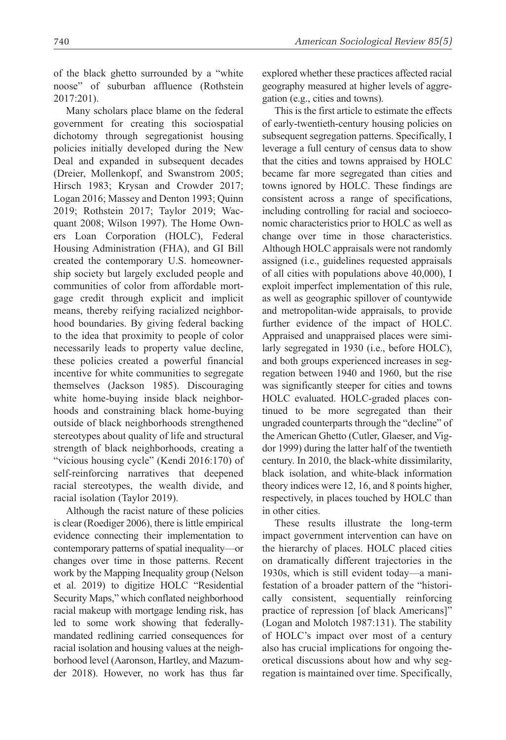of the black ghetto surrounded by a "white noose" of suburban affluence (Rothstein 2017:201).

Many scholars place blame on the federal government for creating this sociospatial dichotomy through segregationist housing policies initially developed during the New Deal and expanded in subsequent decades (Dreier, Mollenkopf, and Swanstrom 2005; Hirsch 1983; Krysan and Crowder 2017; Logan 2016; Massey and Denton 1993; Quinn 2019; Rothstein 2017; Taylor 2019; Wacquant 2008; Wilson 1997). The Home Owners Loan Corporation (HOLC), Federal Housing Administration (FHA), and GI Bill created the contemporary U.S. homeownership society but largely excluded people and communities of color from affordable mortgage credit through explicit and implicit means, thereby reifying racialized neighborhood boundaries. By giving federal backing to the idea that proximity to people of color necessarily leads to property value decline, these policies created a powerful financial incentive for white communities to segregate themselves (Jackson 1985). Discouraging white home-buying inside black neighborhoods and constraining black home-buying outside of black neighborhoods strengthened stereotypes about quality of life and structural strength of black neighborhoods, creating a "vicious housing cycle" (Kendi 2016:170) of self-reinforcing narratives that deepened racial stereotypes, the wealth divide, and racial isolation (Taylor 2019).

Although the racist nature of these policies is clear (Roediger 2006), there is little empirical evidence connecting their implementation to contemporary patterns of spatial inequality—or changes over time in those patterns. Recent work by the Mapping Inequality group (Nelson et al. 2019) to digitize HOLC "Residential Security Maps," which conflated neighborhood racial makeup with mortgage lending risk, has led to some work showing that federally-mandated redlining carried consequences for racial isolation and housing values at the neighborhood level (Aaronson, Hartley, and Mazumder 2018). However, no work has thus far explored whether these practices affected racial geography measured at higher levels of aggregation (e.g., cities and towns).

This is the first article to estimate the effects of early-twentieth-century housing policies on subsequent segregation patterns. Specifically, I leverage a full century of census data to show that the cities and towns appraised by HOLC became far more segregated than cities and towns ignored by HOLC. These findings are consistent across a range of specifications, including controlling for racial and socioeconomic characteristics prior to HOLC as well as change over time in those characteristics. Although HOLC appraisals were not randomly assigned (i.e., guidelines requested appraisals of all cities with populations above 40,000), I exploit imperfect implementation of this rule, as well as geographic spillover of countywide and metropolitan-wide appraisals, to provide further evidence of the impact of HOLC. Appraised and unappraised places were similarly segregated in 1930 (i.e., before HOLC), and both groups experienced increases in segregation between 1940 and 1960, but the rise was significantly steeper for cities and towns HOLC evaluated. HOLC-graded places continued to be more segregated than their ungraded counterparts through the "decline" of the American Ghetto (Cutler, Glaeser, and Vigdor 1999) during the latter half of the twentieth century. In 2010, the black-white dissimilarity, black isolation, and white-black information theory indices were 12, 16, and 8 points higher, respectively, in places touched by HOLC than in other cities.

These results illustrate the long-term impact government intervention can have on the hierarchy of places. HOLC placed cities on dramatically different trajectories in the 1930s, which is still evident today—a manifestation of a broader pattern of the "historically consistent, sequentially reinforcing practice of repression [of black Americans]" (Logan and Molotch 1987:131). The stability of HOLC's impact over most of a century also has crucial implications for ongoing theoretical discussions about how and why segregation is maintained over time. Specifically,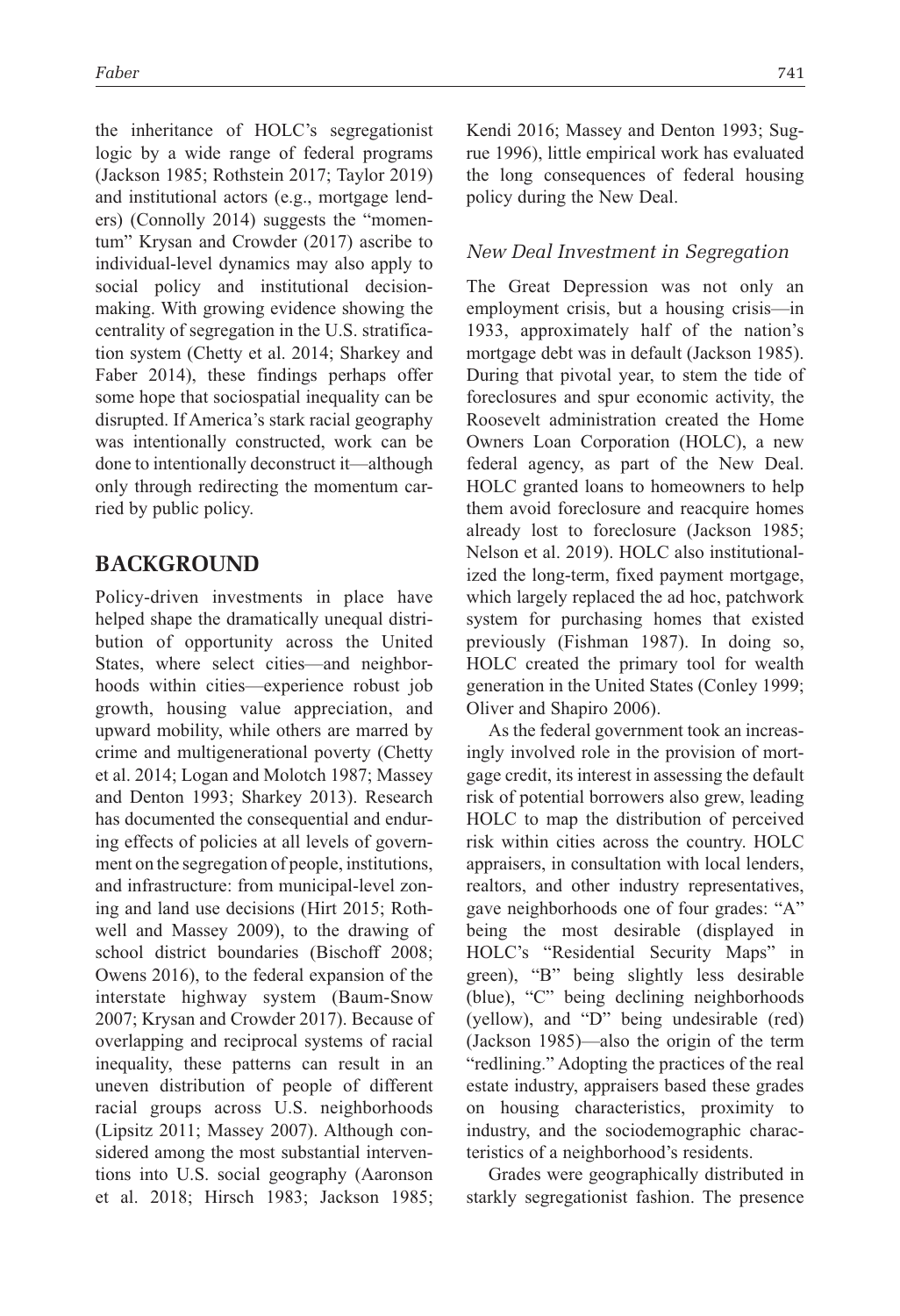the inheritance of HOLC's segregationist logic by a wide range of federal programs (Jackson 1985; Rothstein 2017; Taylor 2019) and institutional actors (e.g., mortgage lenders) (Connolly 2014) suggests the "momentum" Krysan and Crowder (2017) ascribe to individual-level dynamics may also apply to social policy and institutional decision-making. With growing evidence showing the centrality of segregation in the U.S. stratification system (Chetty et al. 2014; Sharkey and Faber 2014), these findings perhaps offer some hope that sociospatial inequality can be disrupted. If America's stark racial geography was intentionally constructed, work can be done to intentionally deconstruct it—although only through redirecting the momentum carried by public policy.

## BACKGROUND

Policy-driven investments in place have helped shape the dramatically unequal distribution of opportunity across the United States, where select cities—and neighborhoods within cities—experience robust job growth, housing value appreciation, and upward mobility, while others are marred by crime and multigenerational poverty (Chetty et al. 2014; Logan and Molotch 1987; Massey and Denton 1993; Sharkey 2013). Research has documented the consequential and enduring effects of policies at all levels of government on the segregation of people, institutions, and infrastructure: from municipal-level zoning and land use decisions (Hirt 2015; Rothwell and Massey 2009), to the drawing of school district boundaries (Bischoff 2008; Owens 2016), to the federal expansion of the interstate highway system (Baum-Snow 2007; Krysan and Crowder 2017). Because of overlapping and reciprocal systems of racial inequality, these patterns can result in an uneven distribution of people of different racial groups across U.S. neighborhoods (Lipsitz 2011; Massey 2007). Although considered among the most substantial interventions into U.S. social geography (Aaronson et al. 2018; Hirsch 1983; Jackson 1985; Kendi 2016; Massey and Denton 1993; Sugrue 1996), little empirical work has evaluated the long consequences of federal housing policy during the New Deal.

### *New Deal Investment in Segregation*

The Great Depression was not only an employment crisis, but a housing crisis—in 1933, approximately half of the nation's mortgage debt was in default (Jackson 1985). During that pivotal year, to stem the tide of foreclosures and spur economic activity, the Roosevelt administration created the Home Owners Loan Corporation (HOLC), a new federal agency, as part of the New Deal. HOLC granted loans to homeowners to help them avoid foreclosure and reacquire homes already lost to foreclosure (Jackson 1985; Nelson et al. 2019). HOLC also institutionalized the long-term, fixed payment mortgage, which largely replaced the ad hoc, patchwork system for purchasing homes that existed previously (Fishman 1987). In doing so, HOLC created the primary tool for wealth generation in the United States (Conley 1999; Oliver and Shapiro 2006).

As the federal government took an increasingly involved role in the provision of mortgage credit, its interest in assessing the default risk of potential borrowers also grew, leading HOLC to map the distribution of perceived risk within cities across the country. HOLC appraisers, in consultation with local lenders, realtors, and other industry representatives, gave neighborhoods one of four grades: "A" being the most desirable (displayed in HOLC's "Residential Security Maps" in green), "B" being slightly less desirable (blue), "C" being declining neighborhoods (yellow), and "D" being undesirable (red) (Jackson 1985)—also the origin of the term "redlining." Adopting the practices of the real estate industry, appraisers based these grades on housing characteristics, proximity to industry, and the sociodemographic characteristics of a neighborhood's residents.

Grades were geographically distributed in starkly segregationist fashion. The presence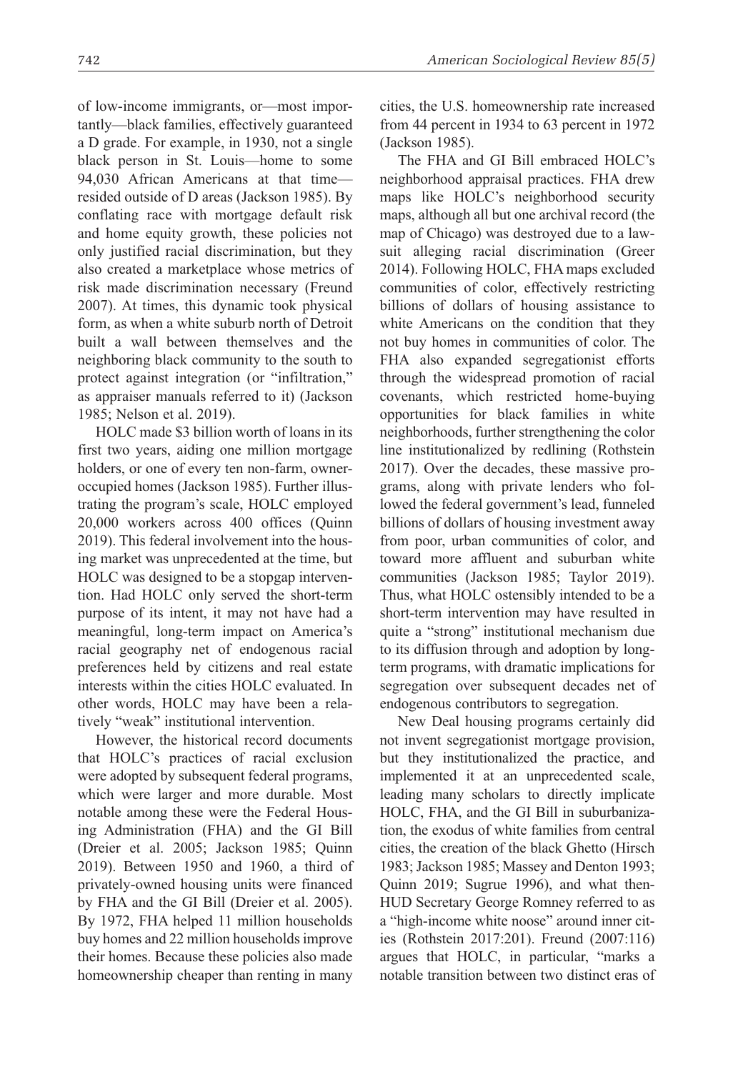of low-income immigrants, or—most importantly—black families, effectively guaranteed a D grade. For example, in 1930, not a single black person in St. Louis—home to some 94,030 African Americans at that time—resided outside of D areas (Jackson 1985). By conflating race with mortgage default risk and home equity growth, these policies not only justified racial discrimination, but they also created a marketplace whose metrics of risk made discrimination necessary (Freund 2007). At times, this dynamic took physical form, as when a white suburb north of Detroit built a wall between themselves and the neighboring black community to the south to protect against integration (or "infiltration," as appraiser manuals referred to it) (Jackson 1985; Nelson et al. 2019).

HOLC made $3 billion worth of loans in its first two years, aiding one million mortgage holders, or one of every ten non-farm, owner-occupied homes (Jackson 1985). Further illustrating the program's scale, HOLC employed 20,000 workers across 400 offices (Quinn 2019). This federal involvement into the housing market was unprecedented at the time, but HOLC was designed to be a stopgap intervention. Had HOLC only served the short-term purpose of its intent, it may not have had a meaningful, long-term impact on America's racial geography net of endogenous racial preferences held by citizens and real estate interests within the cities HOLC evaluated. In other words, HOLC may have been a relatively "weak" institutional intervention.

However, the historical record documents that HOLC's practices of racial exclusion were adopted by subsequent federal programs, which were larger and more durable. Most notable among these were the Federal Housing Administration (FHA) and the GI Bill (Dreier et al. 2005; Jackson 1985; Quinn 2019). Between 1950 and 1960, a third of privately-owned housing units were financed by FHA and the GI Bill (Dreier et al. 2005). By 1972, FHA helped 11 million households buy homes and 22 million households improve their homes. Because these policies also made homeownership cheaper than renting in many cities, the U.S. homeownership rate increased from 44 percent in 1934 to 63 percent in 1972 (Jackson 1985).

The FHA and GI Bill embraced HOLC's neighborhood appraisal practices. FHA drew maps like HOLC's neighborhood security maps, although all but one archival record (the map of Chicago) was destroyed due to a lawsuit alleging racial discrimination (Greer 2014). Following HOLC, FHA maps excluded communities of color, effectively restricting billions of dollars of housing assistance to white Americans on the condition that they not buy homes in communities of color. The FHA also expanded segregationist efforts through the widespread promotion of racial covenants, which restricted home-buying opportunities for black families in white neighborhoods, further strengthening the color line institutionalized by redlining (Rothstein 2017). Over the decades, these massive programs, along with private lenders who followed the federal government's lead, funneled billions of dollars of housing investment away from poor, urban communities of color, and toward more affluent and suburban white communities (Jackson 1985; Taylor 2019). Thus, what HOLC ostensibly intended to be a short-term intervention may have resulted in quite a "strong" institutional mechanism due to its diffusion through and adoption by long-term programs, with dramatic implications for segregation over subsequent decades net of endogenous contributors to segregation.

New Deal housing programs certainly did not invent segregationist mortgage provision, but they institutionalized the practice, and implemented it at an unprecedented scale, leading many scholars to directly implicate HOLC, FHA, and the GI Bill in suburbanization, the exodus of white families from central cities, the creation of the black Ghetto (Hirsch 1983; Jackson 1985; Massey and Denton 1993; Quinn 2019; Sugrue 1996), and what then-HUD Secretary George Romney referred to as a "high-income white noose" around inner cities (Rothstein 2017:201). Freund (2007:116) argues that HOLC, in particular, "marks a notable transition between two distinct eras of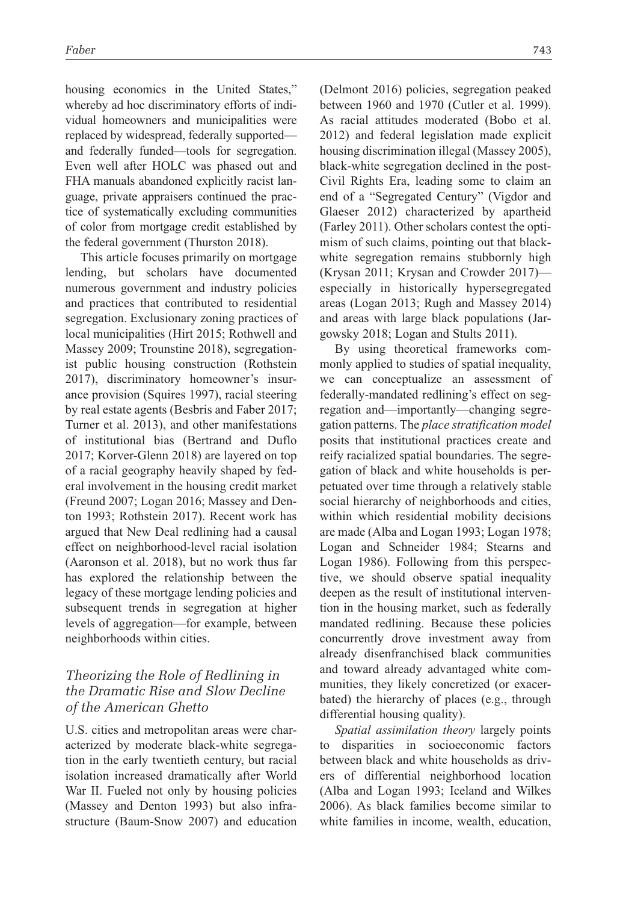housing economics in the United States," whereby ad hoc discriminatory efforts of individual homeowners and municipalities were replaced by widespread, federally supported—and federally funded—tools for segregation. Even well after HOLC was phased out and FHA manuals abandoned explicitly racist language, private appraisers continued the practice of systematically excluding communities of color from mortgage credit established by the federal government (Thurston 2018).

This article focuses primarily on mortgage lending, but scholars have documented numerous government and industry policies and practices that contributed to residential segregation. Exclusionary zoning practices of local municipalities (Hirt 2015; Rothwell and Massey 2009; Trounstine 2018), segregationist public housing construction (Rothstein 2017), discriminatory homeowner's insurance provision (Squires 1997), racial steering by real estate agents (Besbris and Faber 2017; Turner et al. 2013), and other manifestations of institutional bias (Bertrand and Duflo 2017; Korver-Glenn 2018) are layered on top of a racial geography heavily shaped by federal involvement in the housing credit market (Freund 2007; Logan 2016; Massey and Denton 1993; Rothstein 2017). Recent work has argued that New Deal redlining had a causal effect on neighborhood-level racial isolation (Aaronson et al. 2018), but no work thus far has explored the relationship between the legacy of these mortgage lending policies and subsequent trends in segregation at higher levels of aggregation—for example, between neighborhoods within cities.

### *Theorizing the Role of Redlining in the Dramatic Rise and Slow Decline of the American Ghetto*

U.S. cities and metropolitan areas were characterized by moderate black-white segregation in the early twentieth century, but racial isolation increased dramatically after World War II. Fueled not only by housing policies (Massey and Denton 1993) but also infrastructure (Baum-Snow 2007) and education (Delmont 2016) policies, segregation peaked between 1960 and 1970 (Cutler et al. 1999). As racial attitudes moderated (Bobo et al. 2012) and federal legislation made explicit housing discrimination illegal (Massey 2005), black-white segregation declined in the post-Civil Rights Era, leading some to claim an end of a "Segregated Century" (Vigdor and Glaeser 2012) characterized by apartheid (Farley 2011). Other scholars contest the optimism of such claims, pointing out that black-white segregation remains stubbornly high (Krysan 2011; Krysan and Crowder 2017)—especially in historically hypersegregated areas (Logan 2013; Rugh and Massey 2014) and areas with large black populations (Jargowsky 2018; Logan and Stults 2011).

By using theoretical frameworks commonly applied to studies of spatial inequality, we can conceptualize an assessment of federally-mandated redlining's effect on segregation and—importantly—changing segregation patterns. The *place stratification model* posits that institutional practices create and reify racialized spatial boundaries. The segregation of black and white households is perpetuated over time through a relatively stable social hierarchy of neighborhoods and cities, within which residential mobility decisions are made (Alba and Logan 1993; Logan 1978; Logan and Schneider 1984; Stearns and Logan 1986). Following from this perspective, we should observe spatial inequality deepen as the result of institutional intervention in the housing market, such as federally mandated redlining. Because these policies concurrently drove investment away from already disenfranchised black communities and toward already advantaged white communities, they likely concretized (or exacerbated) the hierarchy of places (e.g., through differential housing quality).

*Spatial assimilation theory* largely points to disparities in socioeconomic factors between black and white households as drivers of differential neighborhood location (Alba and Logan 1993; Iceland and Wilkes 2006). As black families become similar to white families in income, wealth, education,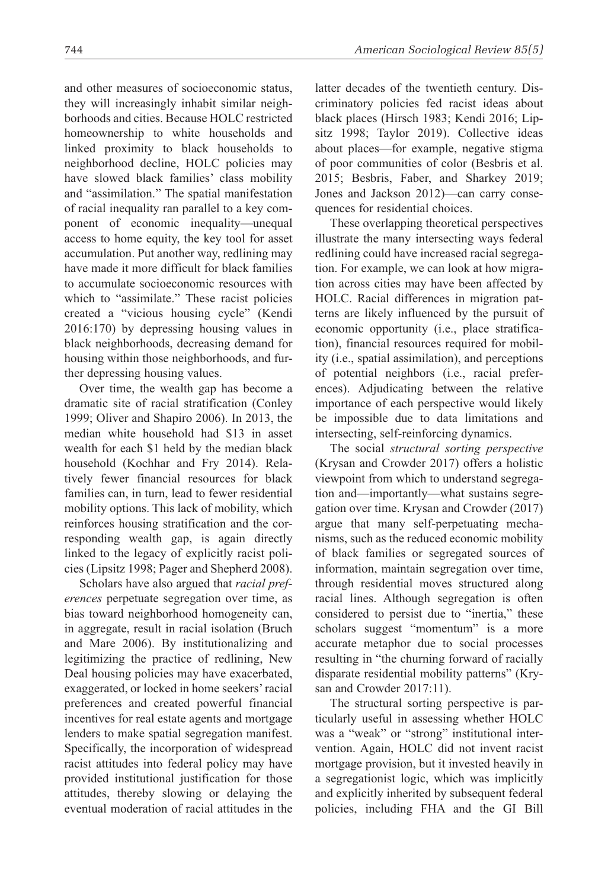and other measures of socioeconomic status, they will increasingly inhabit similar neighborhoods and cities. Because HOLC restricted homeownership to white households and linked proximity to black households to neighborhood decline, HOLC policies may have slowed black families' class mobility and "assimilation." The spatial manifestation of racial inequality ran parallel to a key component of economic inequality—unequal access to home equity, the key tool for asset accumulation. Put another way, redlining may have made it more difficult for black families to accumulate socioeconomic resources with which to "assimilate." These racist policies created a "vicious housing cycle" (Kendi 2016:170) by depressing housing values in black neighborhoods, decreasing demand for housing within those neighborhoods, and further depressing housing values.

Over time, the wealth gap has become a dramatic site of racial stratification (Conley 1999; Oliver and Shapiro 2006). In 2013, the median white household had $13 in asset wealth for each $1 held by the median black household (Kochhar and Fry 2014). Relatively fewer financial resources for black families can, in turn, lead to fewer residential mobility options. This lack of mobility, which reinforces housing stratification and the corresponding wealth gap, is again directly linked to the legacy of explicitly racist policies (Lipsitz 1998; Pager and Shepherd 2008).

Scholars have also argued that *racial preferences* perpetuate segregation over time, as bias toward neighborhood homogeneity can, in aggregate, result in racial isolation (Bruch and Mare 2006). By institutionalizing and legitimizing the practice of redlining, New Deal housing policies may have exacerbated, exaggerated, or locked in home seekers' racial preferences and created powerful financial incentives for real estate agents and mortgage lenders to make spatial segregation manifest. Specifically, the incorporation of widespread racist attitudes into federal policy may have provided institutional justification for those attitudes, thereby slowing or delaying the eventual moderation of racial attitudes in the latter decades of the twentieth century. Discriminatory policies fed racist ideas about black places (Hirsch 1983; Kendi 2016; Lipsitz 1998; Taylor 2019). Collective ideas about places—for example, negative stigma of poor communities of color (Besbris et al. 2015; Besbris, Faber, and Sharkey 2019; Jones and Jackson 2012)—can carry consequences for residential choices.

These overlapping theoretical perspectives illustrate the many intersecting ways federal redlining could have increased racial segregation. For example, we can look at how migration across cities may have been affected by HOLC. Racial differences in migration patterns are likely influenced by the pursuit of economic opportunity (i.e., place stratification), financial resources required for mobility (i.e., spatial assimilation), and perceptions of potential neighbors (i.e., racial preferences). Adjudicating between the relative importance of each perspective would likely be impossible due to data limitations and intersecting, self-reinforcing dynamics.

The social *structural sorting perspective* (Krysan and Crowder 2017) offers a holistic viewpoint from which to understand segregation and—importantly—what sustains segregation over time. Krysan and Crowder (2017) argue that many self-perpetuating mechanisms, such as the reduced economic mobility of black families or segregated sources of information, maintain segregation over time, through residential moves structured along racial lines. Although segregation is often considered to persist due to "inertia," these scholars suggest "momentum" is a more accurate metaphor due to social processes resulting in "the churning forward of racially disparate residential mobility patterns" (Krysan and Crowder 2017:11).

The structural sorting perspective is particularly useful in assessing whether HOLC was a "weak" or "strong" institutional intervention. Again, HOLC did not invent racist mortgage provision, but it invested heavily in a segregationist logic, which was implicitly and explicitly inherited by subsequent federal policies, including FHA and the GI Bill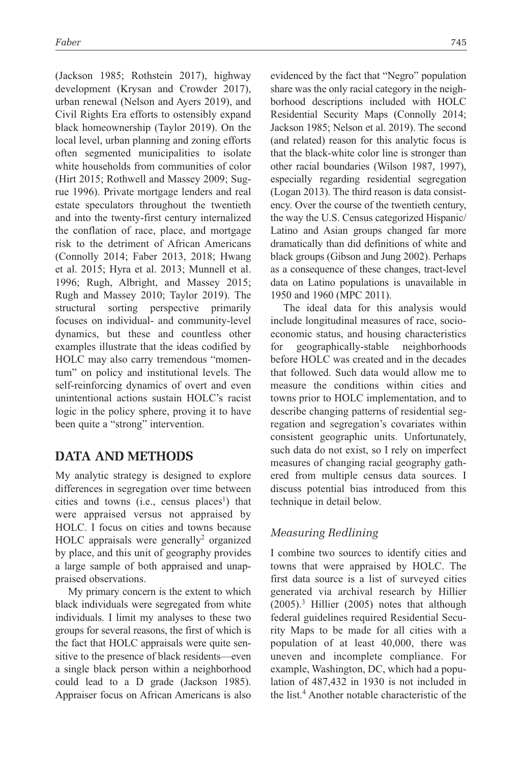(Jackson 1985; Rothstein 2017), highway development (Krysan and Crowder 2017), urban renewal (Nelson and Ayers 2019), and Civil Rights Era efforts to ostensibly expand black homeownership (Taylor 2019). On the local level, urban planning and zoning efforts often segmented municipalities to isolate white households from communities of color (Hirt 2015; Rothwell and Massey 2009; Sugrue 1996). Private mortgage lenders and real estate speculators throughout the twentieth and into the twenty-first century internalized the conflation of race, place, and mortgage risk to the detriment of African Americans (Connolly 2014; Faber 2013, 2018; Hwang et al. 2015; Hyra et al. 2013; Munnell et al. 1996; Rugh, Albright, and Massey 2015; Rugh and Massey 2010; Taylor 2019). The structural sorting perspective primarily focuses on individual- and community-level dynamics, but these and countless other examples illustrate that the ideas codified by HOLC may also carry tremendous "momentum" on policy and institutional levels. The self-reinforcing dynamics of overt and even unintentional actions sustain HOLC's racist logic in the policy sphere, proving it to have been quite a "strong" intervention.

## DATA AND METHODS

My analytic strategy is designed to explore differences in segregation over time between cities and towns (i.e., census places[1]) that were appraised versus not appraised by HOLC. I focus on cities and towns because HOLC appraisals were generally[2] organized by place, and this unit of geography provides a large sample of both appraised and unappraised observations.

My primary concern is the extent to which black individuals were segregated from white individuals. I limit my analyses to these two groups for several reasons, the first of which is the fact that HOLC appraisals were quite sensitive to the presence of black residents—even a single black person within a neighborhood could lead to a D grade (Jackson 1985). Appraiser focus on African Americans is also evidenced by the fact that "Negro" population share was the only racial category in the neighborhood descriptions included with HOLC Residential Security Maps (Connolly 2014; Jackson 1985; Nelson et al. 2019). The second (and related) reason for this analytic focus is that the black-white color line is stronger than other racial boundaries (Wilson 1987, 1997), especially regarding residential segregation (Logan 2013). The third reason is data consistency. Over the course of the twentieth century, the way the U.S. Census categorized Hispanic/Latino and Asian groups changed far more dramatically than did definitions of white and black groups (Gibson and Jung 2002). Perhaps as a consequence of these changes, tract-level data on Latino populations is unavailable in 1950 and 1960 (MPC 2011).

The ideal data for this analysis would include longitudinal measures of race, socioeconomic status, and housing characteristics for geographically-stable neighborhoods before HOLC was created and in the decades that followed. Such data would allow me to measure the conditions within cities and towns prior to HOLC implementation, and to describe changing patterns of residential segregation and segregation's covariates within consistent geographic units. Unfortunately, such data do not exist, so I rely on imperfect measures of changing racial geography gathered from multiple census data sources. I discuss potential bias introduced from this technique in detail below.

### *Measuring Redlining*

I combine two sources to identify cities and towns that were appraised by HOLC. The first data source is a list of surveyed cities generated via archival research by Hillier (2005).[3] Hillier (2005) notes that although federal guidelines required Residential Security Maps to be made for all cities with a population of at least 40,000, there was uneven and incomplete compliance. For example, Washington, DC, which had a population of 487,432 in 1930 is not included in the list.[4] Another notable characteristic of the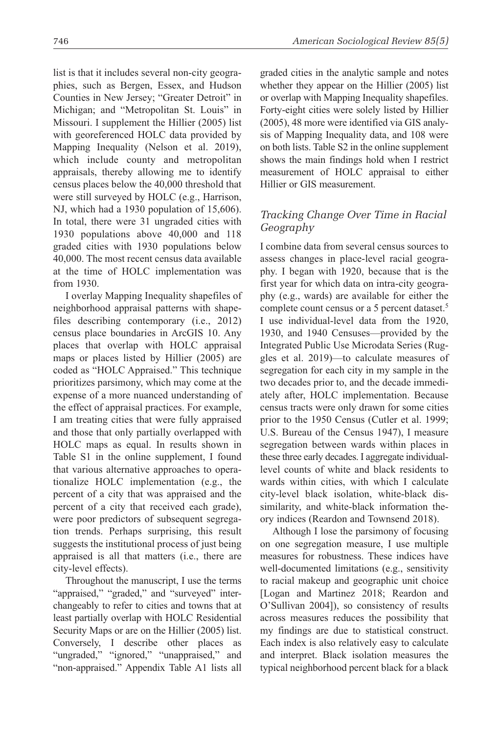list is that it includes several non-city geographies, such as Bergen, Essex, and Hudson Counties in New Jersey; "Greater Detroit" in Michigan; and "Metropolitan St. Louis" in Missouri. I supplement the Hillier (2005) list with georeferenced HOLC data provided by Mapping Inequality (Nelson et al. 2019), which include county and metropolitan appraisals, thereby allowing me to identify census places below the 40,000 threshold that were still surveyed by HOLC (e.g., Harrison, NJ, which had a 1930 population of 15,606). In total, there were 31 ungraded cities with 1930 populations above 40,000 and 118 graded cities with 1930 populations below 40,000. The most recent census data available at the time of HOLC implementation was from 1930.

I overlay Mapping Inequality shapefiles of neighborhood appraisal patterns with shapefiles describing contemporary (i.e., 2012) census place boundaries in ArcGIS 10. Any places that overlap with HOLC appraisal maps or places listed by Hillier (2005) are coded as "HOLC Appraised." This technique prioritizes parsimony, which may come at the expense of a more nuanced understanding of the effect of appraisal practices. For example, I am treating cities that were fully appraised and those that only partially overlapped with HOLC maps as equal. In results shown in Table S1 in the online supplement, I found that various alternative approaches to operationalize HOLC implementation (e.g., the percent of a city that was appraised and the percent of a city that received each grade), were poor predictors of subsequent segregation trends. Perhaps surprising, this result suggests the institutional process of just being appraised is all that matters (i.e., there are city-level effects).

Throughout the manuscript, I use the terms "appraised," "graded," and "surveyed" interchangeably to refer to cities and towns that at least partially overlap with HOLC Residential Security Maps or are on the Hillier (2005) list. Conversely, I describe other places as "ungraded," "ignored," "unappraised," and "non-appraised." Appendix Table A1 lists all graded cities in the analytic sample and notes whether they appear on the Hillier (2005) list or overlap with Mapping Inequality shapefiles. Forty-eight cities were solely listed by Hillier (2005), 48 more were identified via GIS analysis of Mapping Inequality data, and 108 were on both lists. Table S2 in the online supplement shows the main findings hold when I restrict measurement of HOLC appraisal to either Hillier or GIS measurement.

### *Tracking Change Over Time in Racial Geography*

I combine data from several census sources to assess changes in place-level racial geography. I began with 1920, because that is the first year for which data on intra-city geography (e.g., wards) are available for either the complete count census or a 5 percent dataset.[5] I use individual-level data from the 1920, 1930, and 1940 Censuses—provided by the Integrated Public Use Microdata Series (Ruggles et al. 2019)—to calculate measures of segregation for each city in my sample in the two decades prior to, and the decade immediately after, HOLC implementation. Because census tracts were only drawn for some cities prior to the 1950 Census (Cutler et al. 1999; U.S. Bureau of the Census 1947), I measure segregation between wards within places in these three early decades. I aggregate individual-level counts of white and black residents to wards within cities, with which I calculate city-level black isolation, white-black dissimilarity, and white-black information theory indices (Reardon and Townsend 2018).

Although I lose the parsimony of focusing on one segregation measure, I use multiple measures for robustness. These indices have well-documented limitations (e.g., sensitivity to racial makeup and geographic unit choice [Logan and Martinez 2018; Reardon and O'Sullivan 2004]), so consistency of results across measures reduces the possibility that my findings are due to statistical construct. Each index is also relatively easy to calculate and interpret. Black isolation measures the typical neighborhood percent black for a black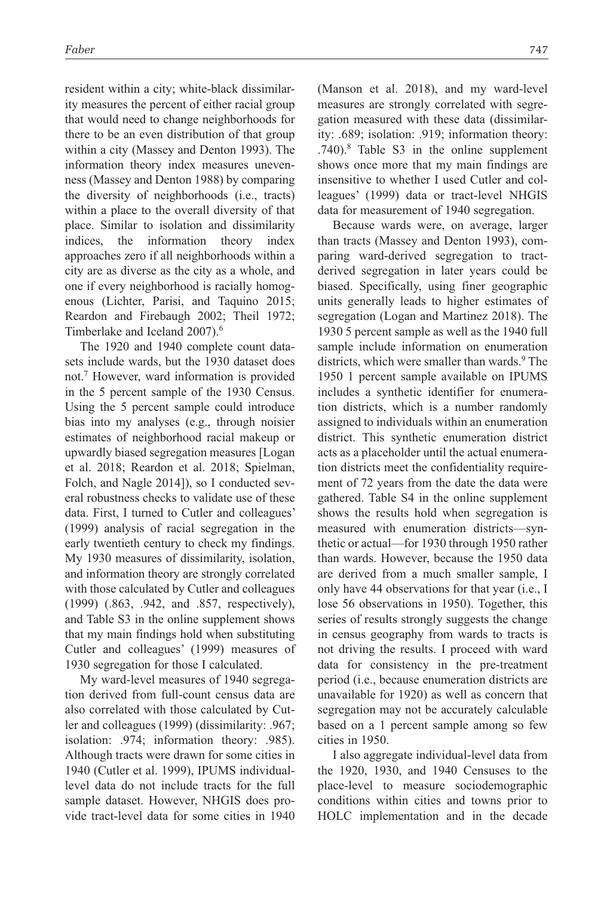resident within a city; white-black dissimilarity measures the percent of either racial group that would need to change neighborhoods for there to be an even distribution of that group within a city (Massey and Denton 1993). The information theory index measures unevenness (Massey and Denton 1988) by comparing the diversity of neighborhoods (i.e., tracts) within a place to the overall diversity of that place. Similar to isolation and dissimilarity indices, the information theory index approaches zero if all neighborhoods within a city are as diverse as the city as a whole, and one if every neighborhood is racially homogenous (Lichter, Parisi, and Taquino 2015; Reardon and Firebaugh 2002; Theil 1972; Timberlake and Iceland 2007).[6]

The 1920 and 1940 complete count datasets include wards, but the 1930 dataset does not.[7] However, ward information is provided in the 5 percent sample of the 1930 Census. Using the 5 percent sample could introduce bias into my analyses (e.g., through noisier estimates of neighborhood racial makeup or upwardly biased segregation measures [Logan et al. 2018; Reardon et al. 2018; Spielman, Folch, and Nagle 2014]), so I conducted several robustness checks to validate use of these data. First, I turned to Cutler and colleagues' (1999) analysis of racial segregation in the early twentieth century to check my findings. My 1930 measures of dissimilarity, isolation, and information theory are strongly correlated with those calculated by Cutler and colleagues (1999) (.863, .942, and .857, respectively), and Table S3 in the online supplement shows that my main findings hold when substituting Cutler and colleagues' (1999) measures of 1930 segregation for those I calculated.

My ward-level measures of 1940 segregation derived from full-count census data are also correlated with those calculated by Cutler and colleagues (1999) (dissimilarity: .967; isolation: .974; information theory: .985). Although tracts were drawn for some cities in 1940 (Cutler et al. 1999), IPUMS individual-level data do not include tracts for the full sample dataset. However, NHGIS does provide tract-level data for some cities in 1940 (Manson et al. 2018), and my ward-level measures are strongly correlated with segregation measured with these data (dissimilarity: .689; isolation: .919; information theory: .740).[8] Table S3 in the online supplement shows once more that my main findings are insensitive to whether I used Cutler and colleagues' (1999) data or tract-level NHGIS data for measurement of 1940 segregation.

Because wards were, on average, larger than tracts (Massey and Denton 1993), comparing ward-derived segregation to tract-derived segregation in later years could be biased. Specifically, using finer geographic units generally leads to higher estimates of segregation (Logan and Martinez 2018). The 1930 5 percent sample as well as the 1940 full sample include information on enumeration districts, which were smaller than wards.[9] The 1950 1 percent sample available on IPUMS includes a synthetic identifier for enumeration districts, which is a number randomly assigned to individuals within an enumeration district. This synthetic enumeration district acts as a placeholder until the actual enumeration districts meet the confidentiality requirement of 72 years from the date the data were gathered. Table S4 in the online supplement shows the results hold when segregation is measured with enumeration districts—synthetic or actual—for 1930 through 1950 rather than wards. However, because the 1950 data are derived from a much smaller sample, I only have 44 observations for that year (i.e., I lose 56 observations in 1950). Together, this series of results strongly suggests the change in census geography from wards to tracts is not driving the results. I proceed with ward data for consistency in the pre-treatment period (i.e., because enumeration districts are unavailable for 1920) as well as concern that segregation may not be accurately calculable based on a 1 percent sample among so few cities in 1950.

I also aggregate individual-level data from the 1920, 1930, and 1940 Censuses to the place-level to measure sociodemographic conditions within cities and towns prior to HOLC implementation and in the decade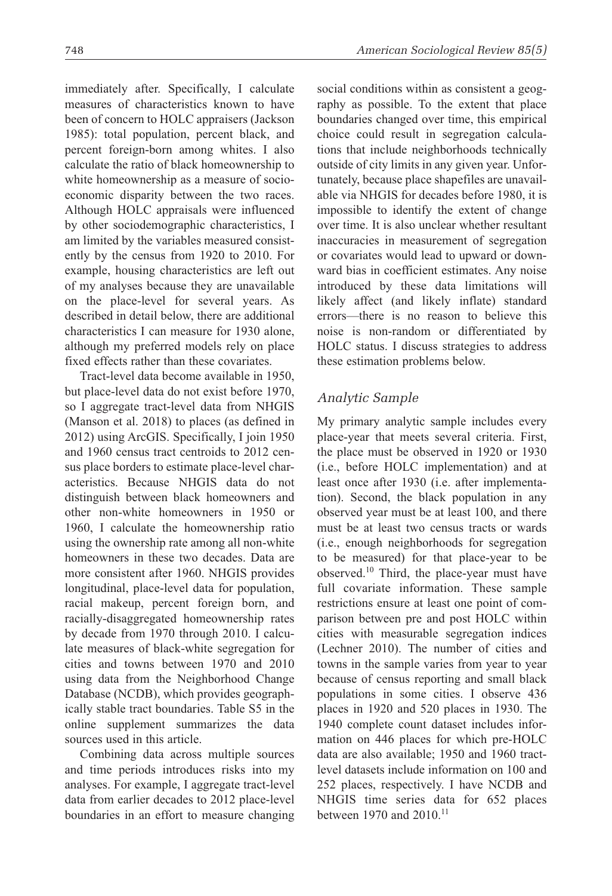immediately after. Specifically, I calculate measures of characteristics known to have been of concern to HOLC appraisers (Jackson 1985): total population, percent black, and percent foreign-born among whites. I also calculate the ratio of black homeownership to white homeownership as a measure of socioeconomic disparity between the two races. Although HOLC appraisals were influenced by other sociodemographic characteristics, I am limited by the variables measured consistently by the census from 1920 to 2010. For example, housing characteristics are left out of my analyses because they are unavailable on the place-level for several years. As described in detail below, there are additional characteristics I can measure for 1930 alone, although my preferred models rely on place fixed effects rather than these covariates.

Tract-level data become available in 1950, but place-level data do not exist before 1970, so I aggregate tract-level data from NHGIS (Manson et al. 2018) to places (as defined in 2012) using ArcGIS. Specifically, I join 1950 and 1960 census tract centroids to 2012 census place borders to estimate place-level characteristics. Because NHGIS data do not distinguish between black homeowners and other non-white homeowners in 1950 or 1960, I calculate the homeownership ratio using the ownership rate among all non-white homeowners in these two decades. Data are more consistent after 1960. NHGIS provides longitudinal, place-level data for population, racial makeup, percent foreign born, and racially-disaggregated homeownership rates by decade from 1970 through 2010. I calculate measures of black-white segregation for cities and towns between 1970 and 2010 using data from the Neighborhood Change Database (NCDB), which provides geographically stable tract boundaries. Table S5 in the online supplement summarizes the data sources used in this article.

Combining data across multiple sources and time periods introduces risks into my analyses. For example, I aggregate tract-level data from earlier decades to 2012 place-level boundaries in an effort to measure changing social conditions within as consistent a geography as possible. To the extent that place boundaries changed over time, this empirical choice could result in segregation calculations that include neighborhoods technically outside of city limits in any given year. Unfortunately, because place shapefiles are unavailable via NHGIS for decades before 1980, it is impossible to identify the extent of change over time. It is also unclear whether resultant inaccuracies in measurement of segregation or covariates would lead to upward or downward bias in coefficient estimates. Any noise introduced by these data limitations will likely affect (and likely inflate) standard errors—there is no reason to believe this noise is non-random or differentiated by HOLC status. I discuss strategies to address these estimation problems below.

## *Analytic Sample*

My primary analytic sample includes every place-year that meets several criteria. First, the place must be observed in 1920 or 1930 (i.e., before HOLC implementation) and at least once after 1930 (i.e. after implementation). Second, the black population in any observed year must be at least 100, and there must be at least two census tracts or wards (i.e., enough neighborhoods for segregation to be measured) for that place-year to be observed.[10] Third, the place-year must have full covariate information. These sample restrictions ensure at least one point of comparison between pre and post HOLC within cities with measurable segregation indices (Lechner 2010). The number of cities and towns in the sample varies from year to year because of census reporting and small black populations in some cities. I observe 436 places in 1920 and 520 places in 1930. The 1940 complete count dataset includes information on 446 places for which pre-HOLC data are also available; 1950 and 1960 tract-level datasets include information on 100 and 252 places, respectively. I have NCDB and NHGIS time series data for 652 places between 1970 and 2010.[11]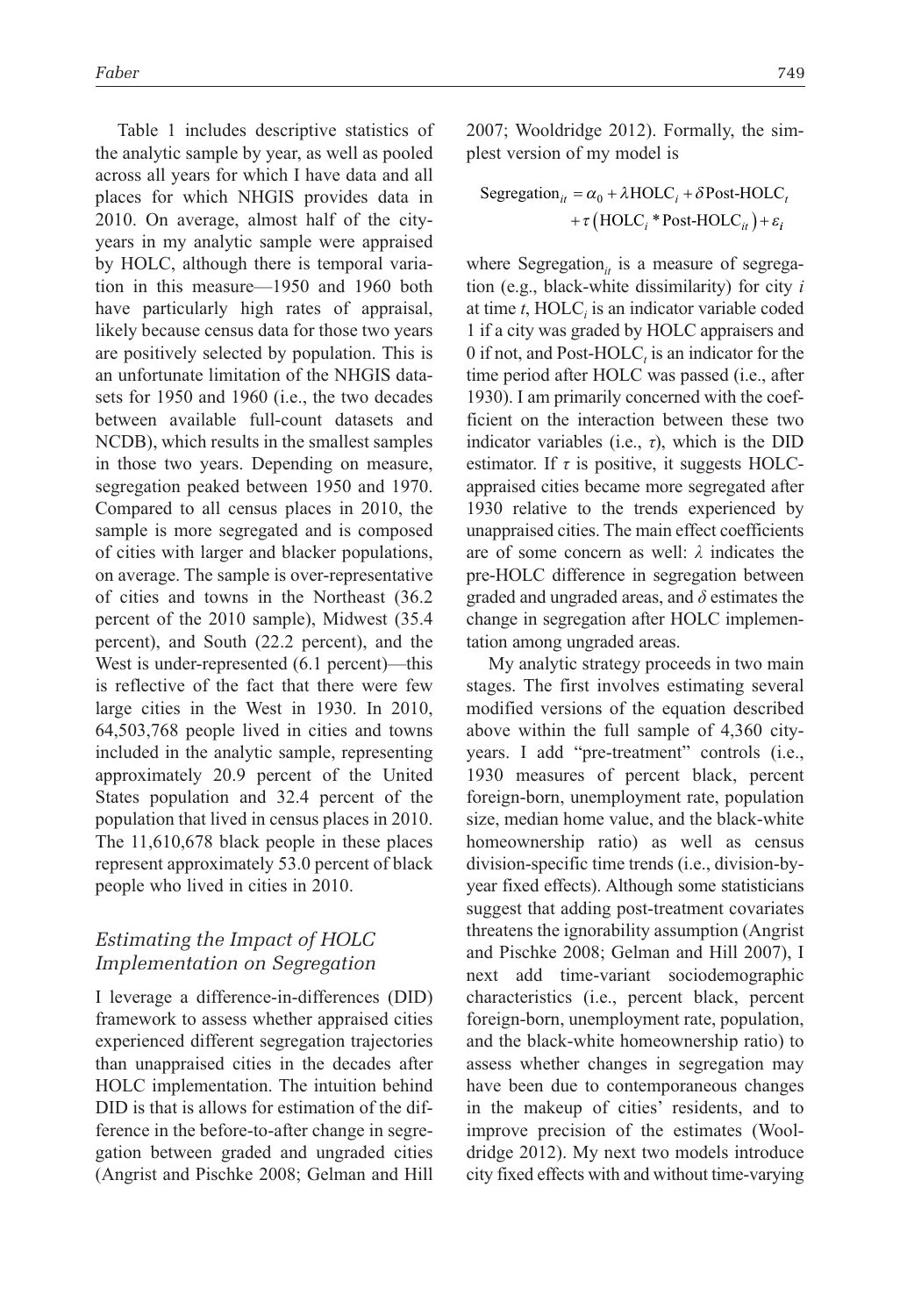Table 1 includes descriptive statistics of the analytic sample by year, as well as pooled across all years for which I have data and all places for which NHGIS provides data in 2010. On average, almost half of the city-years in my analytic sample were appraised by HOLC, although there is temporal variation in this measure—1950 and 1960 both have particularly high rates of appraisal, likely because census data for those two years are positively selected by population. This is an unfortunate limitation of the NHGIS datasets for 1950 and 1960 (i.e., the two decades between available full-count datasets and NCDB), which results in the smallest samples in those two years. Depending on measure, segregation peaked between 1950 and 1970. Compared to all census places in 2010, the sample is more segregated and is composed of cities with larger and blacker populations, on average. The sample is over-representative of cities and towns in the Northeast (36.2 percent of the 2010 sample), Midwest (35.4 percent), and South (22.2 percent), and the West is under-represented (6.1 percent)—this is reflective of the fact that there were few large cities in the West in 1930. In 2010, 64,503,768 people lived in cities and towns included in the analytic sample, representing approximately 20.9 percent of the United States population and 32.4 percent of the population that lived in census places in 2010. The 11,610,678 black people in these places represent approximately 53.0 percent of black people who lived in cities in 2010.

### *Estimating the Impact of HOLC Implementation on Segregation*

I leverage a difference-in-differences (DID) framework to assess whether appraised cities experienced different segregation trajectories than unappraised cities in the decades after HOLC implementation. The intuition behind DID is that is allows for estimation of the difference in the before-to-after change in segregation between graded and ungraded cities (Angrist and Pischke 2008; Gelman and Hill 2007; Wooldridge 2012). Formally, the simplest version of my model is

$$\text{Segregation}_{it} = \alpha_0 + \lambda \text{HOLC}_i + \delta \text{Post-HOLC}_t + \tau \left( \text{HOLC}_i * \text{Post-HOLC}_{it} \right) + \varepsilon_i$$

where $\text{Segregation}_{it}$ is a measure of segregation (e.g., black-white dissimilarity) for city $i$ at time $t$, $\text{HOLC}_i$ is an indicator variable coded 1 if a city was graded by HOLC appraisers and 0 if not, and $\text{Post-HOLC}_t$ is an indicator for the time period after HOLC was passed (i.e., after 1930). I am primarily concerned with the coefficient on the interaction between these two indicator variables (i.e., $\tau$), which is the DID estimator. If $\tau$ is positive, it suggests HOLC-appraised cities became more segregated after 1930 relative to the trends experienced by unappraised cities. The main effect coefficients are of some concern as well: $\lambda$ indicates the pre-HOLC difference in segregation between graded and ungraded areas, and $\delta$ estimates the change in segregation after HOLC implementation among ungraded areas.

My analytic strategy proceeds in two main stages. The first involves estimating several modified versions of the equation described above within the full sample of 4,360 city-years. I add "pre-treatment" controls (i.e., 1930 measures of percent black, percent foreign-born, unemployment rate, population size, median home value, and the black-white homeownership ratio) as well as census division-specific time trends (i.e., division-by-year fixed effects). Although some statisticians suggest that adding post-treatment covariates threatens the ignorability assumption (Angrist and Pischke 2008; Gelman and Hill 2007), I next add time-variant sociodemographic characteristics (i.e., percent black, percent foreign-born, unemployment rate, population, and the black-white homeownership ratio) to assess whether changes in segregation may have been due to contemporaneous changes in the makeup of cities' residents, and to improve precision of the estimates (Wooldridge 2012). My next two models introduce city fixed effects with and without time-varying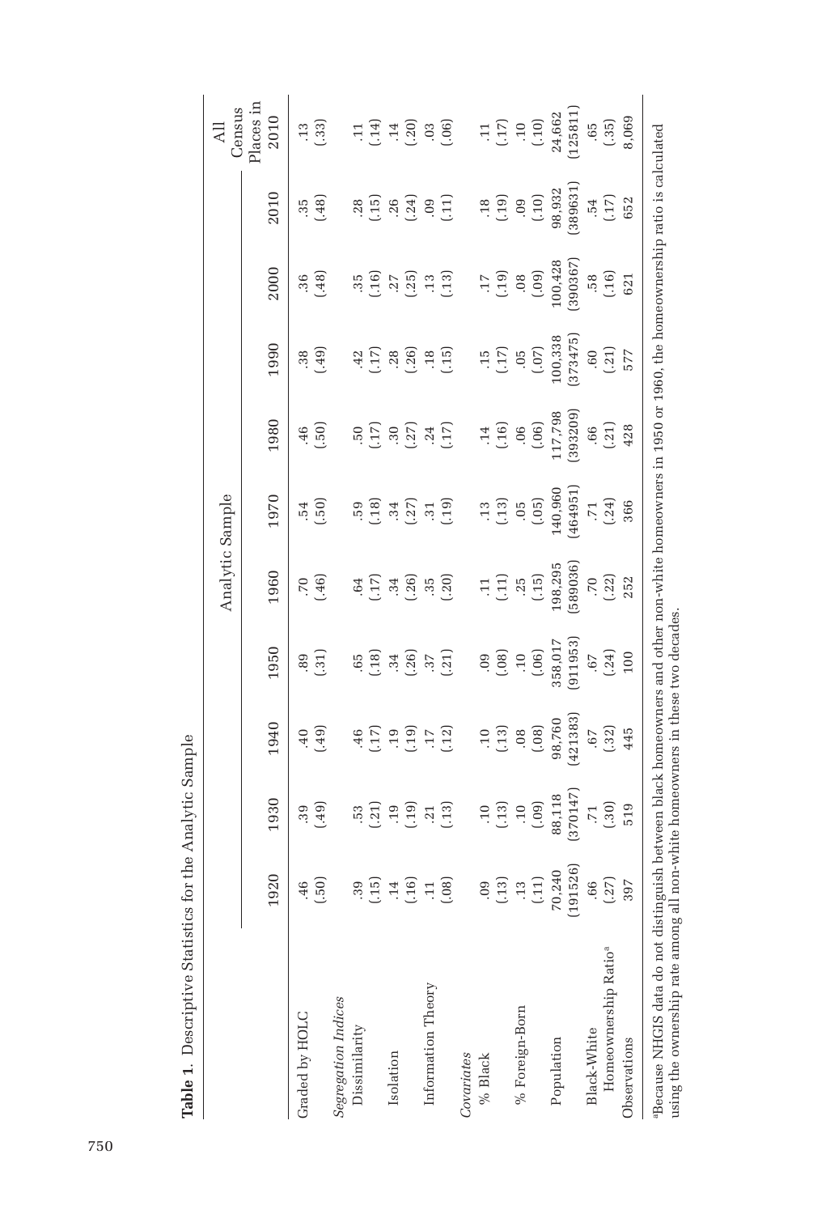**Table 1**. Descriptive Statistics for the Analytic Sample

| | Analytic Sample | | | | | | | | | | All Census Places in 2010 |
|---|---|---|---|---|---|---|---|---|---|---|---|
| | 1920 | 1930 | 1940 | 1950 | 1960 | 1970 | 1980 | 1990 | 2000 | 2010 | |
| Graded by HOLC | .46 | .39 | .40 | .89 | .70 | .54 | .46 | .38 | .36 | .35 | .13 |
| | (.50) | (.49) | (.49) | (.31) | (.46) | (.50) | (.50) | (.49) | (.48) | (.48) | (.33) |
| *Segregation Indices* | | | | | | | | | | | |
| Dissimilarity | .39 | .53 | .46 | .65 | .64 | .59 | .50 | .42 | .35 | .28 | .11 |
| | (.15) | (.21) | (.17) | (.18) | (.17) | (.18) | (.17) | (.17) | (.16) | (.15) | (.14) |
| Isolation | .14 | .19 | .19 | .34 | .34 | .34 | .30 | .28 | .27 | .26 | .14 |
| | (.16) | (.19) | (.19) | (.26) | (.26) | (.27) | (.27) | (.26) | (.25) | (.24) | (.20) |
| Information Theory | .11 | .21 | .17 | .37 | .35 | .31 | .24 | .18 | .13 | .09 | .03 |
| | (.08) | (.13) | (.12) | (.21) | (.20) | (.19) | (.17) | (.15) | (.13) | (.11) | (.06) |
| *Covariates* | | | | | | | | | | | |
| % Black | .09 | .10 | .10 | .09 | .11 | .13 | .14 | .15 | .17 | .18 | .11 |
| | (.13) | (.13) | (.13) | (.08) | (.11) | (.13) | (.16) | (.17) | (.19) | (.19) | (.17) |
| % Foreign-Born | .13 | .10 | .08 | .10 | .25 | .05 | .06 | .05 | .08 | .09 | .10 |
| | (.11) | (.09) | (.08) | (.06) | (.15) | (.05) | (.06) | (.07) | (.09) | (.10) | (.10) |
| Population | 70,240 | 88,118 | 98,760 | 358,017 | 198,295 | 140,960 | 117,798 | 100,338 | 100,428 | 98,932 | 24,662 |
| | (191526) | (370147) | (421383) | (911953) | (589036) | (464951) | (393209) | (373475) | (390367) | (389631) | (125811) |
| Black-White Homeownership Ratio[a] | .66 | .71 | .67 | .67 | .70 | .71 | .66 | .60 | .58 | .54 | .65 |
| | (.27) | (.30) | (.32) | (.24) | (.22) | (.24) | (.21) | (.21) | (.16) | (.17) | (.35) |
| Observations | 397 | 519 | 445 | 100 | 252 | 366 | 428 | 577 | 621 | 652 | 8,069 |

[a]Because NHGIS data do not distinguish between black homeowners and other non-white homeowners in 1950 or 1960, the homeownership ratio is calculated using the ownership rate among all non-white homeowners in these two decades.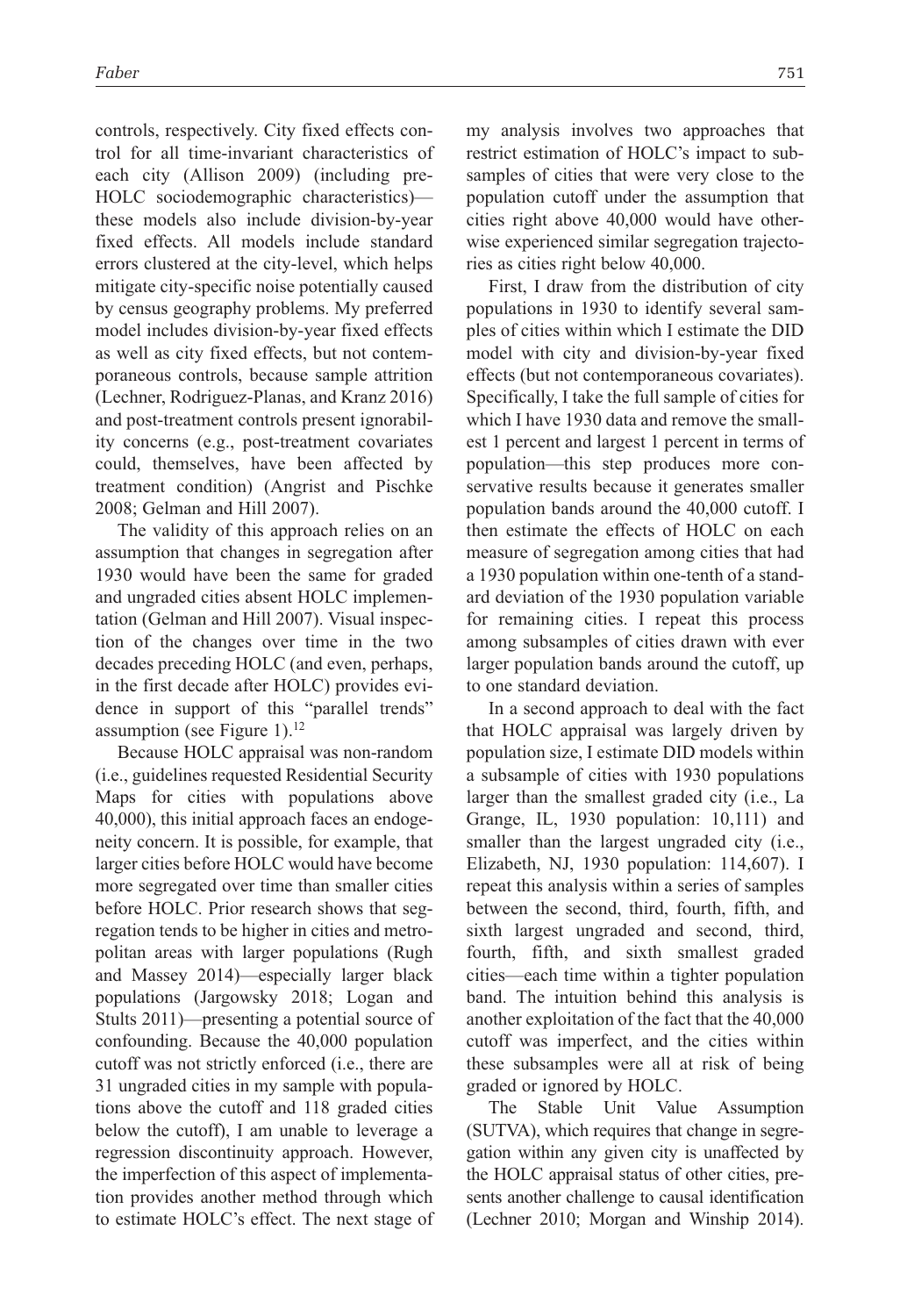controls, respectively. City fixed effects control for all time-invariant characteristics of each city (Allison 2009) (including pre-HOLC sociodemographic characteristics)—these models also include division-by-year fixed effects. All models include standard errors clustered at the city-level, which helps mitigate city-specific noise potentially caused by census geography problems. My preferred model includes division-by-year fixed effects as well as city fixed effects, but not contemporaneous controls, because sample attrition (Lechner, Rodriguez-Planas, and Kranz 2016) and post-treatment controls present ignorability concerns (e.g., post-treatment covariates could, themselves, have been affected by treatment condition) (Angrist and Pischke 2008; Gelman and Hill 2007).

The validity of this approach relies on an assumption that changes in segregation after 1930 would have been the same for graded and ungraded cities absent HOLC implementation (Gelman and Hill 2007). Visual inspection of the changes over time in the two decades preceding HOLC (and even, perhaps, in the first decade after HOLC) provides evidence in support of this "parallel trends" assumption (see Figure 1).[12]

Because HOLC appraisal was non-random (i.e., guidelines requested Residential Security Maps for cities with populations above 40,000), this initial approach faces an endogeneity concern. It is possible, for example, that larger cities before HOLC would have become more segregated over time than smaller cities before HOLC. Prior research shows that segregation tends to be higher in cities and metropolitan areas with larger populations (Rugh and Massey 2014)—especially larger black populations (Jargowsky 2018; Logan and Stults 2011)—presenting a potential source of confounding. Because the 40,000 population cutoff was not strictly enforced (i.e., there are 31 ungraded cities in my sample with populations above the cutoff and 118 graded cities below the cutoff), I am unable to leverage a regression discontinuity approach. However, the imperfection of this aspect of implementation provides another method through which to estimate HOLC's effect. The next stage of my analysis involves two approaches that restrict estimation of HOLC's impact to subsamples of cities that were very close to the population cutoff under the assumption that cities right above 40,000 would have otherwise experienced similar segregation trajectories as cities right below 40,000.

First, I draw from the distribution of city populations in 1930 to identify several samples of cities within which I estimate the DID model with city and division-by-year fixed effects (but not contemporaneous covariates). Specifically, I take the full sample of cities for which I have 1930 data and remove the smallest 1 percent and largest 1 percent in terms of population—this step produces more conservative results because it generates smaller population bands around the 40,000 cutoff. I then estimate the effects of HOLC on each measure of segregation among cities that had a 1930 population within one-tenth of a standard deviation of the 1930 population variable for remaining cities. I repeat this process among subsamples of cities drawn with ever larger population bands around the cutoff, up to one standard deviation.

In a second approach to deal with the fact that HOLC appraisal was largely driven by population size, I estimate DID models within a subsample of cities with 1930 populations larger than the smallest graded city (i.e., La Grange, IL, 1930 population: 10,111) and smaller than the largest ungraded city (i.e., Elizabeth, NJ, 1930 population: 114,607). I repeat this analysis within a series of samples between the second, third, fourth, fifth, and sixth largest ungraded and second, third, fourth, fifth, and sixth smallest graded cities—each time within a tighter population band. The intuition behind this analysis is another exploitation of the fact that the 40,000 cutoff was imperfect, and the cities within these subsamples were all at risk of being graded or ignored by HOLC.

The Stable Unit Value Assumption (SUTVA), which requires that change in segregation within any given city is unaffected by the HOLC appraisal status of other cities, presents another challenge to causal identification (Lechner 2010; Morgan and Winship 2014).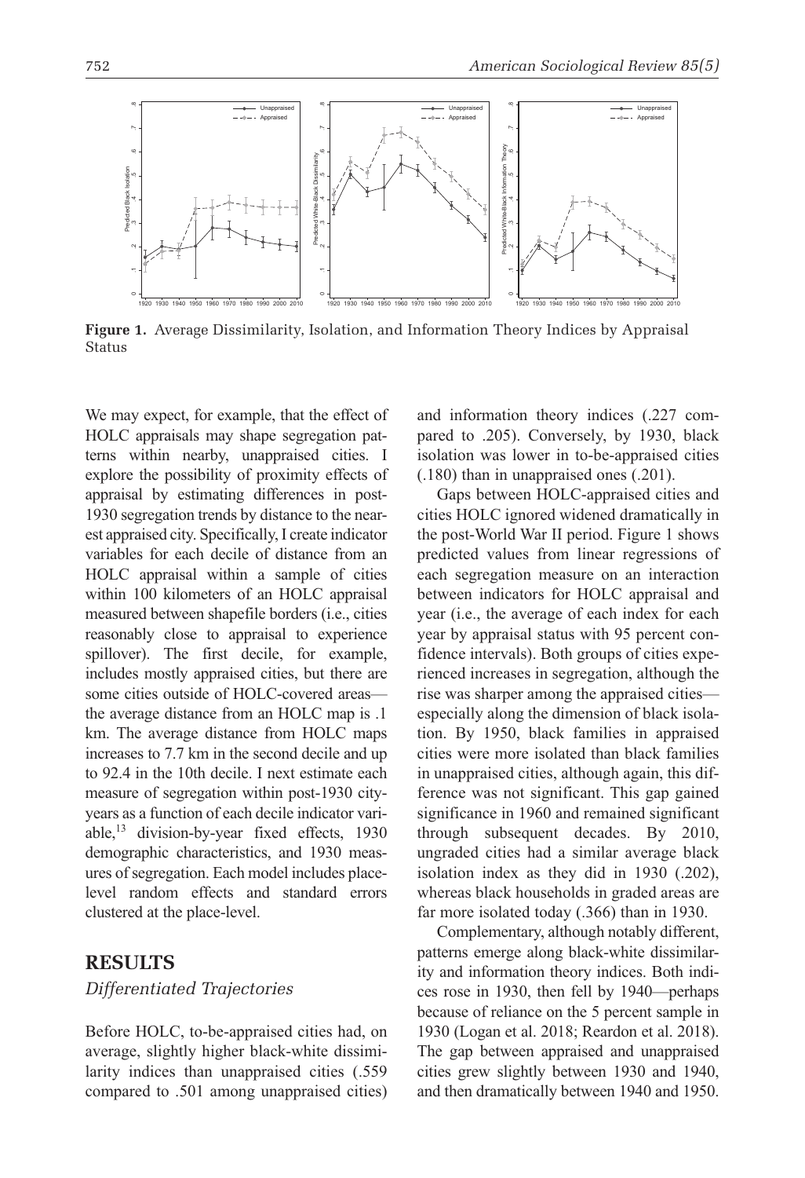**Figure 1.** Average Dissimilarity, Isolation, and Information Theory Indices by Appraisal Status

We may expect, for example, that the effect of HOLC appraisals may shape segregation patterns within nearby, unappraised cities. I explore the possibility of proximity effects of appraisal by estimating differences in post-1930 segregation trends by distance to the nearest appraised city. Specifically, I create indicator variables for each decile of distance from an HOLC appraisal within a sample of cities within 100 kilometers of an HOLC appraisal measured between shapefile borders (i.e., cities reasonably close to appraisal to experience spillover). The first decile, for example, includes mostly appraised cities, but there are some cities outside of HOLC-covered areas—the average distance from an HOLC map is .1 km. The average distance from HOLC maps increases to 7.7 km in the second decile and up to 92.4 in the 10th decile. I next estimate each measure of segregation within post-1930 city-years as a function of each decile indicator variable,[13] division-by-year fixed effects, 1930 demographic characteristics, and 1930 measures of segregation. Each model includes place-level random effects and standard errors clustered at the place-level.

## RESULTS

### *Differentiated Trajectories*

Before HOLC, to-be-appraised cities had, on average, slightly higher black-white dissimilarity indices than unappraised cities (.559 compared to .501 among unappraised cities) and information theory indices (.227 compared to .205). Conversely, by 1930, black isolation was lower in to-be-appraised cities (.180) than in unappraised ones (.201).

Gaps between HOLC-appraised cities and cities HOLC ignored widened dramatically in the post-World War II period. Figure 1 shows predicted values from linear regressions of each segregation measure on an interaction between indicators for HOLC appraisal and year (i.e., the average of each index for each year by appraisal status with 95 percent confidence intervals). Both groups of cities experienced increases in segregation, although the rise was sharper among the appraised cities—especially along the dimension of black isolation. By 1950, black families in appraised cities were more isolated than black families in unappraised cities, although again, this difference was not significant. This gap gained significance in 1960 and remained significant through subsequent decades. By 2010, ungraded cities had a similar average black isolation index as they did in 1930 (.202), whereas black households in graded areas are far more isolated today (.366) than in 1930.

Complementary, although notably different, patterns emerge along black-white dissimilarity and information theory indices. Both indices rose in 1930, then fell by 1940—perhaps because of reliance on the 5 percent sample in 1930 (Logan et al. 2018; Reardon et al. 2018). The gap between appraised and unappraised cities grew slightly between 1930 and 1940, and then dramatically between 1940 and 1950.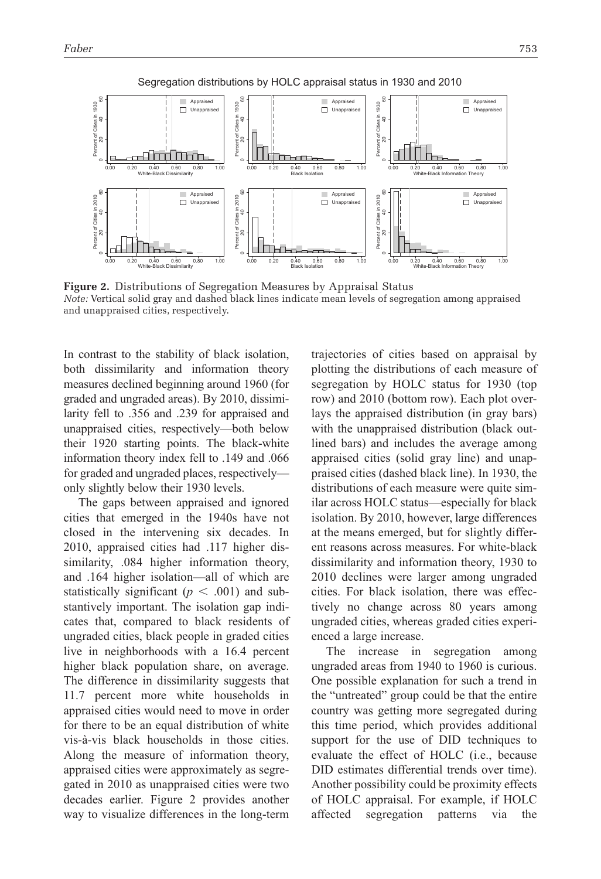Segregation distributions by HOLC appraisal status in 1930 and 2010

**Figure 2.** Distributions of Segregation Measures by Appraisal Status
*Note:* Vertical solid gray and dashed black lines indicate mean levels of segregation among appraised and unappraised cities, respectively.

In contrast to the stability of black isolation, both dissimilarity and information theory measures declined beginning around 1960 (for graded and ungraded areas). By 2010, dissimilarity fell to .356 and .239 for appraised and unappraised cities, respectively—both below their 1920 starting points. The black-white information theory index fell to .149 and .066 for graded and ungraded places, respectively—only slightly below their 1930 levels.

The gaps between appraised and ignored cities that emerged in the 1940s have not closed in the intervening six decades. In 2010, appraised cities had .117 higher dissimilarity, .084 higher information theory, and .164 higher isolation—all of which are statistically significant ($p < .001$) and substantively important. The isolation gap indicates that, compared to black residents of ungraded cities, black people in graded cities live in neighborhoods with a 16.4 percent higher black population share, on average. The difference in dissimilarity suggests that 11.7 percent more white households in appraised cities would need to move in order for there to be an equal distribution of white vis-à-vis black households in those cities. Along the measure of information theory, appraised cities were approximately as segregated in 2010 as unappraised cities were two decades earlier. Figure 2 provides another way to visualize differences in the long-term trajectories of cities based on appraisal by plotting the distributions of each measure of segregation by HOLC status for 1930 (top row) and 2010 (bottom row). Each plot overlays the appraised distribution (in gray bars) with the unappraised distribution (black outlined bars) and includes the average among appraised cities (solid gray line) and unappraised cities (dashed black line). In 1930, the distributions of each measure were quite similar across HOLC status—especially for black isolation. By 2010, however, large differences at the means emerged, but for slightly different reasons across measures. For white-black dissimilarity and information theory, 1930 to 2010 declines were larger among ungraded cities. For black isolation, there was effectively no change across 80 years among ungraded cities, whereas graded cities experienced a large increase.

The increase in segregation among ungraded areas from 1940 to 1960 is curious. One possible explanation for such a trend in the "untreated" group could be that the entire country was getting more segregated during this time period, which provides additional support for the use of DID techniques to evaluate the effect of HOLC (i.e., because DID estimates differential trends over time). Another possibility could be proximity effects of HOLC appraisal. For example, if HOLC affected segregation patterns via the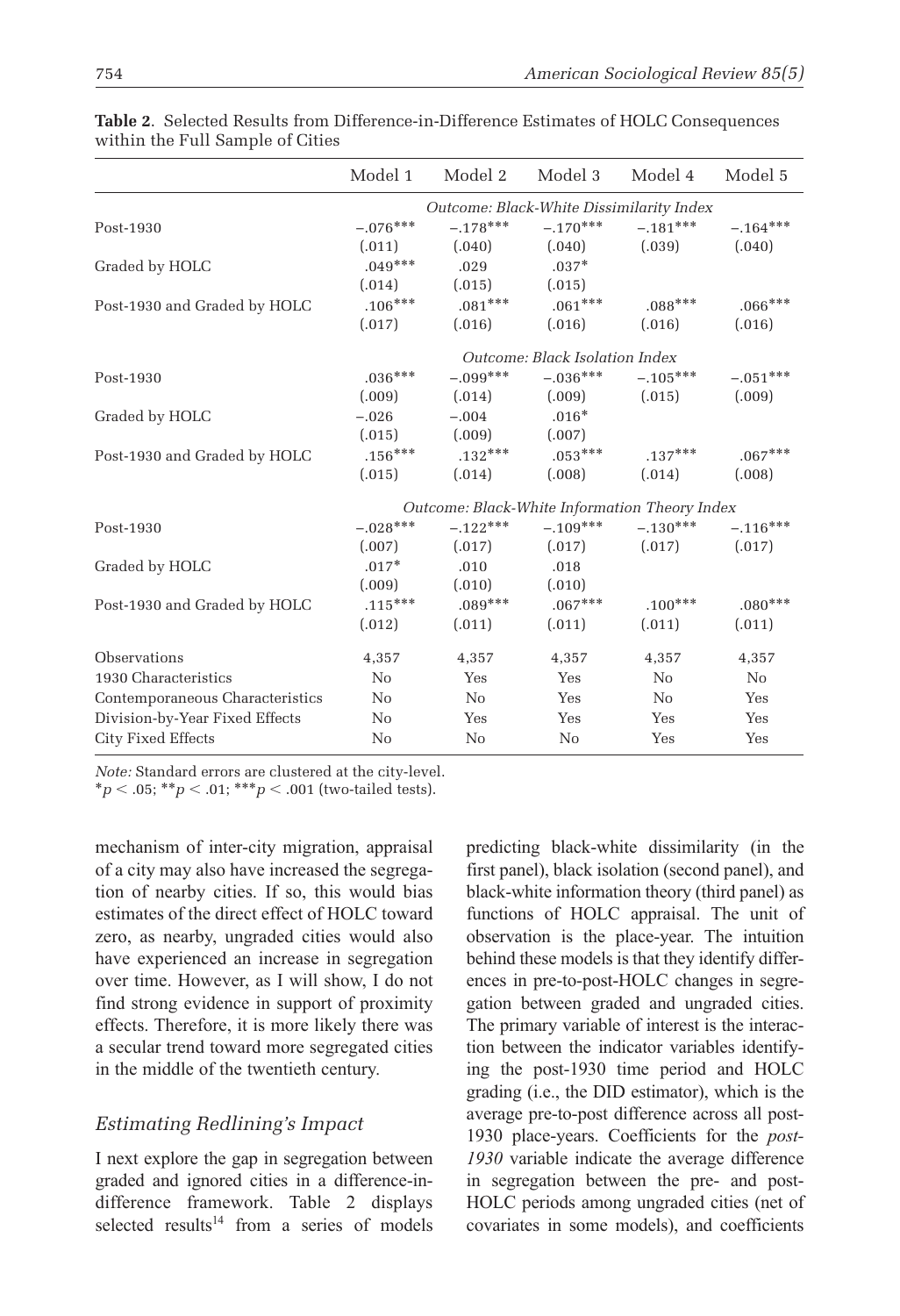**Table 2**. Selected Results from Difference-in-Difference Estimates of HOLC Consequences within the Full Sample of Cities

| | Model 1 | Model 2 | Model 3 | Model 4 | Model 5 |
|---|---|---|---|---|---|
| | *Outcome: Black-White Dissimilarity Index* | | | | |
| Post-1930 | −.076*** | −.178*** | −.170*** | −.181*** | −.164*** |
| | (.011) | (.040) | (.040) | (.039) | (.040) |
| Graded by HOLC | .049*** | .029 | .037* | | |
| | (.014) | (.015) | (.015) | | |
| Post-1930 and Graded by HOLC | .106*** | .081*** | .061*** | .088*** | .066*** |
| | (.017) | (.016) | (.016) | (.016) | (.016) |
| | *Outcome: Black Isolation Index* | | | | |
| Post-1930 | .036*** | −.099*** | −.036*** | −.105*** | −.051*** |
| | (.009) | (.014) | (.009) | (.015) | (.009) |
| Graded by HOLC | −.026 | −.004 | .016* | | |
| | (.015) | (.009) | (.007) | | |
| Post-1930 and Graded by HOLC | .156*** | .132*** | .053*** | .137*** | .067*** |
| | (.015) | (.014) | (.008) | (.014) | (.008) |
| | *Outcome: Black-White Information Theory Index* | | | | |
| Post-1930 | −.028*** | −.122*** | −.109*** | −.130*** | −.116*** |
| | (.007) | (.017) | (.017) | (.017) | (.017) |
| Graded by HOLC | .017* | .010 | .018 | | |
| | (.009) | (.010) | (.010) | | |
| Post-1930 and Graded by HOLC | .115*** | .089*** | .067*** | .100*** | .080*** |
| | (.012) | (.011) | (.011) | (.011) | (.011) |
| Observations | 4,357 | 4,357 | 4,357 | 4,357 | 4,357 |
| 1930 Characteristics | No | Yes | Yes | No | No |
| Contemporaneous Characteristics | No | No | Yes | No | Yes |
| Division-by-Year Fixed Effects | No | Yes | Yes | Yes | Yes |
| City Fixed Effects | No | No | No | Yes | Yes |

*Note:* Standard errors are clustered at the city-level.
*$p < .05$; **$p < .01$; ***$p < .001$ (two-tailed tests).

mechanism of inter-city migration, appraisal of a city may also have increased the segregation of nearby cities. If so, this would bias estimates of the direct effect of HOLC toward zero, as nearby, ungraded cities would also have experienced an increase in segregation over time. However, as I will show, I do not find strong evidence in support of proximity effects. Therefore, it is more likely there was a secular trend toward more segregated cities in the middle of the twentieth century.

### *Estimating Redlining's Impact*

I next explore the gap in segregation between graded and ignored cities in a difference-in-difference framework. Table 2 displays selected results[14] from a series of models predicting black-white dissimilarity (in the first panel), black isolation (second panel), and black-white information theory (third panel) as functions of HOLC appraisal. The unit of observation is the place-year. The intuition behind these models is that they identify differences in pre-to-post-HOLC changes in segregation between graded and ungraded cities. The primary variable of interest is the interaction between the indicator variables identifying the post-1930 time period and HOLC grading (i.e., the DID estimator), which is the average pre-to-post difference across all post-1930 place-years. Coefficients for the *post-1930* variable indicate the average difference in segregation between the pre- and post-HOLC periods among ungraded cities (net of covariates in some models), and coefficients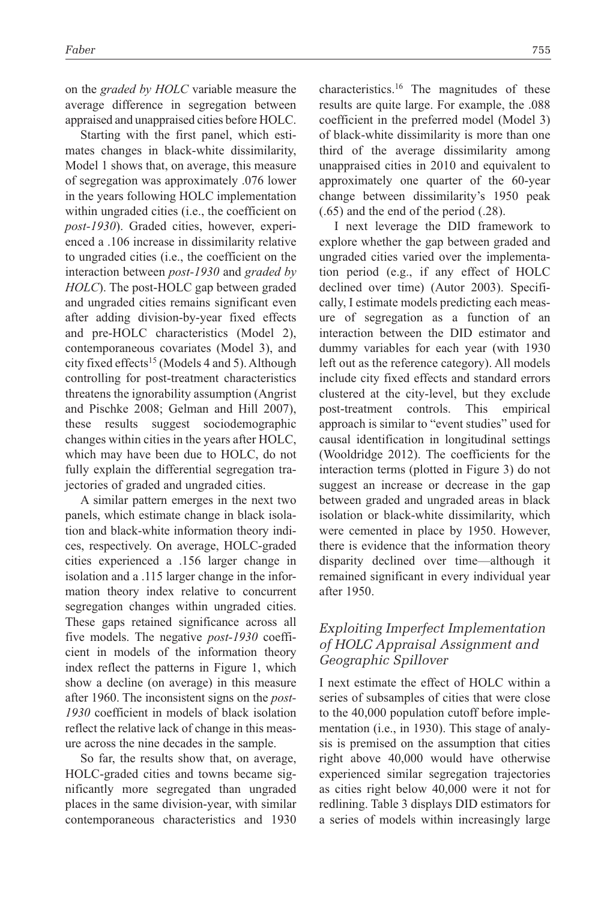on the *graded by HOLC* variable measure the average difference in segregation between appraised and unappraised cities before HOLC.

Starting with the first panel, which estimates changes in black-white dissimilarity, Model 1 shows that, on average, this measure of segregation was approximately .076 lower in the years following HOLC implementation within ungraded cities (i.e., the coefficient on *post-1930*). Graded cities, however, experienced a .106 increase in dissimilarity relative to ungraded cities (i.e., the coefficient on the interaction between *post-1930* and *graded by HOLC*). The post-HOLC gap between graded and ungraded cities remains significant even after adding division-by-year fixed effects and pre-HOLC characteristics (Model 2), contemporaneous covariates (Model 3), and city fixed effects[15] (Models 4 and 5). Although controlling for post-treatment characteristics threatens the ignorability assumption (Angrist and Pischke 2008; Gelman and Hill 2007), these results suggest sociodemographic changes within cities in the years after HOLC, which may have been due to HOLC, do not fully explain the differential segregation trajectories of graded and ungraded cities.

A similar pattern emerges in the next two panels, which estimate change in black isolation and black-white information theory indices, respectively. On average, HOLC-graded cities experienced a .156 larger change in isolation and a .115 larger change in the information theory index relative to concurrent segregation changes within ungraded cities. These gaps retained significance across all five models. The negative *post-1930* coefficient in models of the information theory index reflect the patterns in Figure 1, which show a decline (on average) in this measure after 1960. The inconsistent signs on the *post-1930* coefficient in models of black isolation reflect the relative lack of change in this measure across the nine decades in the sample.

So far, the results show that, on average, HOLC-graded cities and towns became significantly more segregated than ungraded places in the same division-year, with similar contemporaneous characteristics and 1930 characteristics.[16] The magnitudes of these results are quite large. For example, the .088 coefficient in the preferred model (Model 3) of black-white dissimilarity is more than one third of the average dissimilarity among unappraised cities in 2010 and equivalent to approximately one quarter of the 60-year change between dissimilarity's 1950 peak (.65) and the end of the period (.28).

I next leverage the DID framework to explore whether the gap between graded and ungraded cities varied over the implementation period (e.g., if any effect of HOLC declined over time) (Autor 2003). Specifically, I estimate models predicting each measure of segregation as a function of an interaction between the DID estimator and dummy variables for each year (with 1930 left out as the reference category). All models include city fixed effects and standard errors clustered at the city-level, but they exclude post-treatment controls. This empirical approach is similar to "event studies" used for causal identification in longitudinal settings (Wooldridge 2012). The coefficients for the interaction terms (plotted in Figure 3) do not suggest an increase or decrease in the gap between graded and ungraded areas in black isolation or black-white dissimilarity, which were cemented in place by 1950. However, there is evidence that the information theory disparity declined over time—although it remained significant in every individual year after 1950.

### *Exploiting Imperfect Implementation of HOLC Appraisal Assignment and Geographic Spillover*

I next estimate the effect of HOLC within a series of subsamples of cities that were close to the 40,000 population cutoff before implementation (i.e., in 1930). This stage of analysis is premised on the assumption that cities right above 40,000 would have otherwise experienced similar segregation trajectories as cities right below 40,000 were it not for redlining. Table 3 displays DID estimators for a series of models within increasingly large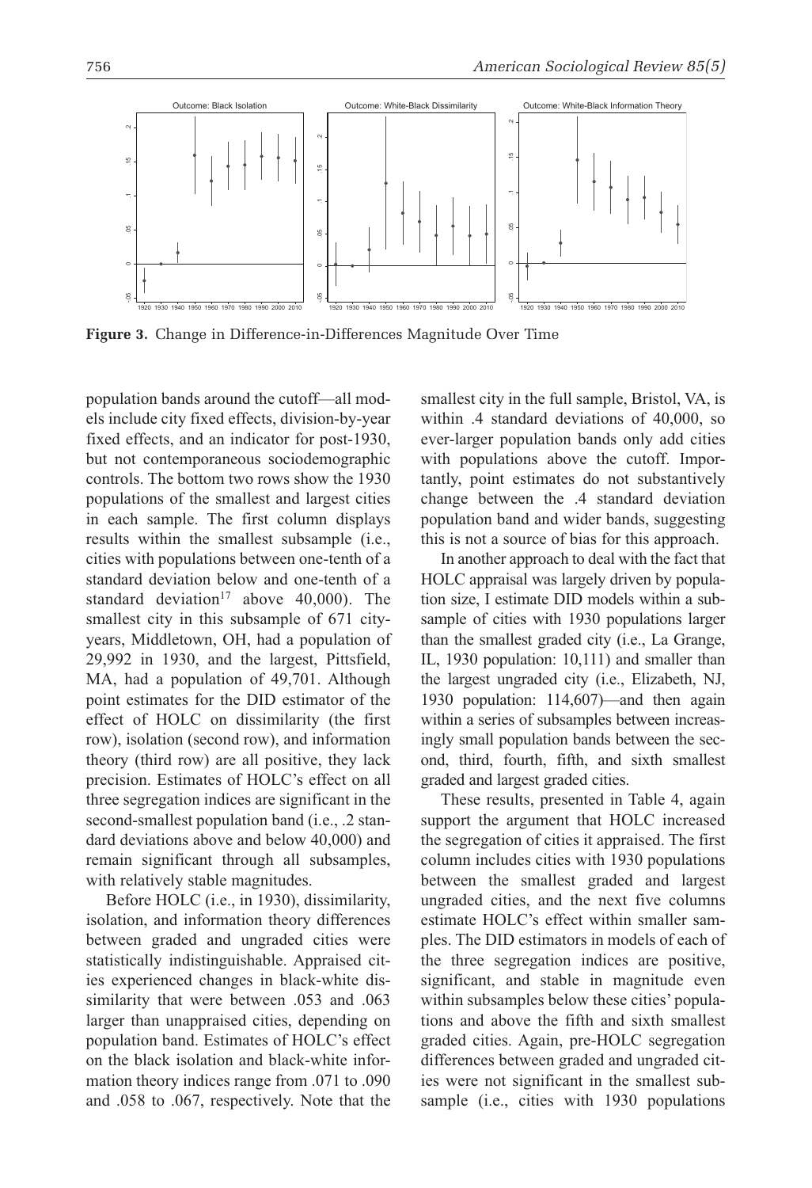**Figure 3.** Change in Difference-in-Differences Magnitude Over Time

population bands around the cutoff—all models include city fixed effects, division-by-year fixed effects, and an indicator for post-1930, but not contemporaneous sociodemographic controls. The bottom two rows show the 1930 populations of the smallest and largest cities in each sample. The first column displays results within the smallest subsample (i.e., cities with populations between one-tenth of a standard deviation below and one-tenth of a standard deviation[17] above 40,000). The smallest city in this subsample of 671 city-years, Middletown, OH, had a population of 29,992 in 1930, and the largest, Pittsfield, MA, had a population of 49,701. Although point estimates for the DID estimator of the effect of HOLC on dissimilarity (the first row), isolation (second row), and information theory (third row) are all positive, they lack precision. Estimates of HOLC's effect on all three segregation indices are significant in the second-smallest population band (i.e., .2 standard deviations above and below 40,000) and remain significant through all subsamples, with relatively stable magnitudes.

Before HOLC (i.e., in 1930), dissimilarity, isolation, and information theory differences between graded and ungraded cities were statistically indistinguishable. Appraised cities experienced changes in black-white dissimilarity that were between .053 and .063 larger than unappraised cities, depending on population band. Estimates of HOLC's effect on the black isolation and black-white information theory indices range from .071 to .090 and .058 to .067, respectively. Note that the smallest city in the full sample, Bristol, VA, is within .4 standard deviations of 40,000, so ever-larger population bands only add cities with populations above the cutoff. Importantly, point estimates do not substantively change between the .4 standard deviation population band and wider bands, suggesting this is not a source of bias for this approach.

In another approach to deal with the fact that HOLC appraisal was largely driven by population size, I estimate DID models within a subsample of cities with 1930 populations larger than the smallest graded city (i.e., La Grange, IL, 1930 population: 10,111) and smaller than the largest ungraded city (i.e., Elizabeth, NJ, 1930 population: 114,607)—and then again within a series of subsamples between increasingly small population bands between the second, third, fourth, fifth, and sixth smallest graded and largest graded cities.

These results, presented in Table 4, again support the argument that HOLC increased the segregation of cities it appraised. The first column includes cities with 1930 populations between the smallest graded and largest ungraded cities, and the next five columns estimate HOLC's effect within smaller samples. The DID estimators in models of each of the three segregation indices are positive, significant, and stable in magnitude even within subsamples below these cities' populations and above the fifth and sixth smallest graded cities. Again, pre-HOLC segregation differences between graded and ungraded cities were not significant in the smallest subsample (i.e., cities with 1930 populations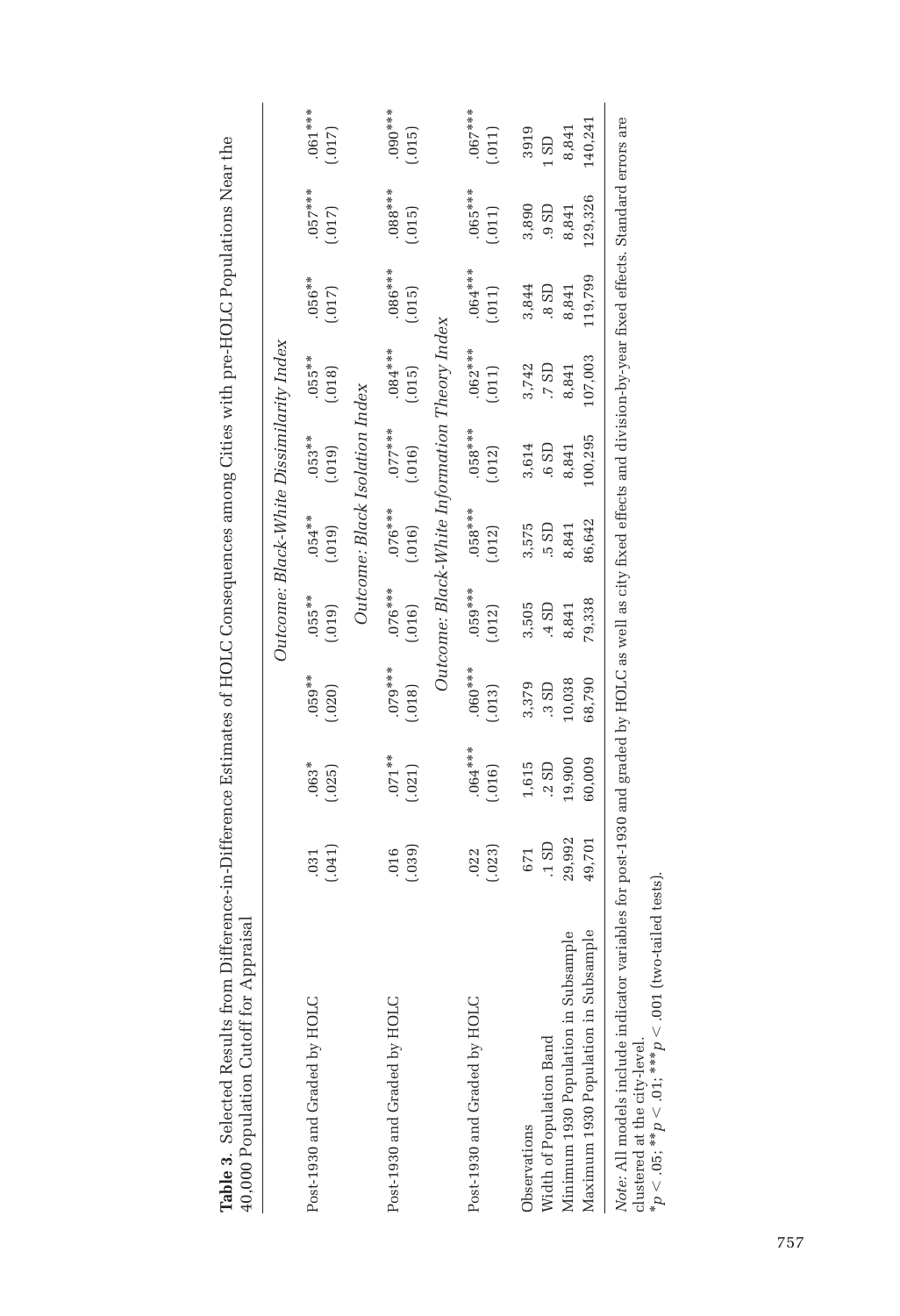**Table 3.** Selected Results from Difference-in-Difference Estimates of HOLC Consequences among Cities with pre-HOLC Populations Near the 40,000 Population Cutoff for Appraisal

| | | | | | | | | | |
|---|---|---|---|---|---|---|---|---|---|
| | *Outcome: Black-White Dissimilarity Index* | | | | | | | | |
| Post-1930 and Graded by HOLC | .031 | .063* | .059** | .055** | .054** | .053** | .055** | .056** | .057*** | .061*** |
| | (.041) | (.025) | (.020) | (.019) | (.019) | (.019) | (.018) | (.017) | (.017) | (.017) |
| | *Outcome: Black Isolation Index* | | | | | | | | |
| Post-1930 and Graded by HOLC | .016 | .071** | .079*** | .076*** | .076*** | .077*** | .084*** | .086*** | .088*** | .090*** |
| | (.039) | (.021) | (.018) | (.016) | (.016) | (.016) | (.015) | (.015) | (.015) | (.015) |
| | *Outcome: Black-White Information Theory Index* | | | | | | | | |
| Post-1930 and Graded by HOLC | .022 | .064*** | .060*** | .059*** | .058*** | .058*** | .062*** | .064*** | .065*** | .067*** |
| | (.023) | (.016) | (.013) | (.012) | (.012) | (.012) | (.011) | (.011) | (.011) | (.011) |
| Observations | 671 | 1,615 | 3,379 | 3,505 | 3,575 | 3,614 | 3,742 | 3,844 | 3,890 | 3919 |
| Width of Population Band | .1 SD | .2 SD | .3 SD | .4 SD | .5 SD | .6 SD | .7 SD | .8 SD | .9 SD | 1 SD |
| Minimum 1930 Population in Subsample | 29,992 | 19,900 | 10,038 | 8,841 | 8,841 | 8,841 | 8,841 | 8,841 | 8,841 | 8,841 |
| Maximum 1930 Population in Subsample | 49,701 | 60,009 | 68,790 | 79,338 | 86,642 | 100,295 | 107,003 | 119,799 | 129,326 | 140,241 |

*Note:* All models include indicator variables for post-1930 and graded by HOLC as well as city fixed effects and division-by-year fixed effects. Standard errors are clustered at the city-level.
*$p < .05$; **$p < .01$; ***$p < .001$ (two-tailed tests).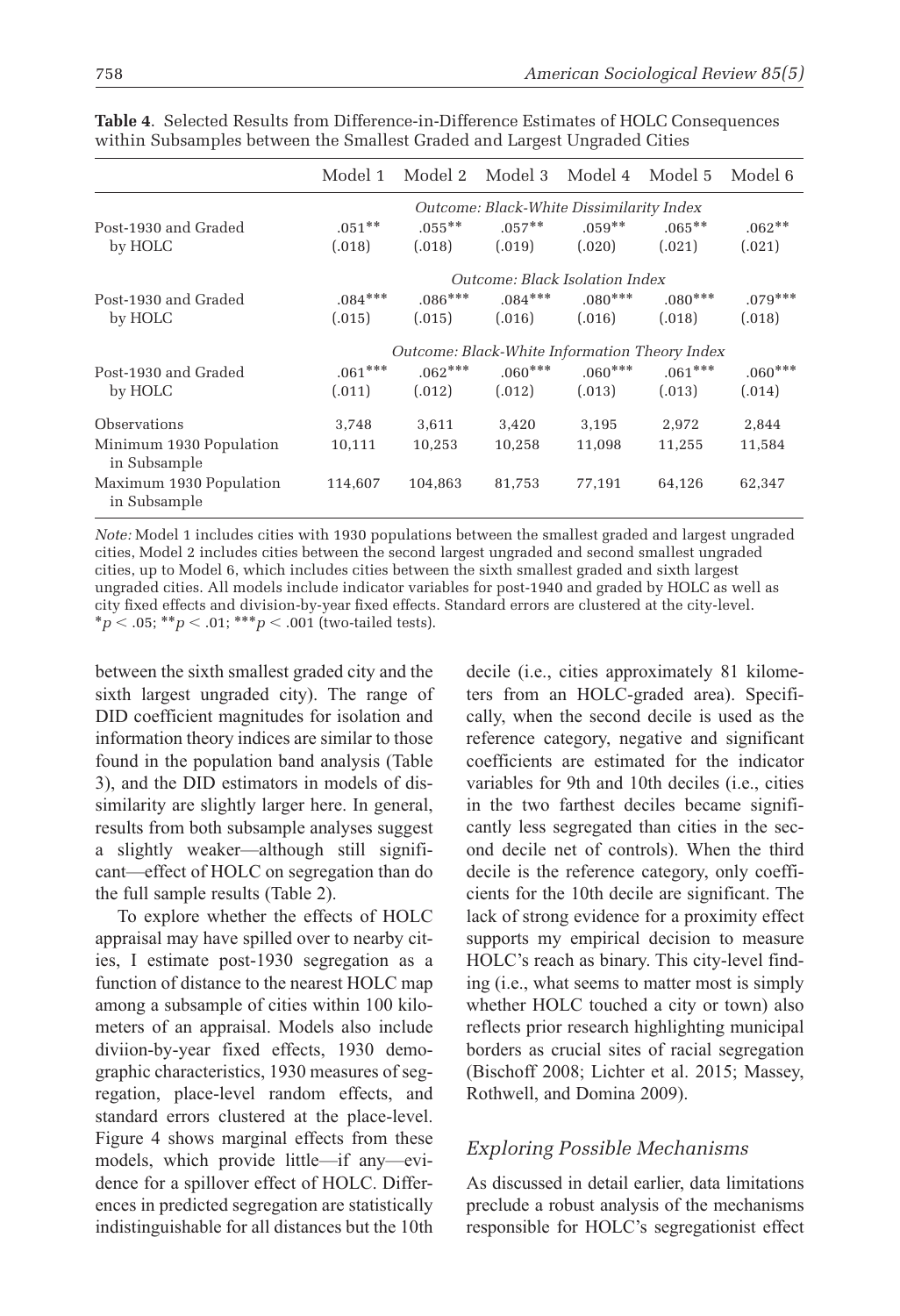**Table 4**. Selected Results from Difference-in-Difference Estimates of HOLC Consequences within Subsamples between the Smallest Graded and Largest Ungraded Cities

| | Model 1 | Model 2 | Model 3 | Model 4 | Model 5 | Model 6 |
|---|---|---|---|---|---|---|
| | *Outcome: Black-White Dissimilarity Index* | | | | | |
| Post-1930 and Graded by HOLC | .051** (.018) | .055** (.018) | .057** (.019) | .059** (.020) | .065** (.021) | .062** (.021) |
| | *Outcome: Black Isolation Index* | | | | | |
| Post-1930 and Graded by HOLC | .084*** (.015) | .086*** (.015) | .084*** (.016) | .080*** (.016) | .080*** (.018) | .079*** (.018) |
| | *Outcome: Black-White Information Theory Index* | | | | | |
| Post-1930 and Graded by HOLC | .061*** (.011) | .062*** (.012) | .060*** (.012) | .060*** (.013) | .061*** (.013) | .060*** (.014) |
| Observations | 3,748 | 3,611 | 3,420 | 3,195 | 2,972 | 2,844 |
| Minimum 1930 Population in Subsample | 10,111 | 10,253 | 10,258 | 11,098 | 11,255 | 11,584 |
| Maximum 1930 Population in Subsample | 114,607 | 104,863 | 81,753 | 77,191 | 64,126 | 62,347 |

*Note:* Model 1 includes cities with 1930 populations between the smallest graded and largest ungraded cities, Model 2 includes cities between the second largest ungraded and second smallest ungraded cities, up to Model 6, which includes cities between the sixth smallest graded and sixth largest ungraded cities. All models include indicator variables for post-1940 and graded by HOLC as well as city fixed effects and division-by-year fixed effects. Standard errors are clustered at the city-level.
*$p < .05$; **$p < .01$; ***$p < .001$ (two-tailed tests).

between the sixth smallest graded city and the sixth largest ungraded city). The range of DID coefficient magnitudes for isolation and information theory indices are similar to those found in the population band analysis (Table 3), and the DID estimators in models of dissimilarity are slightly larger here. In general, results from both subsample analyses suggest a slightly weaker—although still significant—effect of HOLC on segregation than do the full sample results (Table 2).

To explore whether the effects of HOLC appraisal may have spilled over to nearby cities, I estimate post-1930 segregation as a function of distance to the nearest HOLC map among a subsample of cities within 100 kilometers of an appraisal. Models also include diviion-by-year fixed effects, 1930 demographic characteristics, 1930 measures of segregation, place-level random effects, and standard errors clustered at the place-level. Figure 4 shows marginal effects from these models, which provide little—if any—evidence for a spillover effect of HOLC. Differences in predicted segregation are statistically indistinguishable for all distances but the 10th decile (i.e., cities approximately 81 kilometers from an HOLC-graded area). Specifically, when the second decile is used as the reference category, negative and significant coefficients are estimated for the indicator variables for 9th and 10th deciles (i.e., cities in the two farthest deciles became significantly less segregated than cities in the second decile net of controls). When the third decile is the reference category, only coefficients for the 10th decile are significant. The lack of strong evidence for a proximity effect supports my empirical decision to measure HOLC's reach as binary. This city-level finding (i.e., what seems to matter most is simply whether HOLC touched a city or town) also reflects prior research highlighting municipal borders as crucial sites of racial segregation (Bischoff 2008; Lichter et al. 2015; Massey, Rothwell, and Domina 2009).

### *Exploring Possible Mechanisms*

As discussed in detail earlier, data limitations preclude a robust analysis of the mechanisms responsible for HOLC's segregationist effect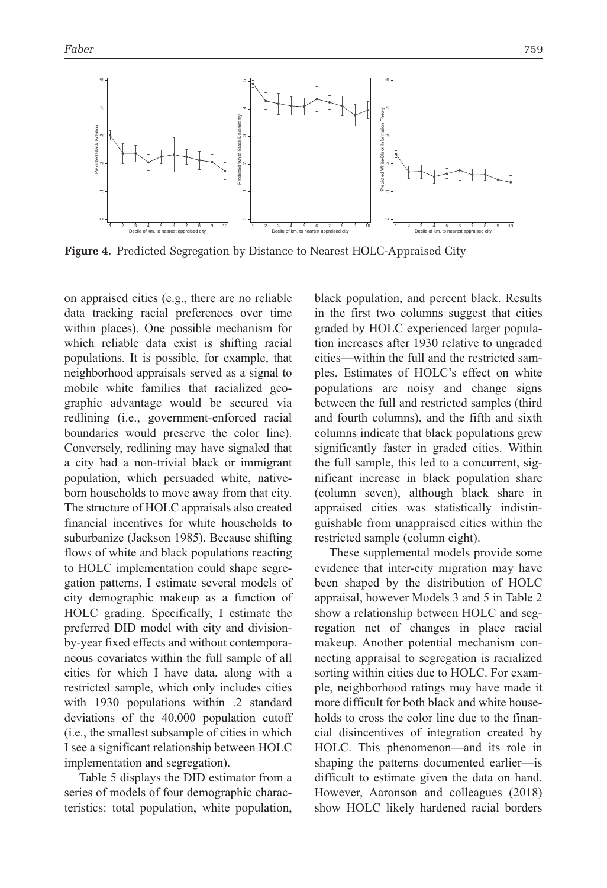**Figure 4.** Predicted Segregation by Distance to Nearest HOLC-Appraised City

on appraised cities (e.g., there are no reliable data tracking racial preferences over time within places). One possible mechanism for which reliable data exist is shifting racial populations. It is possible, for example, that neighborhood appraisals served as a signal to mobile white families that racialized geographic advantage would be secured via redlining (i.e., government-enforced racial boundaries would preserve the color line). Conversely, redlining may have signaled that a city had a non-trivial black or immigrant population, which persuaded white, native-born households to move away from that city. The structure of HOLC appraisals also created financial incentives for white households to suburbanize (Jackson 1985). Because shifting flows of white and black populations reacting to HOLC implementation could shape segregation patterns, I estimate several models of city demographic makeup as a function of HOLC grading. Specifically, I estimate the preferred DID model with city and division-by-year fixed effects and without contemporaneous covariates within the full sample of all cities for which I have data, along with a restricted sample, which only includes cities with 1930 populations within .2 standard deviations of the 40,000 population cutoff (i.e., the smallest subsample of cities in which I see a significant relationship between HOLC implementation and segregation).

Table 5 displays the DID estimator from a series of models of four demographic characteristics: total population, white population, black population, and percent black. Results in the first two columns suggest that cities graded by HOLC experienced larger population increases after 1930 relative to ungraded cities—within the full and the restricted samples. Estimates of HOLC's effect on white populations are noisy and change signs between the full and restricted samples (third and fourth columns), and the fifth and sixth columns indicate that black populations grew significantly faster in graded cities. Within the full sample, this led to a concurrent, significant increase in black population share (column seven), although black share in appraised cities was statistically indistinguishable from unappraised cities within the restricted sample (column eight).

These supplemental models provide some evidence that inter-city migration may have been shaped by the distribution of HOLC appraisal, however Models 3 and 5 in Table 2 show a relationship between HOLC and segregation net of changes in place racial makeup. Another potential mechanism connecting appraisal to segregation is racialized sorting within cities due to HOLC. For example, neighborhood ratings may have made it more difficult for both black and white households to cross the color line due to the financial disincentives of integration created by HOLC. This phenomenon—and its role in shaping the patterns documented earlier—is difficult to estimate given the data on hand. However, Aaronson and colleagues (2018) show HOLC likely hardened racial borders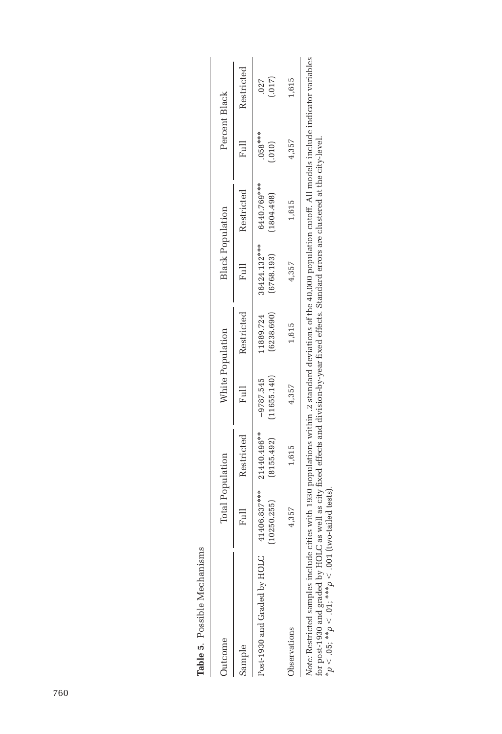**Table 5.** Possible Mechanisms

| Outcome | Total Population | | White Population | | Black Population | | Percent Black | |
|---|---|---|---|---|---|---|---|---|
| Sample | Full | Restricted | Full | Restricted | Full | Restricted | Full | Restricted |
| Post-1930 and Graded by HOLC | 41406.837*** | 21440.496** | −9787.545 | 11889.724 | 36424.132*** | 6440.769*** | .058*** | .027 |
| | (10250.255) | (8155.492) | (11655.140) | (6238.690) | (6768.193) | (1804.498) | (.010) | (.017) |
| Observations | 4,357 | 1,615 | 4,357 | 1,615 | 4,357 | 1,615 | 4,357 | 1,615 |

*Note*: Restricted samples include cities with 1930 populations within .2 standard deviations of the 40,000 population cutoff. All models include indicator variables for post-1930 and graded by HOLC as well as city fixed effects and division-by-year fixed effects. Standard errors are clustered at the city-level.
*$p < .05$; **$p < .01$; ***$p < .001$ (two-tailed tests).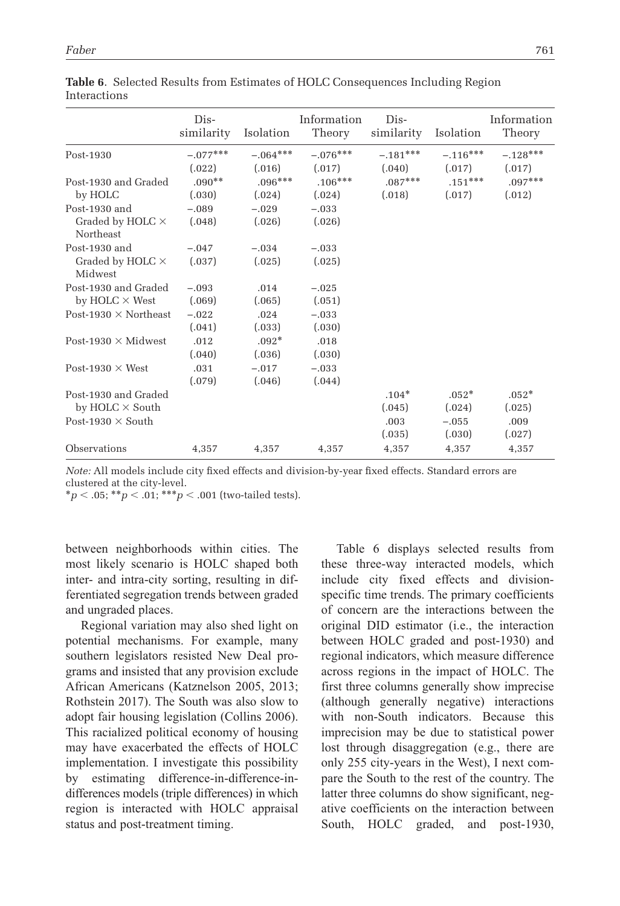**Table 6**. Selected Results from Estimates of HOLC Consequences Including Region Interactions

| | Dis-similarity | Isolation | Information Theory | Dis-similarity | Isolation | Information Theory |
|---|---|---|---|---|---|---|
| Post-1930 | −.077*** | −.064*** | −.076*** | −.181*** | −.116*** | −.128*** |
| | (.022) | (.016) | (.017) | (.040) | (.017) | (.017) |
| Post-1930 and Graded by HOLC | .090** | .096*** | .106*** | .087*** | .151*** | .097*** |
| | (.030) | (.024) | (.024) | (.018) | (.017) | (.012) |
| Post-1930 and Graded by HOLC × Northeast | −.089 | −.029 | −.033 | | | |
| | (.048) | (.026) | (.026) | | | |
| Post-1930 and Graded by HOLC × Midwest | −.047 | −.034 | −.033 | | | |
| | (.037) | (.025) | (.025) | | | |
| Post-1930 and Graded by HOLC × West | −.093 | .014 | −.025 | | | |
| | (.069) | (.065) | (.051) | | | |
| Post-1930 × Northeast | −.022 | .024 | −.033 | | | |
| | (.041) | (.033) | (.030) | | | |
| Post-1930 × Midwest | .012 | .092* | .018 | | | |
| | (.040) | (.036) | (.030) | | | |
| Post-1930 × West | .031 | −.017 | −.033 | | | |
| | (.079) | (.046) | (.044) | | | |
| Post-1930 and Graded by HOLC × South | | | | .104* | .052* | .052* |
| | | | | (.045) | (.024) | (.025) |
| Post-1930 × South | | | | .003 | −.055 | .009 |
| | | | | (.035) | (.030) | (.027) |
| Observations | 4,357 | 4,357 | 4,357 | 4,357 | 4,357 | 4,357 |

*Note:* All models include city fixed effects and division-by-year fixed effects. Standard errors are clustered at the city-level.
$^{*}p < .05$; $^{**}p < .01$; $^{***}p < .001$ (two-tailed tests).

between neighborhoods within cities. The most likely scenario is HOLC shaped both inter- and intra-city sorting, resulting in differentiated segregation trends between graded and ungraded places.

Regional variation may also shed light on potential mechanisms. For example, many southern legislators resisted New Deal programs and insisted that any provision exclude African Americans (Katznelson 2005, 2013; Rothstein 2017). The South was also slow to adopt fair housing legislation (Collins 2006). This racialized political economy of housing may have exacerbated the effects of HOLC implementation. I investigate this possibility by estimating difference-in-difference-in-differences models (triple differences) in which region is interacted with HOLC appraisal status and post-treatment timing.

Table 6 displays selected results from these three-way interacted models, which include city fixed effects and division-specific time trends. The primary coefficients of concern are the interactions between the original DID estimator (i.e., the interaction between HOLC graded and post-1930) and regional indicators, which measure difference across regions in the impact of HOLC. The first three columns generally show imprecise (although generally negative) interactions with non-South indicators. Because this imprecision may be due to statistical power lost through disaggregation (e.g., there are only 255 city-years in the West), I next compare the South to the rest of the country. The latter three columns do show significant, negative coefficients on the interaction between South, HOLC graded, and post-1930,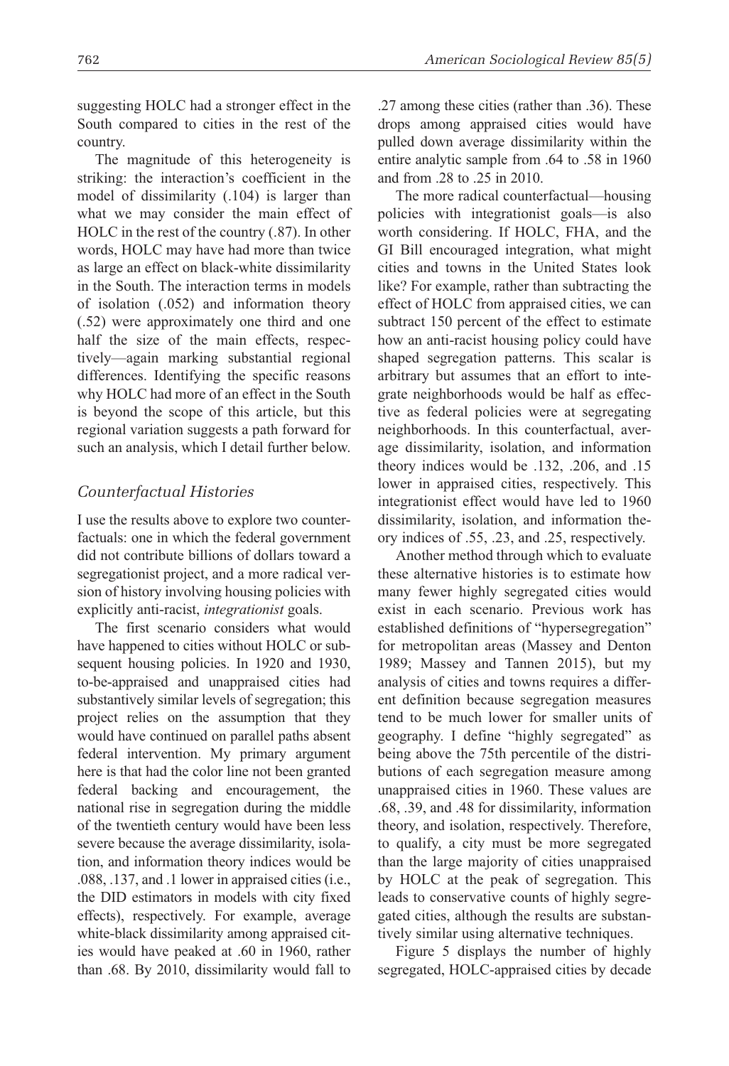suggesting HOLC had a stronger effect in the South compared to cities in the rest of the country.

The magnitude of this heterogeneity is striking: the interaction's coefficient in the model of dissimilarity (.104) is larger than what we may consider the main effect of HOLC in the rest of the country (.87). In other words, HOLC may have had more than twice as large an effect on black-white dissimilarity in the South. The interaction terms in models of isolation (.052) and information theory (.52) were approximately one third and one half the size of the main effects, respectively—again marking substantial regional differences. Identifying the specific reasons why HOLC had more of an effect in the South is beyond the scope of this article, but this regional variation suggests a path forward for such an analysis, which I detail further below.

### *Counterfactual Histories*

I use the results above to explore two counterfactuals: one in which the federal government did not contribute billions of dollars toward a segregationist project, and a more radical version of history involving housing policies with explicitly anti-racist, *integrationist* goals.

The first scenario considers what would have happened to cities without HOLC or subsequent housing policies. In 1920 and 1930, to-be-appraised and unappraised cities had substantively similar levels of segregation; this project relies on the assumption that they would have continued on parallel paths absent federal intervention. My primary argument here is that had the color line not been granted federal backing and encouragement, the national rise in segregation during the middle of the twentieth century would have been less severe because the average dissimilarity, isolation, and information theory indices would be .088, .137, and .1 lower in appraised cities (i.e., the DID estimators in models with city fixed effects), respectively. For example, average white-black dissimilarity among appraised cities would have peaked at .60 in 1960, rather than .68. By 2010, dissimilarity would fall to .27 among these cities (rather than .36). These drops among appraised cities would have pulled down average dissimilarity within the entire analytic sample from .64 to .58 in 1960 and from .28 to .25 in 2010.

The more radical counterfactual—housing policies with integrationist goals—is also worth considering. If HOLC, FHA, and the GI Bill encouraged integration, what might cities and towns in the United States look like? For example, rather than subtracting the effect of HOLC from appraised cities, we can subtract 150 percent of the effect to estimate how an anti-racist housing policy could have shaped segregation patterns. This scalar is arbitrary but assumes that an effort to integrate neighborhoods would be half as effective as federal policies were at segregating neighborhoods. In this counterfactual, average dissimilarity, isolation, and information theory indices would be .132, .206, and .15 lower in appraised cities, respectively. This integrationist effect would have led to 1960 dissimilarity, isolation, and information theory indices of .55, .23, and .25, respectively.

Another method through which to evaluate these alternative histories is to estimate how many fewer highly segregated cities would exist in each scenario. Previous work has established definitions of "hypersegregation" for metropolitan areas (Massey and Denton 1989; Massey and Tannen 2015), but my analysis of cities and towns requires a different definition because segregation measures tend to be much lower for smaller units of geography. I define "highly segregated" as being above the 75th percentile of the distributions of each segregation measure among unappraised cities in 1960. These values are .68, .39, and .48 for dissimilarity, information theory, and isolation, respectively. Therefore, to qualify, a city must be more segregated than the large majority of cities unappraised by HOLC at the peak of segregation. This leads to conservative counts of highly segregated cities, although the results are substantively similar using alternative techniques.

Figure 5 displays the number of highly segregated, HOLC-appraised cities by decade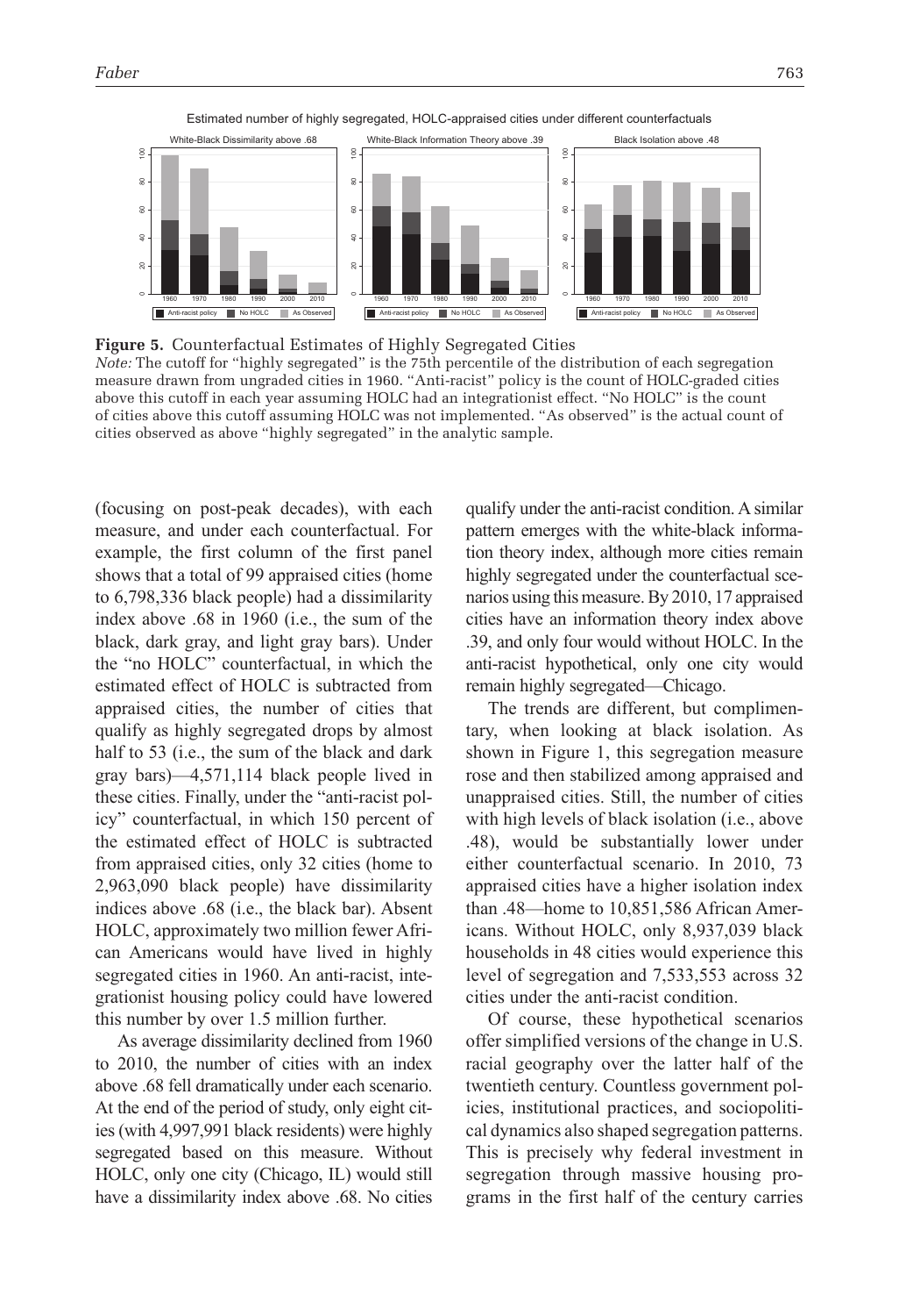Estimated number of highly segregated, HOLC-appraised cities under different counterfactuals

**Figure 5.** Counterfactual Estimates of Highly Segregated Cities

*Note:* The cutoff for "highly segregated" is the 75th percentile of the distribution of each segregation measure drawn from ungraded cities in 1960. "Anti-racist" policy is the count of HOLC-graded cities above this cutoff in each year assuming HOLC had an integrationist effect. "No HOLC" is the count of cities above this cutoff assuming HOLC was not implemented. "As observed" is the actual count of cities observed as above "highly segregated" in the analytic sample.

(focusing on post-peak decades), with each measure, and under each counterfactual. For example, the first column of the first panel shows that a total of 99 appraised cities (home to 6,798,336 black people) had a dissimilarity index above .68 in 1960 (i.e., the sum of the black, dark gray, and light gray bars). Under the "no HOLC" counterfactual, in which the estimated effect of HOLC is subtracted from appraised cities, the number of cities that qualify as highly segregated drops by almost half to 53 (i.e., the sum of the black and dark gray bars)—4,571,114 black people lived in these cities. Finally, under the "anti-racist policy" counterfactual, in which 150 percent of the estimated effect of HOLC is subtracted from appraised cities, only 32 cities (home to 2,963,090 black people) have dissimilarity indices above .68 (i.e., the black bar). Absent HOLC, approximately two million fewer African Americans would have lived in highly segregated cities in 1960. An anti-racist, integrationist housing policy could have lowered this number by over 1.5 million further.

As average dissimilarity declined from 1960 to 2010, the number of cities with an index above .68 fell dramatically under each scenario. At the end of the period of study, only eight cities (with 4,997,991 black residents) were highly segregated based on this measure. Without HOLC, only one city (Chicago, IL) would still have a dissimilarity index above .68. No cities qualify under the anti-racist condition. A similar pattern emerges with the white-black information theory index, although more cities remain highly segregated under the counterfactual scenarios using this measure. By 2010, 17 appraised cities have an information theory index above .39, and only four would without HOLC. In the anti-racist hypothetical, only one city would remain highly segregated—Chicago.

The trends are different, but complimentary, when looking at black isolation. As shown in Figure 1, this segregation measure rose and then stabilized among appraised and unappraised cities. Still, the number of cities with high levels of black isolation (i.e., above .48), would be substantially lower under either counterfactual scenario. In 2010, 73 appraised cities have a higher isolation index than .48—home to 10,851,586 African Americans. Without HOLC, only 8,937,039 black households in 48 cities would experience this level of segregation and 7,533,553 across 32 cities under the anti-racist condition.

Of course, these hypothetical scenarios offer simplified versions of the change in U.S. racial geography over the latter half of the twentieth century. Countless government policies, institutional practices, and sociopolitical dynamics also shaped segregation patterns. This is precisely why federal investment in segregation through massive housing programs in the first half of the century carries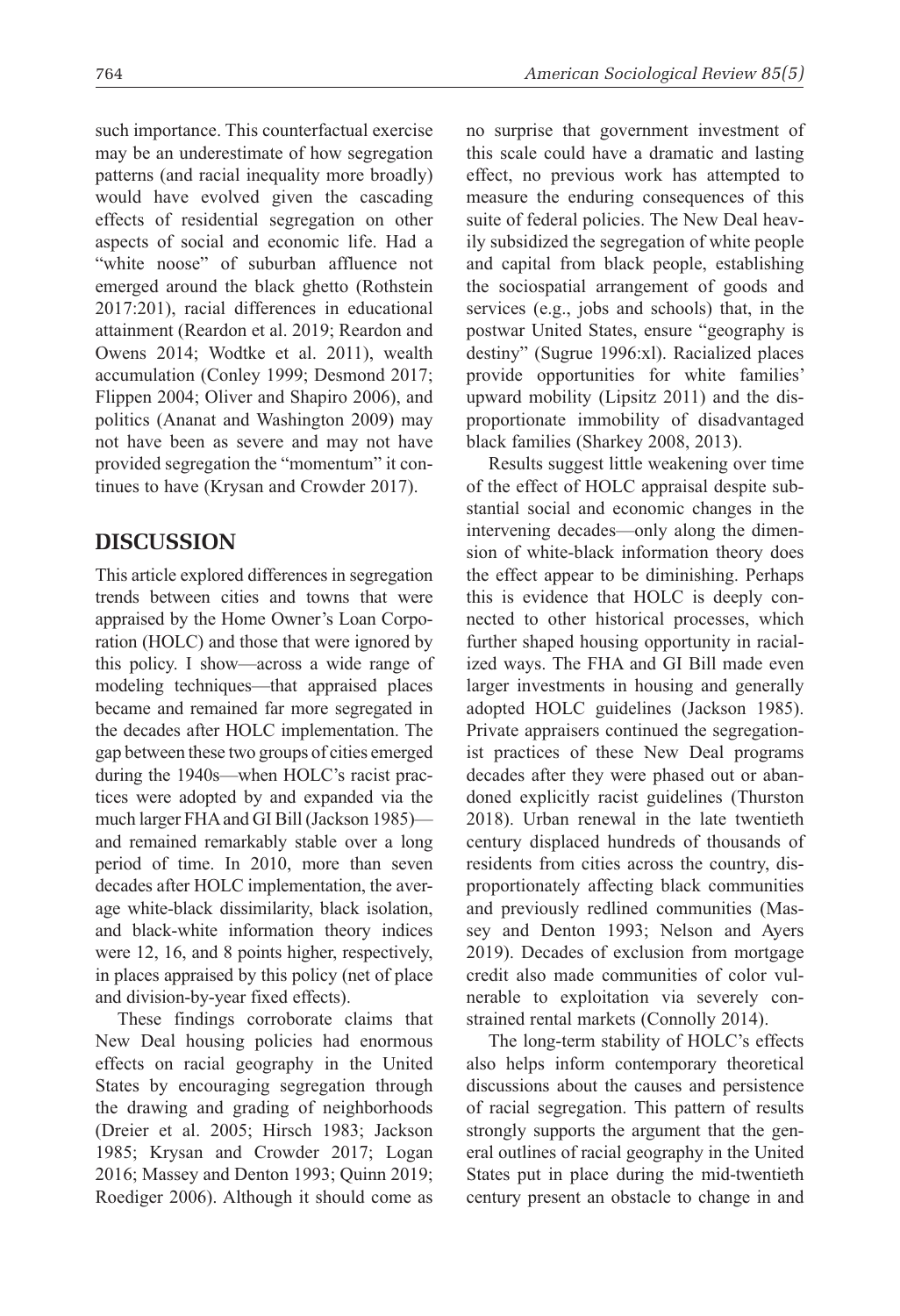such importance. This counterfactual exercise may be an underestimate of how segregation patterns (and racial inequality more broadly) would have evolved given the cascading effects of residential segregation on other aspects of social and economic life. Had a "white noose" of suburban affluence not emerged around the black ghetto (Rothstein 2017:201), racial differences in educational attainment (Reardon et al. 2019; Reardon and Owens 2014; Wodtke et al. 2011), wealth accumulation (Conley 1999; Desmond 2017; Flippen 2004; Oliver and Shapiro 2006), and politics (Ananat and Washington 2009) may not have been as severe and may not have provided segregation the "momentum" it continues to have (Krysan and Crowder 2017).

## DISCUSSION

This article explored differences in segregation trends between cities and towns that were appraised by the Home Owner's Loan Corporation (HOLC) and those that were ignored by this policy. I show—across a wide range of modeling techniques—that appraised places became and remained far more segregated in the decades after HOLC implementation. The gap between these two groups of cities emerged during the 1940s—when HOLC's racist practices were adopted by and expanded via the much larger FHA and GI Bill (Jackson 1985)—and remained remarkably stable over a long period of time. In 2010, more than seven decades after HOLC implementation, the average white-black dissimilarity, black isolation, and black-white information theory indices were 12, 16, and 8 points higher, respectively, in places appraised by this policy (net of place and division-by-year fixed effects).

These findings corroborate claims that New Deal housing policies had enormous effects on racial geography in the United States by encouraging segregation through the drawing and grading of neighborhoods (Dreier et al. 2005; Hirsch 1983; Jackson 1985; Krysan and Crowder 2017; Logan 2016; Massey and Denton 1993; Quinn 2019; Roediger 2006). Although it should come as no surprise that government investment of this scale could have a dramatic and lasting effect, no previous work has attempted to measure the enduring consequences of this suite of federal policies. The New Deal heavily subsidized the segregation of white people and capital from black people, establishing the sociospatial arrangement of goods and services (e.g., jobs and schools) that, in the postwar United States, ensure "geography is destiny" (Sugrue 1996:xl). Racialized places provide opportunities for white families' upward mobility (Lipsitz 2011) and the disproportionate immobility of disadvantaged black families (Sharkey 2008, 2013).

Results suggest little weakening over time of the effect of HOLC appraisal despite substantial social and economic changes in the intervening decades—only along the dimension of white-black information theory does the effect appear to be diminishing. Perhaps this is evidence that HOLC is deeply connected to other historical processes, which further shaped housing opportunity in racialized ways. The FHA and GI Bill made even larger investments in housing and generally adopted HOLC guidelines (Jackson 1985). Private appraisers continued the segregationist practices of these New Deal programs decades after they were phased out or abandoned explicitly racist guidelines (Thurston 2018). Urban renewal in the late twentieth century displaced hundreds of thousands of residents from cities across the country, disproportionately affecting black communities and previously redlined communities (Massey and Denton 1993; Nelson and Ayers 2019). Decades of exclusion from mortgage credit also made communities of color vulnerable to exploitation via severely constrained rental markets (Connolly 2014).

The long-term stability of HOLC's effects also helps inform contemporary theoretical discussions about the causes and persistence of racial segregation. This pattern of results strongly supports the argument that the general outlines of racial geography in the United States put in place during the mid-twentieth century present an obstacle to change in and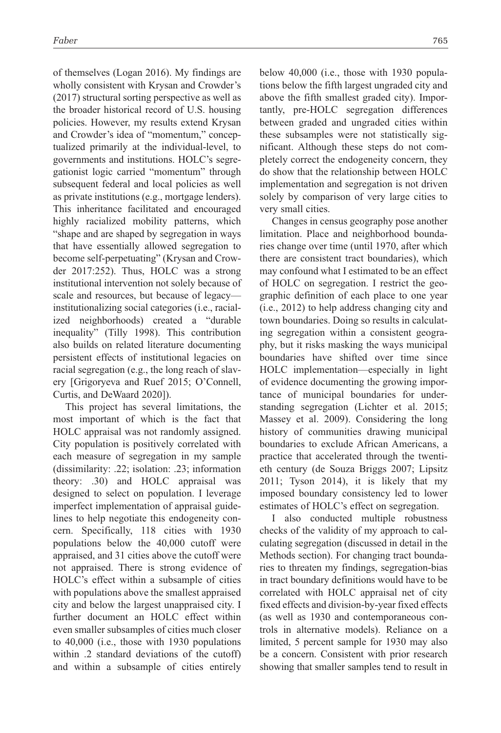of themselves (Logan 2016). My findings are wholly consistent with Krysan and Crowder's (2017) structural sorting perspective as well as the broader historical record of U.S. housing policies. However, my results extend Krysan and Crowder's idea of "momentum," conceptualized primarily at the individual-level, to governments and institutions. HOLC's segregationist logic carried "momentum" through subsequent federal and local policies as well as private institutions (e.g., mortgage lenders). This inheritance facilitated and encouraged highly racialized mobility patterns, which "shape and are shaped by segregation in ways that have essentially allowed segregation to become self-perpetuating" (Krysan and Crowder 2017:252). Thus, HOLC was a strong institutional intervention not solely because of scale and resources, but because of legacy—institutionalizing social categories (i.e., racialized neighborhoods) created a "durable inequality" (Tilly 1998). This contribution also builds on related literature documenting persistent effects of institutional legacies on racial segregation (e.g., the long reach of slavery [Grigoryeva and Ruef 2015; O'Connell, Curtis, and DeWaard 2020]).

This project has several limitations, the most important of which is the fact that HOLC appraisal was not randomly assigned. City population is positively correlated with each measure of segregation in my sample (dissimilarity: .22; isolation: .23; information theory: .30) and HOLC appraisal was designed to select on population. I leverage imperfect implementation of appraisal guidelines to help negotiate this endogeneity concern. Specifically, 118 cities with 1930 populations below the 40,000 cutoff were appraised, and 31 cities above the cutoff were not appraised. There is strong evidence of HOLC's effect within a subsample of cities with populations above the smallest appraised city and below the largest unappraised city. I further document an HOLC effect within even smaller subsamples of cities much closer to 40,000 (i.e., those with 1930 populations within .2 standard deviations of the cutoff) and within a subsample of cities entirely below 40,000 (i.e., those with 1930 populations below the fifth largest ungraded city and above the fifth smallest graded city). Importantly, pre-HOLC segregation differences between graded and ungraded cities within these subsamples were not statistically significant. Although these steps do not completely correct the endogeneity concern, they do show that the relationship between HOLC implementation and segregation is not driven solely by comparison of very large cities to very small cities.

Changes in census geography pose another limitation. Place and neighborhood boundaries change over time (until 1970, after which there are consistent tract boundaries), which may confound what I estimated to be an effect of HOLC on segregation. I restrict the geographic definition of each place to one year (i.e., 2012) to help address changing city and town boundaries. Doing so results in calculating segregation within a consistent geography, but it risks masking the ways municipal boundaries have shifted over time since HOLC implementation—especially in light of evidence documenting the growing importance of municipal boundaries for understanding segregation (Lichter et al. 2015; Massey et al. 2009). Considering the long history of communities drawing municipal boundaries to exclude African Americans, a practice that accelerated through the twentieth century (de Souza Briggs 2007; Lipsitz 2011; Tyson 2014), it is likely that my imposed boundary consistency led to lower estimates of HOLC's effect on segregation.

I also conducted multiple robustness checks of the validity of my approach to calculating segregation (discussed in detail in the Methods section). For changing tract boundaries to threaten my findings, segregation-bias in tract boundary definitions would have to be correlated with HOLC appraisal net of city fixed effects and division-by-year fixed effects (as well as 1930 and contemporaneous controls in alternative models). Reliance on a limited, 5 percent sample for 1930 may also be a concern. Consistent with prior research showing that smaller samples tend to result in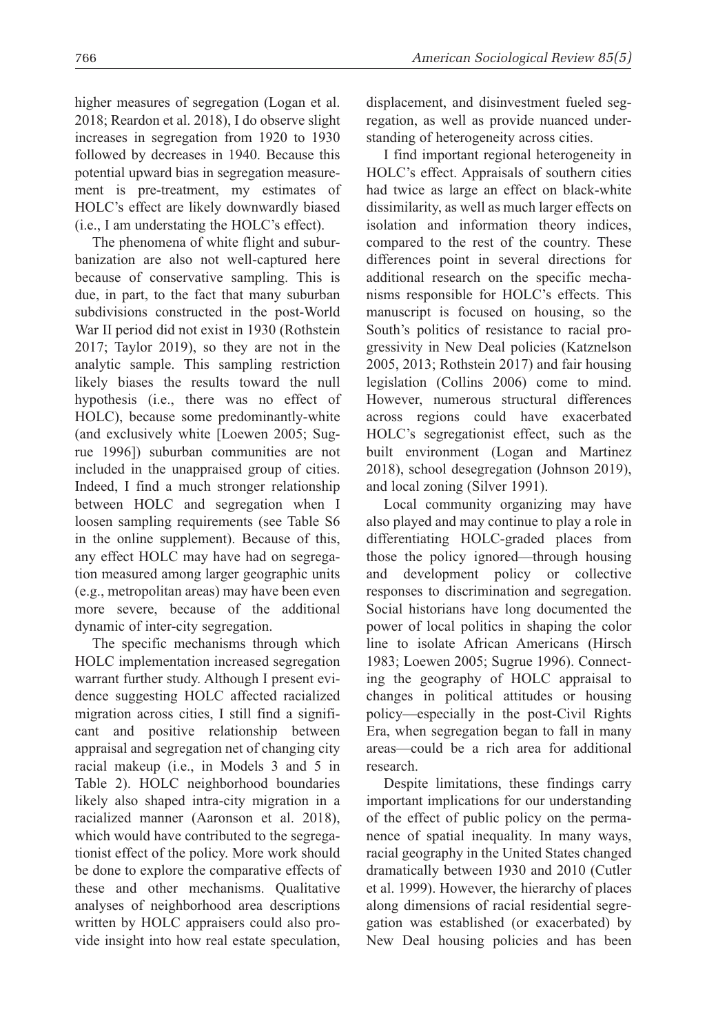higher measures of segregation (Logan et al. 2018; Reardon et al. 2018), I do observe slight increases in segregation from 1920 to 1930 followed by decreases in 1940. Because this potential upward bias in segregation measurement is pre-treatment, my estimates of HOLC's effect are likely downwardly biased (i.e., I am understating the HOLC's effect).

The phenomena of white flight and suburbanization are also not well-captured here because of conservative sampling. This is due, in part, to the fact that many suburban subdivisions constructed in the post-World War II period did not exist in 1930 (Rothstein 2017; Taylor 2019), so they are not in the analytic sample. This sampling restriction likely biases the results toward the null hypothesis (i.e., there was no effect of HOLC), because some predominantly-white (and exclusively white [Loewen 2005; Sugrue 1996]) suburban communities are not included in the unappraised group of cities. Indeed, I find a much stronger relationship between HOLC and segregation when I loosen sampling requirements (see Table S6 in the online supplement). Because of this, any effect HOLC may have had on segregation measured among larger geographic units (e.g., metropolitan areas) may have been even more severe, because of the additional dynamic of inter-city segregation.

The specific mechanisms through which HOLC implementation increased segregation warrant further study. Although I present evidence suggesting HOLC affected racialized migration across cities, I still find a significant and positive relationship between appraisal and segregation net of changing city racial makeup (i.e., in Models 3 and 5 in Table 2). HOLC neighborhood boundaries likely also shaped intra-city migration in a racialized manner (Aaronson et al. 2018), which would have contributed to the segregationist effect of the policy. More work should be done to explore the comparative effects of these and other mechanisms. Qualitative analyses of neighborhood area descriptions written by HOLC appraisers could also provide insight into how real estate speculation, displacement, and disinvestment fueled segregation, as well as provide nuanced understanding of heterogeneity across cities.

I find important regional heterogeneity in HOLC's effect. Appraisals of southern cities had twice as large an effect on black-white dissimilarity, as well as much larger effects on isolation and information theory indices, compared to the rest of the country. These differences point in several directions for additional research on the specific mechanisms responsible for HOLC's effects. This manuscript is focused on housing, so the South's politics of resistance to racial progressivity in New Deal policies (Katznelson 2005, 2013; Rothstein 2017) and fair housing legislation (Collins 2006) come to mind. However, numerous structural differences across regions could have exacerbated HOLC's segregationist effect, such as the built environment (Logan and Martinez 2018), school desegregation (Johnson 2019), and local zoning (Silver 1991).

Local community organizing may have also played and may continue to play a role in differentiating HOLC-graded places from those the policy ignored—through housing and development policy or collective responses to discrimination and segregation. Social historians have long documented the power of local politics in shaping the color line to isolate African Americans (Hirsch 1983; Loewen 2005; Sugrue 1996). Connecting the geography of HOLC appraisal to changes in political attitudes or housing policy—especially in the post-Civil Rights Era, when segregation began to fall in many areas—could be a rich area for additional research.

Despite limitations, these findings carry important implications for our understanding of the effect of public policy on the permanence of spatial inequality. In many ways, racial geography in the United States changed dramatically between 1930 and 2010 (Cutler et al. 1999). However, the hierarchy of places along dimensions of racial residential segregation was established (or exacerbated) by New Deal housing policies and has been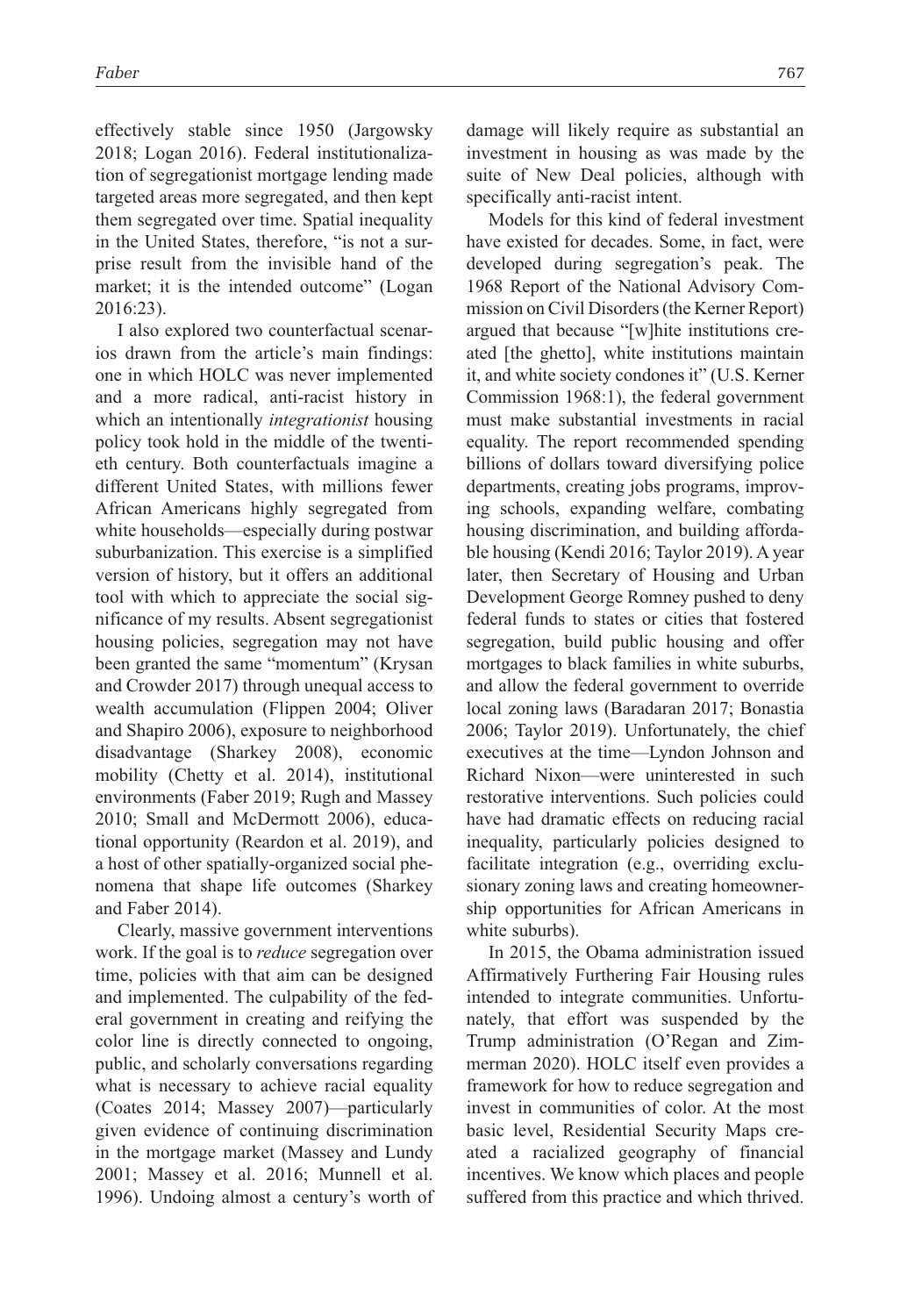effectively stable since 1950 (Jargowsky 2018; Logan 2016). Federal institutionalization of segregationist mortgage lending made targeted areas more segregated, and then kept them segregated over time. Spatial inequality in the United States, therefore, "is not a surprise result from the invisible hand of the market; it is the intended outcome" (Logan 2016:23).

I also explored two counterfactual scenarios drawn from the article's main findings: one in which HOLC was never implemented and a more radical, anti-racist history in which an intentionally *integrationist* housing policy took hold in the middle of the twentieth century. Both counterfactuals imagine a different United States, with millions fewer African Americans highly segregated from white households—especially during postwar suburbanization. This exercise is a simplified version of history, but it offers an additional tool with which to appreciate the social significance of my results. Absent segregationist housing policies, segregation may not have been granted the same "momentum" (Krysan and Crowder 2017) through unequal access to wealth accumulation (Flippen 2004; Oliver and Shapiro 2006), exposure to neighborhood disadvantage (Sharkey 2008), economic mobility (Chetty et al. 2014), institutional environments (Faber 2019; Rugh and Massey 2010; Small and McDermott 2006), educational opportunity (Reardon et al. 2019), and a host of other spatially-organized social phenomena that shape life outcomes (Sharkey and Faber 2014).

Clearly, massive government interventions work. If the goal is to *reduce* segregation over time, policies with that aim can be designed and implemented. The culpability of the federal government in creating and reifying the color line is directly connected to ongoing, public, and scholarly conversations regarding what is necessary to achieve racial equality (Coates 2014; Massey 2007)—particularly given evidence of continuing discrimination in the mortgage market (Massey and Lundy 2001; Massey et al. 2016; Munnell et al. 1996). Undoing almost a century's worth of damage will likely require as substantial an investment in housing as was made by the suite of New Deal policies, although with specifically anti-racist intent.

Models for this kind of federal investment have existed for decades. Some, in fact, were developed during segregation's peak. The 1968 Report of the National Advisory Commission on Civil Disorders (the Kerner Report) argued that because "[w]hite institutions created [the ghetto], white institutions maintain it, and white society condones it" (U.S. Kerner Commission 1968:1), the federal government must make substantial investments in racial equality. The report recommended spending billions of dollars toward diversifying police departments, creating jobs programs, improving schools, expanding welfare, combating housing discrimination, and building affordable housing (Kendi 2016; Taylor 2019). A year later, then Secretary of Housing and Urban Development George Romney pushed to deny federal funds to states or cities that fostered segregation, build public housing and offer mortgages to black families in white suburbs, and allow the federal government to override local zoning laws (Baradaran 2017; Bonastia 2006; Taylor 2019). Unfortunately, the chief executives at the time—Lyndon Johnson and Richard Nixon—were uninterested in such restorative interventions. Such policies could have had dramatic effects on reducing racial inequality, particularly policies designed to facilitate integration (e.g., overriding exclusionary zoning laws and creating homeownership opportunities for African Americans in white suburbs).

In 2015, the Obama administration issued Affirmatively Furthering Fair Housing rules intended to integrate communities. Unfortunately, that effort was suspended by the Trump administration (O'Regan and Zimmerman 2020). HOLC itself even provides a framework for how to reduce segregation and invest in communities of color. At the most basic level, Residential Security Maps created a racialized geography of financial incentives. We know which places and people suffered from this practice and which thrived.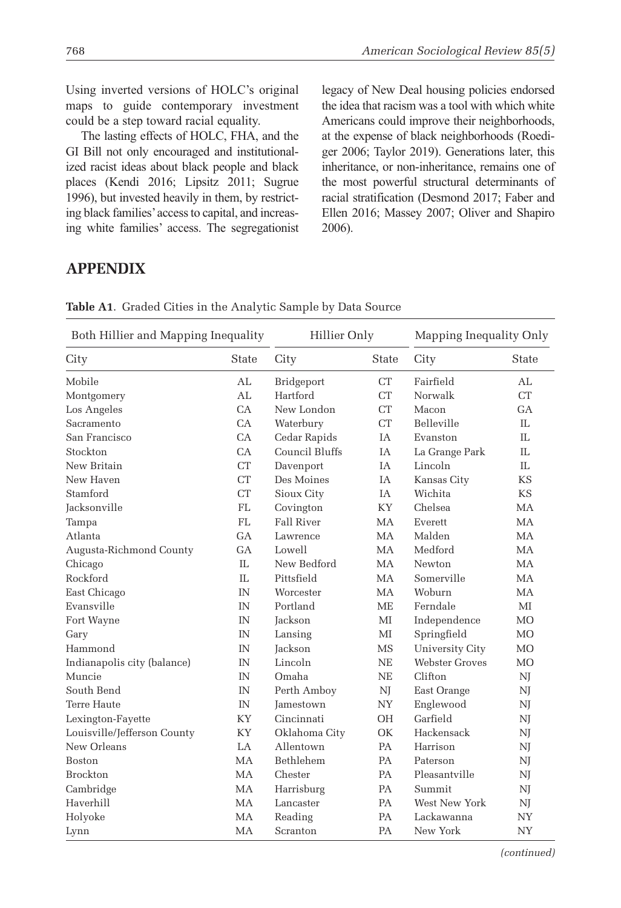Using inverted versions of HOLC's original maps to guide contemporary investment could be a step toward racial equality.

The lasting effects of HOLC, FHA, and the GI Bill not only encouraged and institutionalized racist ideas about black people and black places (Kendi 2016; Lipsitz 2011; Sugrue 1996), but invested heavily in them, by restricting black families' access to capital, and increasing white families' access. The segregationist legacy of New Deal housing policies endorsed the idea that racism was a tool with which white Americans could improve their neighborhoods, at the expense of black neighborhoods (Roediger 2006; Taylor 2019). Generations later, this inheritance, or non-inheritance, remains one of the most powerful structural determinants of racial stratification (Desmond 2017; Faber and Ellen 2016; Massey 2007; Oliver and Shapiro 2006).

## APPENDIX

**Table A1**. Graded Cities in the Analytic Sample by Data Source

| Both Hillier and Mapping Inequality | | Hillier Only | | Mapping Inequality Only | |
|---|---|---|---|---|---|
| City | State | City | State | City | State |
| Mobile | AL | Bridgeport | CT | Fairfield | AL |
| Montgomery | AL | Hartford | CT | Norwalk | CT |
| Los Angeles | CA | New London | CT | Macon | GA |
| Sacramento | CA | Waterbury | CT | Belleville | IL |
| San Francisco | CA | Cedar Rapids | IA | Evanston | IL |
| Stockton | CA | Council Bluffs | IA | La Grange Park | IL |
| New Britain | CT | Davenport | IA | Lincoln | IL |
| New Haven | CT | Des Moines | IA | Kansas City | KS |
| Stamford | CT | Sioux City | IA | Wichita | KS |
| Jacksonville | FL | Covington | KY | Chelsea | MA |
| Tampa | FL | Fall River | MA | Everett | MA |
| Atlanta | GA | Lawrence | MA | Malden | MA |
| Augusta-Richmond County | GA | Lowell | MA | Medford | MA |
| Chicago | IL | New Bedford | MA | Newton | MA |
| Rockford | IL | Pittsfield | MA | Somerville | MA |
| East Chicago | IN | Worcester | MA | Woburn | MA |
| Evansville | IN | Portland | ME | Ferndale | MI |
| Fort Wayne | IN | Jackson | MI | Independence | MO |
| Gary | IN | Lansing | MI | Springfield | MO |
| Hammond | IN | Jackson | MS | University City | MO |
| Indianapolis city (balance) | IN | Lincoln | NE | Webster Groves | MO |
| Muncie | IN | Omaha | NE | Clifton | NJ |
| South Bend | IN | Perth Amboy | NJ | East Orange | NJ |
| Terre Haute | IN | Jamestown | NY | Englewood | NJ |
| Lexington-Fayette | KY | Cincinnati | OH | Garfield | NJ |
| Louisville/Jefferson County | KY | Oklahoma City | OK | Hackensack | NJ |
| New Orleans | LA | Allentown | PA | Harrison | NJ |
| Boston | MA | Bethlehem | PA | Paterson | NJ |
| Brockton | MA | Chester | PA | Pleasantville | NJ |
| Cambridge | MA | Harrisburg | PA | Summit | NJ |
| Haverhill | MA | Lancaster | PA | West New York | NJ |
| Holyoke | MA | Reading | PA | Lackawanna | NY |
| Lynn | MA | Scranton | PA | New York | NY |

*(continued)*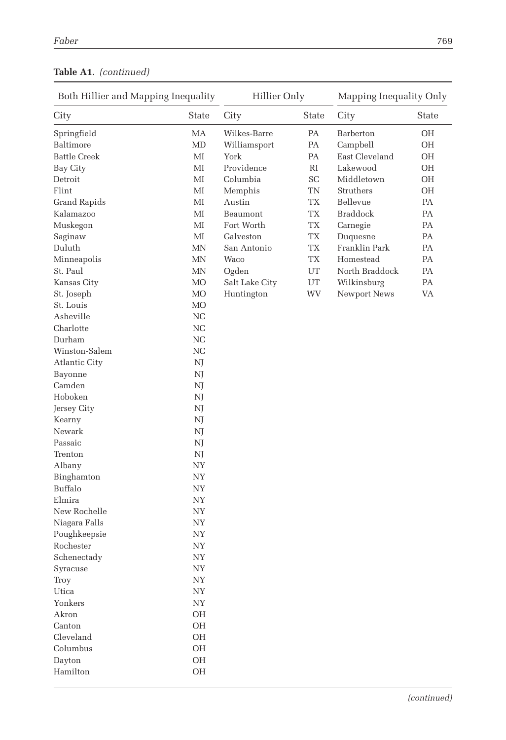**Table A1**. *(continued)*

| Both Hillier and Mapping Inequality | | Hillier Only | | Mapping Inequality Only | |
|---|---|---|---|---|---|
| City | State | City | State | City | State |
| Springfield | MA | Wilkes-Barre | PA | Barberton | OH |
| Baltimore | MD | Williamsport | PA | Campbell | OH |
| Battle Creek | MI | York | PA | East Cleveland | OH |
| Bay City | MI | Providence | RI | Lakewood | OH |
| Detroit | MI | Columbia | SC | Middletown | OH |
| Flint | MI | Memphis | TN | Struthers | OH |
| Grand Rapids | MI | Austin | TX | Bellevue | PA |
| Kalamazoo | MI | Beaumont | TX | Braddock | PA |
| Muskegon | MI | Fort Worth | TX | Carnegie | PA |
| Saginaw | MI | Galveston | TX | Duquesne | PA |
| Duluth | MN | San Antonio | TX | Franklin Park | PA |
| Minneapolis | MN | Waco | TX | Homestead | PA |
| St. Paul | MN | Ogden | UT | North Braddock | PA |
| Kansas City | MO | Salt Lake City | UT | Wilkinsburg | PA |
| St. Joseph | MO | Huntington | WV | Newport News | VA |
| St. Louis | MO | | | | |
| Asheville | NC | | | | |
| Charlotte | NC | | | | |
| Durham | NC | | | | |
| Winston-Salem | NC | | | | |
| Atlantic City | NJ | | | | |
| Bayonne | NJ | | | | |
| Camden | NJ | | | | |
| Hoboken | NJ | | | | |
| Jersey City | NJ | | | | |
| Kearny | NJ | | | | |
| Newark | NJ | | | | |
| Passaic | NJ | | | | |
| Trenton | NJ | | | | |
| Albany | NY | | | | |
| Binghamton | NY | | | | |
| Buffalo | NY | | | | |
| Elmira | NY | | | | |
| New Rochelle | NY | | | | |
| Niagara Falls | NY | | | | |
| Poughkeepsie | NY | | | | |
| Rochester | NY | | | | |
| Schenectady | NY | | | | |
| Syracuse | NY | | | | |
| Troy | NY | | | | |
| Utica | NY | | | | |
| Yonkers | NY | | | | |
| Akron | OH | | | | |
| Canton | OH | | | | |
| Cleveland | OH | | | | |
| Columbus | OH | | | | |
| Dayton | OH | | | | |
| Hamilton | OH | | | | |

*(continued)*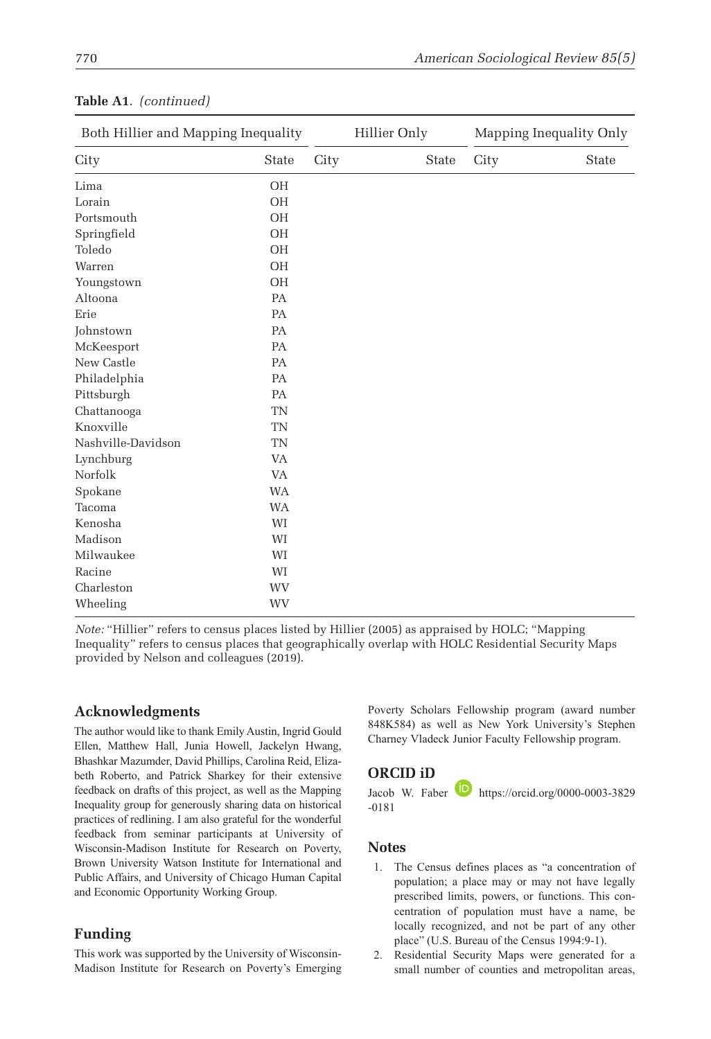**Table A1.** *(continued)*

| Both Hillier and Mapping Inequality | | Hillier Only | | Mapping Inequality Only | |
|---|---|---|---|---|---|
| City | State | City | State | City | State |
| Lima | OH | | | | |
| Lorain | OH | | | | |
| Portsmouth | OH | | | | |
| Springfield | OH | | | | |
| Toledo | OH | | | | |
| Warren | OH | | | | |
| Youngstown | OH | | | | |
| Altoona | PA | | | | |
| Erie | PA | | | | |
| Johnstown | PA | | | | |
| McKeesport | PA | | | | |
| New Castle | PA | | | | |
| Philadelphia | PA | | | | |
| Pittsburgh | PA | | | | |
| Chattanooga | TN | | | | |
| Knoxville | TN | | | | |
| Nashville-Davidson | TN | | | | |
| Lynchburg | VA | | | | |
| Norfolk | VA | | | | |
| Spokane | WA | | | | |
| Tacoma | WA | | | | |
| Kenosha | WI | | | | |
| Madison | WI | | | | |
| Milwaukee | WI | | | | |
| Racine | WI | | | | |
| Charleston | WV | | | | |
| Wheeling | WV | | | | |

*Note:* "Hillier" refers to census places listed by Hillier (2005) as appraised by HOLC; "Mapping Inequality" refers to census places that geographically overlap with HOLC Residential Security Maps provided by Nelson and colleagues (2019).

## Acknowledgments

The author would like to thank Emily Austin, Ingrid Gould Ellen, Matthew Hall, Junia Howell, Jackelyn Hwang, Bhashkar Mazumder, David Phillips, Carolina Reid, Elizabeth Roberto, and Patrick Sharkey for their extensive feedback on drafts of this project, as well as the Mapping Inequality group for generously sharing data on historical practices of redlining. I am also grateful for the wonderful feedback from seminar participants at University of Wisconsin-Madison Institute for Research on Poverty, Brown University Watson Institute for International and Public Affairs, and University of Chicago Human Capital and Economic Opportunity Working Group.

## Funding

This work was supported by the University of Wisconsin-Madison Institute for Research on Poverty's Emerging Poverty Scholars Fellowship program (award number 848K584) as well as New York University's Stephen Charney Vladeck Junior Faculty Fellowship program.

## ORCID iD

Jacob W. Faber https://orcid.org/0000-0003-3829-0181

## Notes

1. The Census defines places as "a concentration of population; a place may or may not have legally prescribed limits, powers, or functions. This concentration of population must have a name, be locally recognized, and not be part of any other place" (U.S. Bureau of the Census 1994:9-1).
2. Residential Security Maps were generated for a small number of counties and metropolitan areas,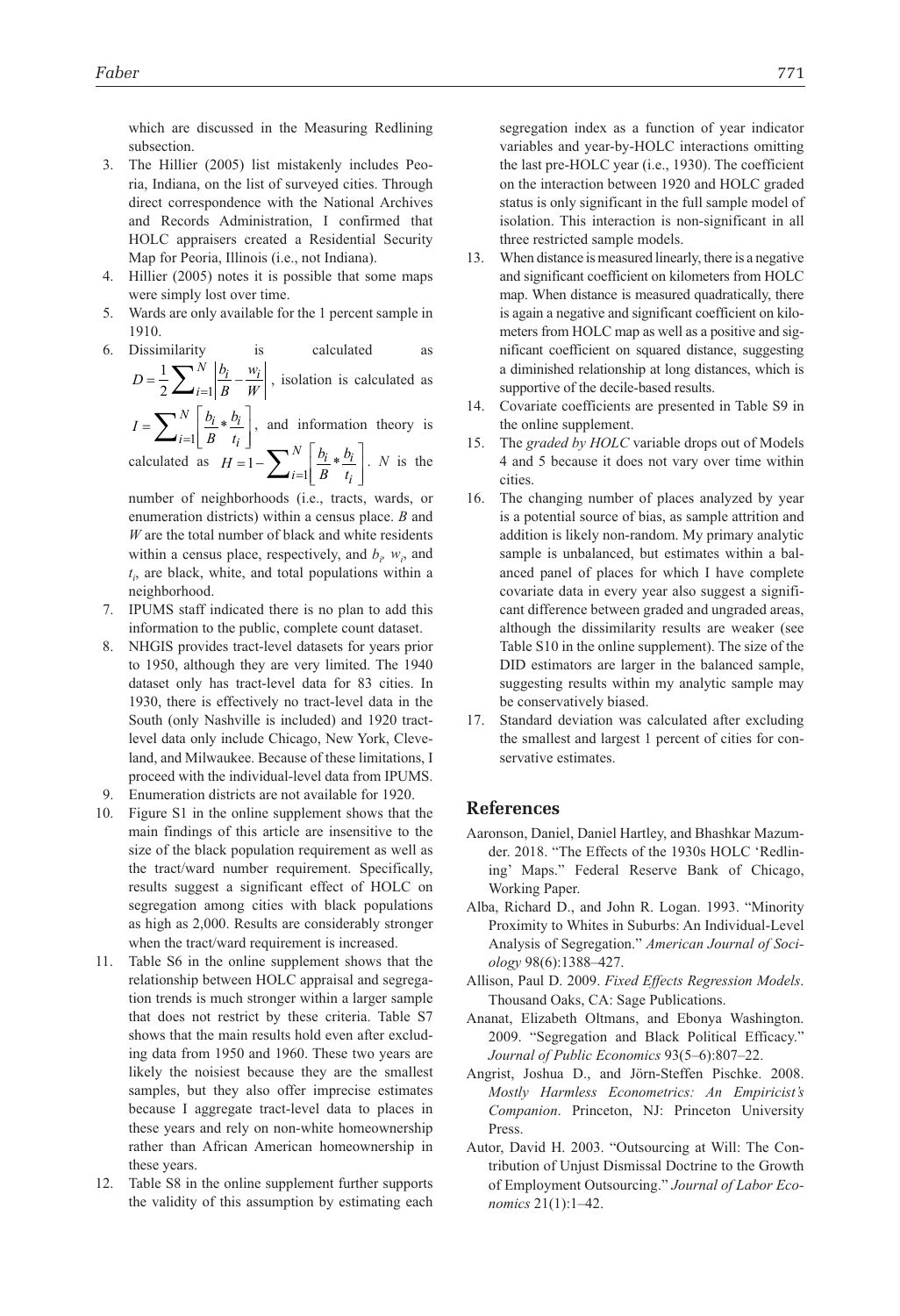which are discussed in the Measuring Redlining subsection.

3. The Hillier (2005) list mistakenly includes Peoria, Indiana, on the list of surveyed cities. Through direct correspondence with the National Archives and Records Administration, I confirmed that HOLC appraisers created a Residential Security Map for Peoria, Illinois (i.e., not Indiana).
4. Hillier (2005) notes it is possible that some maps were simply lost over time.
5. Wards are only available for the 1 percent sample in 1910.
6. Dissimilarity is calculated as $D = \frac{1}{2}\sum_{i=1}^{N}\left|\frac{b_i}{B} - \frac{w_i}{W}\right|$, isolation is calculated as $I = \sum_{i=1}^{N}\left[\frac{b_i}{B} * \frac{b_i}{t_i}\right]$, and information theory is calculated as $H = 1 - \sum_{i=1}^{N}\left[\frac{b_i}{B} * \frac{b_i}{t_i}\right]$. $N$ is the number of neighborhoods (i.e., tracts, wards, or enumeration districts) within a census place. $B$ and $W$ are the total number of black and white residents within a census place, respectively, and $b_i$, $w_i$, and $t_i$, are black, white, and total populations within a neighborhood.
7. IPUMS staff indicated there is no plan to add this information to the public, complete count dataset.
8. NHGIS provides tract-level datasets for years prior to 1950, although they are very limited. The 1940 dataset only has tract-level data for 83 cities. In 1930, there is effectively no tract-level data in the South (only Nashville is included) and 1920 tract-level data only include Chicago, New York, Cleveland, and Milwaukee. Because of these limitations, I proceed with the individual-level data from IPUMS.
9. Enumeration districts are not available for 1920.
10. Figure S1 in the online supplement shows that the main findings of this article are insensitive to the size of the black population requirement as well as the tract/ward number requirement. Specifically, results suggest a significant effect of HOLC on segregation among cities with black populations as high as 2,000. Results are considerably stronger when the tract/ward requirement is increased.
11. Table S6 in the online supplement shows that the relationship between HOLC appraisal and segregation trends is much stronger within a larger sample that does not restrict by these criteria. Table S7 shows that the main results hold even after excluding data from 1950 and 1960. These two years are likely the noisiest because they are the smallest samples, but they also offer imprecise estimates because I aggregate tract-level data to places in these years and rely on non-white homeownership rather than African American homeownership in these years.
12. Table S8 in the online supplement further supports the validity of this assumption by estimating each segregation index as a function of year indicator variables and year-by-HOLC interactions omitting the last pre-HOLC year (i.e., 1930). The coefficient on the interaction between 1920 and HOLC graded status is only significant in the full sample model of isolation. This interaction is non-significant in all three restricted sample models.
13. When distance is measured linearly, there is a negative and significant coefficient on kilometers from HOLC map. When distance is measured quadratically, there is again a negative and significant coefficient on kilometers from HOLC map as well as a positive and significant coefficient on squared distance, suggesting a diminished relationship at long distances, which is supportive of the decile-based results.
14. Covariate coefficients are presented in Table S9 in the online supplement.
15. The *graded by HOLC* variable drops out of Models 4 and 5 because it does not vary over time within cities.
16. The changing number of places analyzed by year is a potential source of bias, as sample attrition and addition is likely non-random. My primary analytic sample is unbalanced, but estimates within a balanced panel of places for which I have complete covariate data in every year also suggest a significant difference between graded and ungraded areas, although the dissimilarity results are weaker (see Table S10 in the online supplement). The size of the DID estimators are larger in the balanced sample, suggesting results within my analytic sample may be conservatively biased.
17. Standard deviation was calculated after excluding the smallest and largest 1 percent of cities for conservative estimates.

## References

Aaronson, Daniel, Daniel Hartley, and Bhashkar Mazumder. 2018. "The Effects of the 1930s HOLC 'Redlining' Maps." Federal Reserve Bank of Chicago, Working Paper.

Alba, Richard D., and John R. Logan. 1993. "Minority Proximity to Whites in Suburbs: An Individual-Level Analysis of Segregation." *American Journal of Sociology* 98(6):1388–427.

Allison, Paul D. 2009. *Fixed Effects Regression Models*. Thousand Oaks, CA: Sage Publications.

Ananat, Elizabeth Oltmans, and Ebonya Washington. 2009. "Segregation and Black Political Efficacy." *Journal of Public Economics* 93(5–6):807–22.

Angrist, Joshua D., and Jörn-Steffen Pischke. 2008. *Mostly Harmless Econometrics: An Empiricist's Companion*. Princeton, NJ: Princeton University Press.

Autor, David H. 2003. "Outsourcing at Will: The Contribution of Unjust Dismissal Doctrine to the Growth of Employment Outsourcing." *Journal of Labor Economics* 21(1):1–42.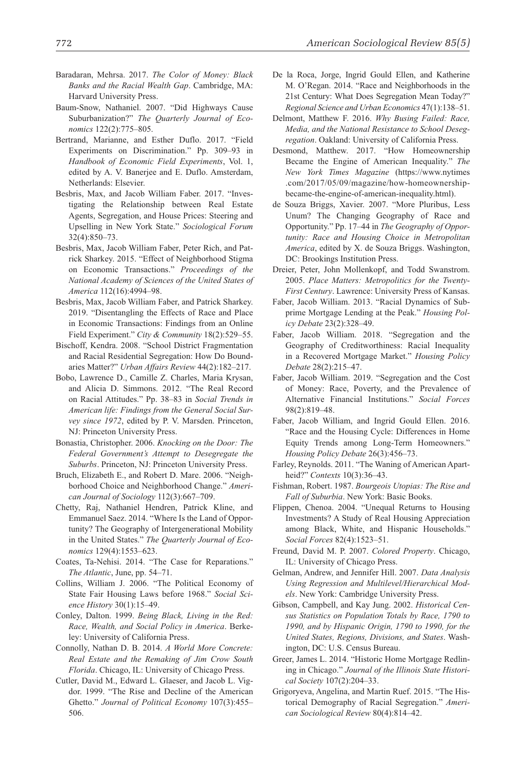Baradaran, Mehrsa. 2017. *The Color of Money: Black Banks and the Racial Wealth Gap*. Cambridge, MA: Harvard University Press.

Baum-Snow, Nathaniel. 2007. "Did Highways Cause Suburbanization?" *The Quarterly Journal of Economics* 122(2):775–805.

Bertrand, Marianne, and Esther Duflo. 2017. "Field Experiments on Discrimination." Pp. 309–93 in *Handbook of Economic Field Experiments*, Vol. 1, edited by A. V. Banerjee and E. Duflo. Amsterdam, Netherlands: Elsevier.

Besbris, Max, and Jacob William Faber. 2017. "Investigating the Relationship between Real Estate Agents, Segregation, and House Prices: Steering and Upselling in New York State." *Sociological Forum* 32(4):850–73.

Besbris, Max, Jacob William Faber, Peter Rich, and Patrick Sharkey. 2015. "Effect of Neighborhood Stigma on Economic Transactions." *Proceedings of the National Academy of Sciences of the United States of America* 112(16):4994–98.

Besbris, Max, Jacob William Faber, and Patrick Sharkey. 2019. "Disentangling the Effects of Race and Place in Economic Transactions: Findings from an Online Field Experiment." *City & Community* 18(2):529–55.

Bischoff, Kendra. 2008. "School District Fragmentation and Racial Residential Segregation: How Do Boundaries Matter?" *Urban Affairs Review* 44(2):182–217.

Bobo, Lawrence D., Camille Z. Charles, Maria Krysan, and Alicia D. Simmons. 2012. "The Real Record on Racial Attitudes." Pp. 38–83 in *Social Trends in American life: Findings from the General Social Survey since 1972*, edited by P. V. Marsden. Princeton, NJ: Princeton University Press.

Bonastia, Christopher. 2006. *Knocking on the Door: The Federal Government's Attempt to Desegregate the Suburbs*. Princeton, NJ: Princeton University Press.

Bruch, Elizabeth E., and Robert D. Mare. 2006. "Neighborhood Choice and Neighborhood Change." *American Journal of Sociology* 112(3):667–709.

Chetty, Raj, Nathaniel Hendren, Patrick Kline, and Emmanuel Saez. 2014. "Where Is the Land of Opportunity? The Geography of Intergenerational Mobility in the United States." *The Quarterly Journal of Economics* 129(4):1553–623.

Coates, Ta-Nehisi. 2014. "The Case for Reparations." *The Atlantic*, June, pp. 54–71.

Collins, William J. 2006. "The Political Economy of State Fair Housing Laws before 1968." *Social Science History* 30(1):15–49.

Conley, Dalton. 1999. *Being Black, Living in the Red: Race, Wealth, and Social Policy in America*. Berkeley: University of California Press.

Connolly, Nathan D. B. 2014. *A World More Concrete: Real Estate and the Remaking of Jim Crow South Florida*. Chicago, IL: University of Chicago Press.

Cutler, David M., Edward L. Glaeser, and Jacob L. Vigdor. 1999. "The Rise and Decline of the American Ghetto." *Journal of Political Economy* 107(3):455–506.

De la Roca, Jorge, Ingrid Gould Ellen, and Katherine M. O'Regan. 2014. "Race and Neighborhoods in the 21st Century: What Does Segregation Mean Today?" *Regional Science and Urban Economics* 47(1):138–51.

Delmont, Matthew F. 2016. *Why Busing Failed: Race, Media, and the National Resistance to School Desegregation*. Oakland: University of California Press.

Desmond, Matthew. 2017. "How Homeownership Became the Engine of American Inequality." *The New York Times Magazine* (https://www.nytimes.com/2017/05/09/magazine/how-homeownership-became-the-engine-of-american-inequality.html).

de Souza Briggs, Xavier. 2007. "More Pluribus, Less Unum? The Changing Geography of Race and Opportunity." Pp. 17–44 in *The Geography of Opportunity: Race and Housing Choice in Metropolitan America*, edited by X. de Souza Briggs. Washington, DC: Brookings Institution Press.

Dreier, Peter, John Mollenkopf, and Todd Swanstrom. 2005. *Place Matters: Metropolitics for the Twenty-First Century*. Lawrence: University Press of Kansas.

Faber, Jacob William. 2013. "Racial Dynamics of Subprime Mortgage Lending at the Peak." *Housing Policy Debate* 23(2):328–49.

Faber, Jacob William. 2018. "Segregation and the Geography of Creditworthiness: Racial Inequality in a Recovered Mortgage Market." *Housing Policy Debate* 28(2):215–47.

Faber, Jacob William. 2019. "Segregation and the Cost of Money: Race, Poverty, and the Prevalence of Alternative Financial Institutions." *Social Forces* 98(2):819–48.

Faber, Jacob William, and Ingrid Gould Ellen. 2016. "Race and the Housing Cycle: Differences in Home Equity Trends among Long-Term Homeowners." *Housing Policy Debate* 26(3):456–73.

Farley, Reynolds. 2011. "The Waning of American Apartheid?" *Contexts* 10(3):36–43.

Fishman, Robert. 1987. *Bourgeois Utopias: The Rise and Fall of Suburbia*. New York: Basic Books.

Flippen, Chenoa. 2004. "Unequal Returns to Housing Investments? A Study of Real Housing Appreciation among Black, White, and Hispanic Households." *Social Forces* 82(4):1523–51.

Freund, David M. P. 2007. *Colored Property*. Chicago, IL: University of Chicago Press.

Gelman, Andrew, and Jennifer Hill. 2007. *Data Analysis Using Regression and Multilevel/Hierarchical Models*. New York: Cambridge University Press.

Gibson, Campbell, and Kay Jung. 2002. *Historical Census Statistics on Population Totals by Race, 1790 to 1990, and by Hispanic Origin, 1790 to 1990, for the United States, Regions, Divisions, and States*. Washington, DC: U.S. Census Bureau.

Greer, James L. 2014. "Historic Home Mortgage Redlining in Chicago." *Journal of the Illinois State Historical Society* 107(2):204–33.

Grigoryeva, Angelina, and Martin Ruef. 2015. "The Historical Demography of Racial Segregation." *American Sociological Review* 80(4):814–42.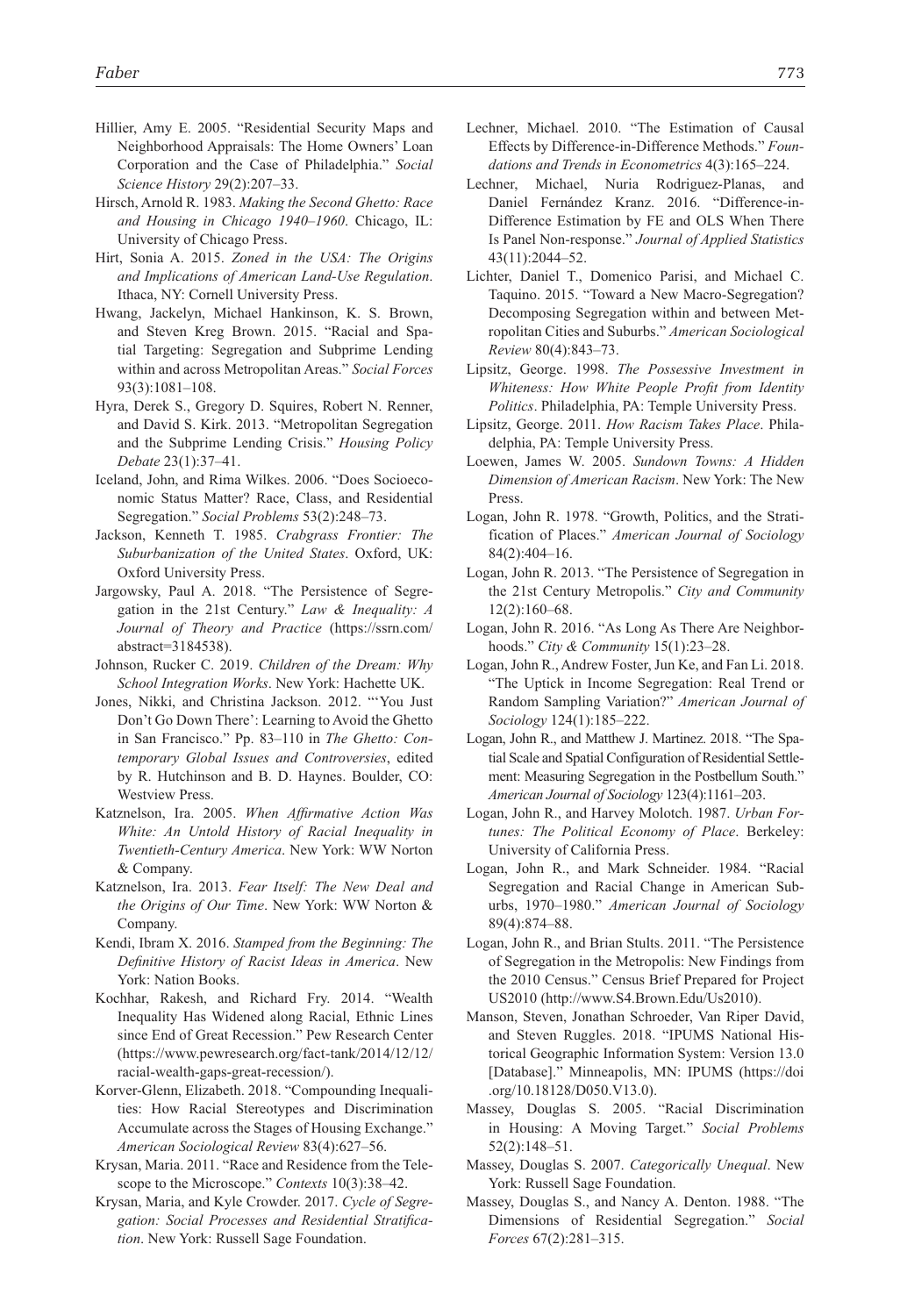Hillier, Amy E. 2005. "Residential Security Maps and Neighborhood Appraisals: The Home Owners' Loan Corporation and the Case of Philadelphia." *Social Science History* 29(2):207–33.

Hirsch, Arnold R. 1983. *Making the Second Ghetto: Race and Housing in Chicago 1940–1960*. Chicago, IL: University of Chicago Press.

Hirt, Sonia A. 2015. *Zoned in the USA: The Origins and Implications of American Land-Use Regulation*. Ithaca, NY: Cornell University Press.

Hwang, Jackelyn, Michael Hankinson, K. S. Brown, and Steven Kreg Brown. 2015. "Racial and Spatial Targeting: Segregation and Subprime Lending within and across Metropolitan Areas." *Social Forces* 93(3):1081–108.

Hyra, Derek S., Gregory D. Squires, Robert N. Renner, and David S. Kirk. 2013. "Metropolitan Segregation and the Subprime Lending Crisis." *Housing Policy Debate* 23(1):37–41.

Iceland, John, and Rima Wilkes. 2006. "Does Socioeconomic Status Matter? Race, Class, and Residential Segregation." *Social Problems* 53(2):248–73.

Jackson, Kenneth T. 1985. *Crabgrass Frontier: The Suburbanization of the United States*. Oxford, UK: Oxford University Press.

Jargowsky, Paul A. 2018. "The Persistence of Segregation in the 21st Century." *Law & Inequality: A Journal of Theory and Practice* (https://ssrn.com/abstract=3184538).

Johnson, Rucker C. 2019. *Children of the Dream: Why School Integration Works*. New York: Hachette UK.

Jones, Nikki, and Christina Jackson. 2012. "'You Just Don't Go Down There': Learning to Avoid the Ghetto in San Francisco." Pp. 83–110 in *The Ghetto: Contemporary Global Issues and Controversies*, edited by R. Hutchinson and B. D. Haynes. Boulder, CO: Westview Press.

Katznelson, Ira. 2005. *When Affirmative Action Was White: An Untold History of Racial Inequality in Twentieth-Century America*. New York: WW Norton & Company.

Katznelson, Ira. 2013. *Fear Itself: The New Deal and the Origins of Our Time*. New York: WW Norton & Company.

Kendi, Ibram X. 2016. *Stamped from the Beginning: The Definitive History of Racist Ideas in America*. New York: Nation Books.

Kochhar, Rakesh, and Richard Fry. 2014. "Wealth Inequality Has Widened along Racial, Ethnic Lines since End of Great Recession." Pew Research Center (https://www.pewresearch.org/fact-tank/2014/12/12/racial-wealth-gaps-great-recession/).

Korver-Glenn, Elizabeth. 2018. "Compounding Inequalities: How Racial Stereotypes and Discrimination Accumulate across the Stages of Housing Exchange." *American Sociological Review* 83(4):627–56.

Krysan, Maria. 2011. "Race and Residence from the Telescope to the Microscope." *Contexts* 10(3):38–42.

Krysan, Maria, and Kyle Crowder. 2017. *Cycle of Segregation: Social Processes and Residential Stratification*. New York: Russell Sage Foundation.

Lechner, Michael. 2010. "The Estimation of Causal Effects by Difference-in-Difference Methods." *Foundations and Trends in Econometrics* 4(3):165–224.

Lechner, Michael, Nuria Rodriguez-Planas, and Daniel Fernández Kranz. 2016. "Difference-in-Difference Estimation by FE and OLS When There Is Panel Non-response." *Journal of Applied Statistics* 43(11):2044–52.

Lichter, Daniel T., Domenico Parisi, and Michael C. Taquino. 2015. "Toward a New Macro-Segregation? Decomposing Segregation within and between Metropolitan Cities and Suburbs." *American Sociological Review* 80(4):843–73.

Lipsitz, George. 1998. *The Possessive Investment in Whiteness: How White People Profit from Identity Politics*. Philadelphia, PA: Temple University Press.

Lipsitz, George. 2011. *How Racism Takes Place*. Philadelphia, PA: Temple University Press.

Loewen, James W. 2005. *Sundown Towns: A Hidden Dimension of American Racism*. New York: The New Press.

Logan, John R. 1978. "Growth, Politics, and the Stratification of Places." *American Journal of Sociology* 84(2):404–16.

Logan, John R. 2013. "The Persistence of Segregation in the 21st Century Metropolis." *City and Community* 12(2):160–68.

Logan, John R. 2016. "As Long As There Are Neighborhoods." *City & Community* 15(1):23–28.

Logan, John R., Andrew Foster, Jun Ke, and Fan Li. 2018. "The Uptick in Income Segregation: Real Trend or Random Sampling Variation?" *American Journal of Sociology* 124(1):185–222.

Logan, John R., and Matthew J. Martinez. 2018. "The Spatial Scale and Spatial Configuration of Residential Settlement: Measuring Segregation in the Postbellum South." *American Journal of Sociology* 123(4):1161–203.

Logan, John R., and Harvey Molotch. 1987. *Urban Fortunes: The Political Economy of Place*. Berkeley: University of California Press.

Logan, John R., and Mark Schneider. 1984. "Racial Segregation and Racial Change in American Suburbs, 1970–1980." *American Journal of Sociology* 89(4):874–88.

Logan, John R., and Brian Stults. 2011. "The Persistence of Segregation in the Metropolis: New Findings from the 2010 Census." Census Brief Prepared for Project US2010 (http://www.S4.Brown.Edu/Us2010).

Manson, Steven, Jonathan Schroeder, Van Riper David, and Steven Ruggles. 2018. "IPUMS National Historical Geographic Information System: Version 13.0 [Database]." Minneapolis, MN: IPUMS (https://doi.org/10.18128/D050.V13.0).

Massey, Douglas S. 2005. "Racial Discrimination in Housing: A Moving Target." *Social Problems* 52(2):148–51.

Massey, Douglas S. 2007. *Categorically Unequal*. New York: Russell Sage Foundation.

Massey, Douglas S., and Nancy A. Denton. 1988. "The Dimensions of Residential Segregation." *Social Forces* 67(2):281–315.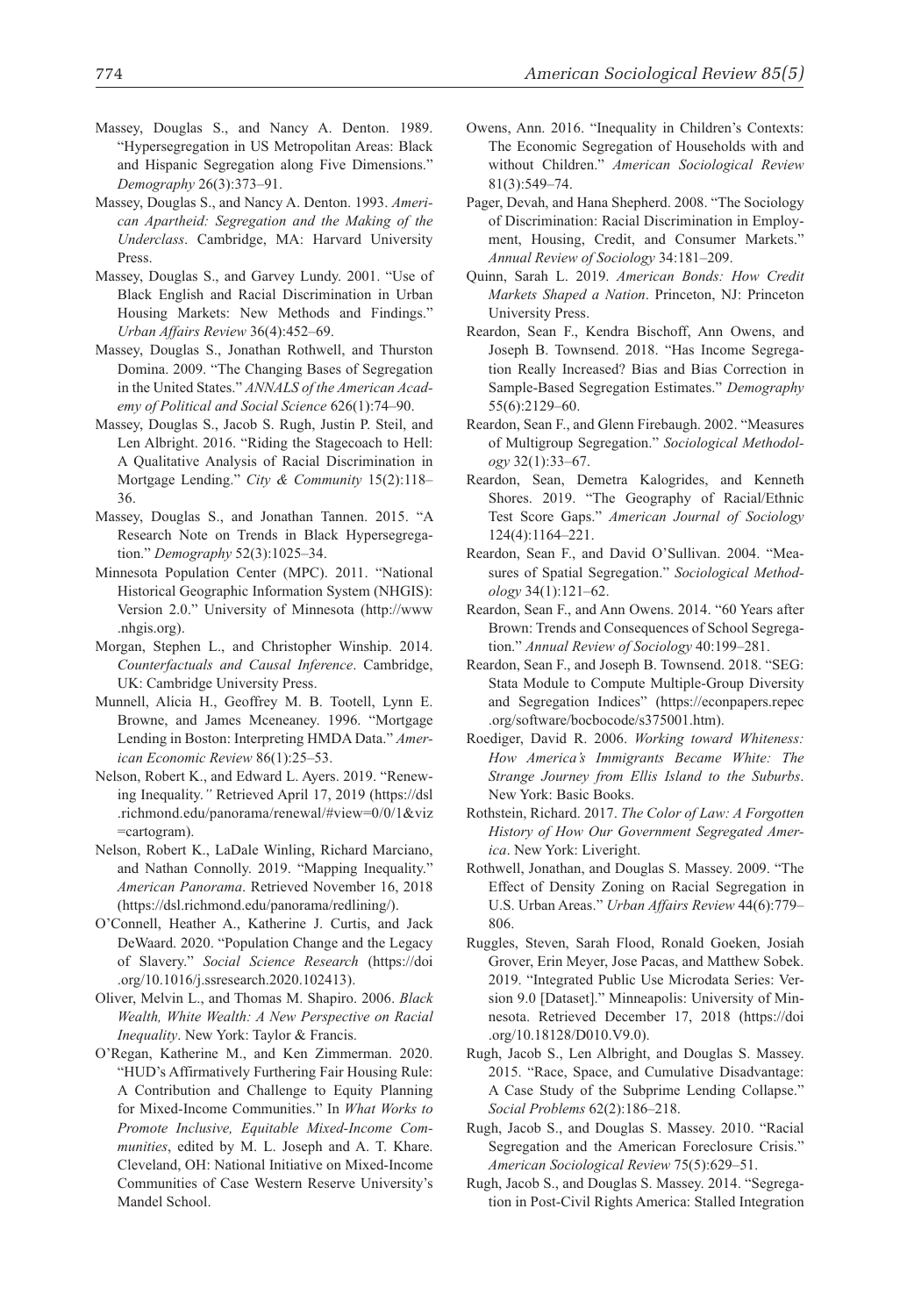Massey, Douglas S., and Nancy A. Denton. 1989. "Hypersegregation in US Metropolitan Areas: Black and Hispanic Segregation along Five Dimensions." *Demography* 26(3):373–91.

Massey, Douglas S., and Nancy A. Denton. 1993. *American Apartheid: Segregation and the Making of the Underclass*. Cambridge, MA: Harvard University Press.

Massey, Douglas S., and Garvey Lundy. 2001. "Use of Black English and Racial Discrimination in Urban Housing Markets: New Methods and Findings." *Urban Affairs Review* 36(4):452–69.

Massey, Douglas S., Jonathan Rothwell, and Thurston Domina. 2009. "The Changing Bases of Segregation in the United States." *ANNALS of the American Academy of Political and Social Science* 626(1):74–90.

Massey, Douglas S., Jacob S. Rugh, Justin P. Steil, and Len Albright. 2016. "Riding the Stagecoach to Hell: A Qualitative Analysis of Racial Discrimination in Mortgage Lending." *City & Community* 15(2):118–36.

Massey, Douglas S., and Jonathan Tannen. 2015. "A Research Note on Trends in Black Hypersegregation." *Demography* 52(3):1025–34.

Minnesota Population Center (MPC). 2011. "National Historical Geographic Information System (NHGIS): Version 2.0." University of Minnesota (http://www.nhgis.org).

Morgan, Stephen L., and Christopher Winship. 2014. *Counterfactuals and Causal Inference*. Cambridge, UK: Cambridge University Press.

Munnell, Alicia H., Geoffrey M. B. Tootell, Lynn E. Browne, and James Mceneaney. 1996. "Mortgage Lending in Boston: Interpreting HMDA Data." *American Economic Review* 86(1):25–53.

Nelson, Robert K., and Edward L. Ayers. 2019. "Renewing Inequality." Retrieved April 17, 2019 (https://dsl.richmond.edu/panorama/renewal/#view=0/0/1&viz=cartogram).

Nelson, Robert K., LaDale Winling, Richard Marciano, and Nathan Connolly. 2019. "Mapping Inequality." *American Panorama*. Retrieved November 16, 2018 (https://dsl.richmond.edu/panorama/redlining/).

O'Connell, Heather A., Katherine J. Curtis, and Jack DeWaard. 2020. "Population Change and the Legacy of Slavery." *Social Science Research* (https://doi.org/10.1016/j.ssresearch.2020.102413).

Oliver, Melvin L., and Thomas M. Shapiro. 2006. *Black Wealth, White Wealth: A New Perspective on Racial Inequality*. New York: Taylor & Francis.

O'Regan, Katherine M., and Ken Zimmerman. 2020. "HUD's Affirmatively Furthering Fair Housing Rule: A Contribution and Challenge to Equity Planning for Mixed-Income Communities." In *What Works to Promote Inclusive, Equitable Mixed-Income Communities*, edited by M. L. Joseph and A. T. Khare. Cleveland, OH: National Initiative on Mixed-Income Communities of Case Western Reserve University's Mandel School.

Owens, Ann. 2016. "Inequality in Children's Contexts: The Economic Segregation of Households with and without Children." *American Sociological Review* 81(3):549–74.

Pager, Devah, and Hana Shepherd. 2008. "The Sociology of Discrimination: Racial Discrimination in Employment, Housing, Credit, and Consumer Markets." *Annual Review of Sociology* 34:181–209.

Quinn, Sarah L. 2019. *American Bonds: How Credit Markets Shaped a Nation*. Princeton, NJ: Princeton University Press.

Reardon, Sean F., Kendra Bischoff, Ann Owens, and Joseph B. Townsend. 2018. "Has Income Segregation Really Increased? Bias and Bias Correction in Sample-Based Segregation Estimates." *Demography* 55(6):2129–60.

Reardon, Sean F., and Glenn Firebaugh. 2002. "Measures of Multigroup Segregation." *Sociological Methodology* 32(1):33–67.

Reardon, Sean, Demetra Kalogrides, and Kenneth Shores. 2019. "The Geography of Racial/Ethnic Test Score Gaps." *American Journal of Sociology* 124(4):1164–221.

Reardon, Sean F., and David O'Sullivan. 2004. "Measures of Spatial Segregation." *Sociological Methodology* 34(1):121–62.

Reardon, Sean F., and Ann Owens. 2014. "60 Years after Brown: Trends and Consequences of School Segregation." *Annual Review of Sociology* 40:199–281.

Reardon, Sean F., and Joseph B. Townsend. 2018. "SEG: Stata Module to Compute Multiple-Group Diversity and Segregation Indices" (https://econpapers.repec.org/software/bocbocode/s375001.htm).

Roediger, David R. 2006. *Working toward Whiteness: How America's Immigrants Became White: The Strange Journey from Ellis Island to the Suburbs*. New York: Basic Books.

Rothstein, Richard. 2017. *The Color of Law: A Forgotten History of How Our Government Segregated America*. New York: Liveright.

Rothwell, Jonathan, and Douglas S. Massey. 2009. "The Effect of Density Zoning on Racial Segregation in U.S. Urban Areas." *Urban Affairs Review* 44(6):779–806.

Ruggles, Steven, Sarah Flood, Ronald Goeken, Josiah Grover, Erin Meyer, Jose Pacas, and Matthew Sobek. 2019. "Integrated Public Use Microdata Series: Version 9.0 [Dataset]." Minneapolis: University of Minnesota. Retrieved December 17, 2018 (https://doi.org/10.18128/D010.V9.0).

Rugh, Jacob S., Len Albright, and Douglas S. Massey. 2015. "Race, Space, and Cumulative Disadvantage: A Case Study of the Subprime Lending Collapse." *Social Problems* 62(2):186–218.

Rugh, Jacob S., and Douglas S. Massey. 2010. "Racial Segregation and the American Foreclosure Crisis." *American Sociological Review* 75(5):629–51.

Rugh, Jacob S., and Douglas S. Massey. 2014. "Segregation in Post-Civil Rights America: Stalled Integration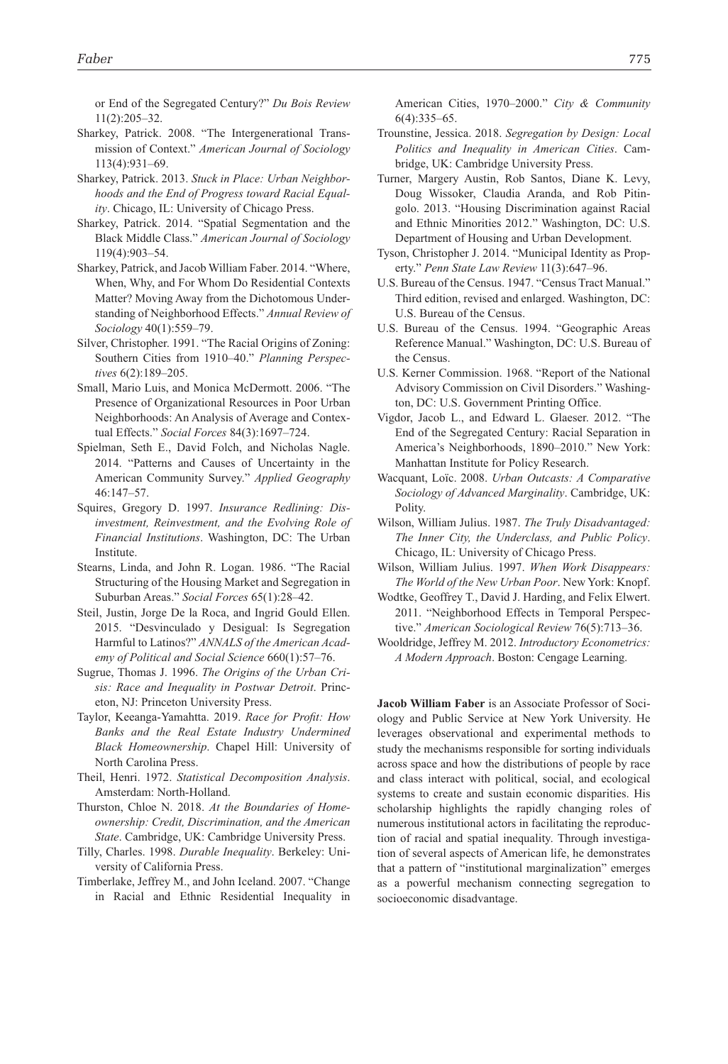or End of the Segregated Century?" *Du Bois Review* 11(2):205–32.

Sharkey, Patrick. 2008. "The Intergenerational Transmission of Context." *American Journal of Sociology* 113(4):931–69.

Sharkey, Patrick. 2013. *Stuck in Place: Urban Neighborhoods and the End of Progress toward Racial Equality*. Chicago, IL: University of Chicago Press.

Sharkey, Patrick. 2014. "Spatial Segmentation and the Black Middle Class." *American Journal of Sociology* 119(4):903–54.

Sharkey, Patrick, and Jacob William Faber. 2014. "Where, When, Why, and For Whom Do Residential Contexts Matter? Moving Away from the Dichotomous Understanding of Neighborhood Effects." *Annual Review of Sociology* 40(1):559–79.

Silver, Christopher. 1991. "The Racial Origins of Zoning: Southern Cities from 1910–40." *Planning Perspectives* 6(2):189–205.

Small, Mario Luis, and Monica McDermott. 2006. "The Presence of Organizational Resources in Poor Urban Neighborhoods: An Analysis of Average and Contextual Effects." *Social Forces* 84(3):1697–724.

Spielman, Seth E., David Folch, and Nicholas Nagle. 2014. "Patterns and Causes of Uncertainty in the American Community Survey." *Applied Geography* 46:147–57.

Squires, Gregory D. 1997. *Insurance Redlining: Disinvestment, Reinvestment, and the Evolving Role of Financial Institutions*. Washington, DC: The Urban Institute.

Stearns, Linda, and John R. Logan. 1986. "The Racial Structuring of the Housing Market and Segregation in Suburban Areas." *Social Forces* 65(1):28–42.

Steil, Justin, Jorge De la Roca, and Ingrid Gould Ellen. 2015. "Desvinculado y Desigual: Is Segregation Harmful to Latinos?" *ANNALS of the American Academy of Political and Social Science* 660(1):57–76.

Sugrue, Thomas J. 1996. *The Origins of the Urban Crisis: Race and Inequality in Postwar Detroit*. Princeton, NJ: Princeton University Press.

Taylor, Keeanga-Yamahtta. 2019. *Race for Profit: How Banks and the Real Estate Industry Undermined Black Homeownership*. Chapel Hill: University of North Carolina Press.

Theil, Henri. 1972. *Statistical Decomposition Analysis*. Amsterdam: North-Holland.

Thurston, Chloe N. 2018. *At the Boundaries of Homeownership: Credit, Discrimination, and the American State*. Cambridge, UK: Cambridge University Press.

Tilly, Charles. 1998. *Durable Inequality*. Berkeley: University of California Press.

Timberlake, Jeffrey M., and John Iceland. 2007. "Change in Racial and Ethnic Residential Inequality in American Cities, 1970–2000." *City & Community* 6(4):335–65.

Trounstine, Jessica. 2018. *Segregation by Design: Local Politics and Inequality in American Cities*. Cambridge, UK: Cambridge University Press.

Turner, Margery Austin, Rob Santos, Diane K. Levy, Doug Wissoker, Claudia Aranda, and Rob Pitingolo. 2013. "Housing Discrimination against Racial and Ethnic Minorities 2012." Washington, DC: U.S. Department of Housing and Urban Development.

Tyson, Christopher J. 2014. "Municipal Identity as Property." *Penn State Law Review* 11(3):647–96.

U.S. Bureau of the Census. 1947. "Census Tract Manual." Third edition, revised and enlarged. Washington, DC: U.S. Bureau of the Census.

U.S. Bureau of the Census. 1994. "Geographic Areas Reference Manual." Washington, DC: U.S. Bureau of the Census.

U.S. Kerner Commission. 1968. "Report of the National Advisory Commission on Civil Disorders." Washington, DC: U.S. Government Printing Office.

Vigdor, Jacob L., and Edward L. Glaeser. 2012. "The End of the Segregated Century: Racial Separation in America's Neighborhoods, 1890–2010." New York: Manhattan Institute for Policy Research.

Wacquant, Loïc. 2008. *Urban Outcasts: A Comparative Sociology of Advanced Marginality*. Cambridge, UK: Polity.

Wilson, William Julius. 1987. *The Truly Disadvantaged: The Inner City, the Underclass, and Public Policy*. Chicago, IL: University of Chicago Press.

Wilson, William Julius. 1997. *When Work Disappears: The World of the New Urban Poor*. New York: Knopf.

Wodtke, Geoffrey T., David J. Harding, and Felix Elwert. 2011. "Neighborhood Effects in Temporal Perspective." *American Sociological Review* 76(5):713–36.

Wooldridge, Jeffrey M. 2012. *Introductory Econometrics: A Modern Approach*. Boston: Cengage Learning.

**Jacob William Faber** is an Associate Professor of Sociology and Public Service at New York University. He leverages observational and experimental methods to study the mechanisms responsible for sorting individuals across space and how the distributions of people by race and class interact with political, social, and ecological systems to create and sustain economic disparities. His scholarship highlights the rapidly changing roles of numerous institutional actors in facilitating the reproduction of racial and spatial inequality. Through investigation of several aspects of American life, he demonstrates that a pattern of "institutional marginalization" emerges as a powerful mechanism connecting segregation to socioeconomic disadvantage.